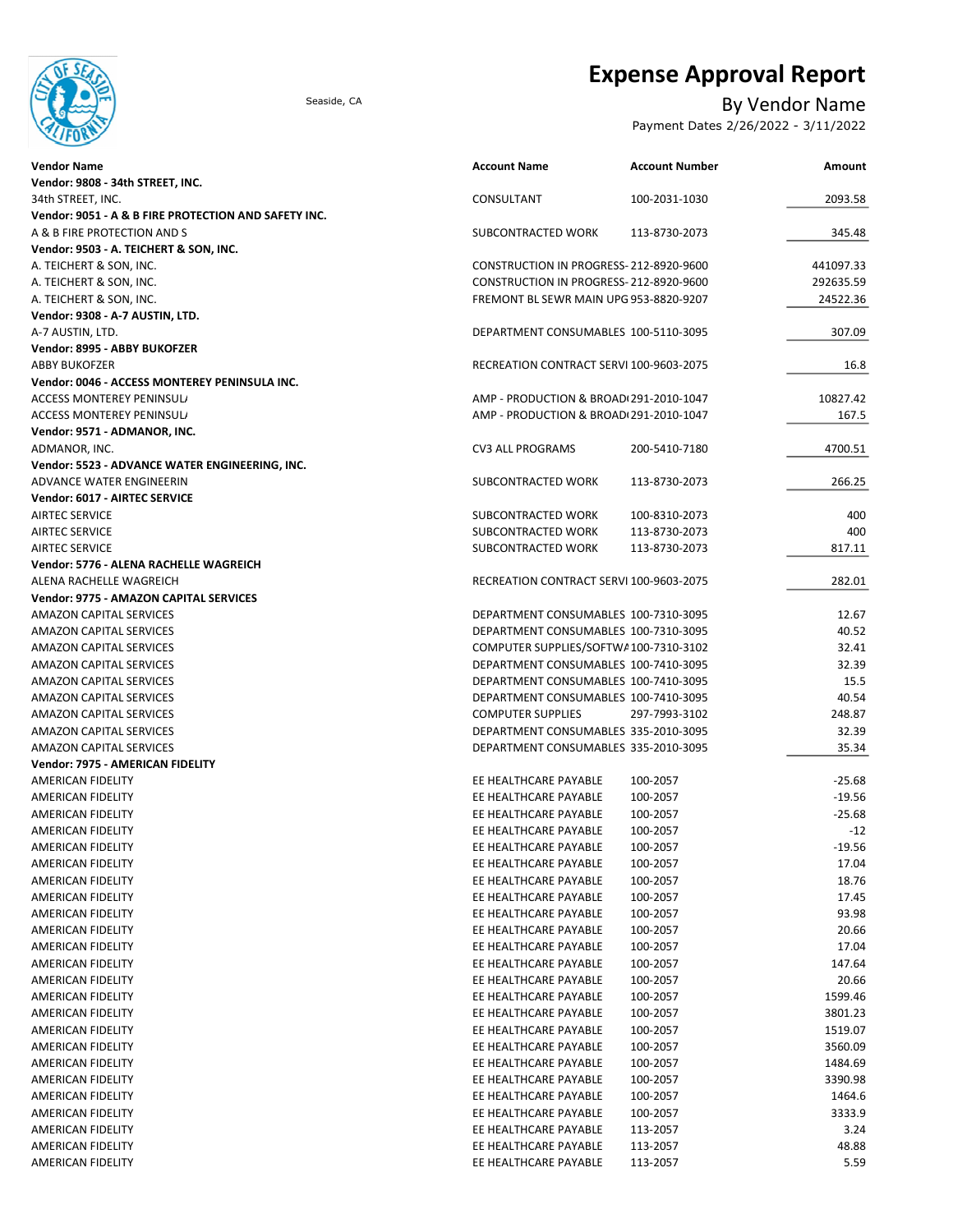# Expense Approval Report

Seaside, CA

## By Vendor Name

Payment Dates 2/26/2022 - 3/11/2022

| Vendor Name | Account Name | Account Number | Amount |
|---|---|---|---|
| **Vendor: 9808 - 34th STREET, INC.** | | | |
| 34th STREET, INC. | CONSULTANT | 100-2031-1030 | 2093.58 |
| **Vendor: 9051 - A & B FIRE PROTECTION AND SAFETY INC.** | | | |
| A & B FIRE PROTECTION AND S | SUBCONTRACTED WORK | 113-8730-2073 | 345.48 |
| **Vendor: 9503 - A. TEICHERT & SON, INC.** | | | |
| A. TEICHERT & SON, INC. | CONSTRUCTION IN PROGRESS- | 212-8920-9600 | 441097.33 |
| A. TEICHERT & SON, INC. | CONSTRUCTION IN PROGRESS- | 212-8920-9600 | 292635.59 |
| A. TEICHERT & SON, INC. | FREMONT BL SEWR MAIN UPG | 953-8820-9207 | 24522.36 |
| **Vendor: 9308 - A-7 AUSTIN, LTD.** | | | |
| A-7 AUSTIN, LTD. | DEPARTMENT CONSUMABLES | 100-5110-3095 | 307.09 |
| **Vendor: 8995 - ABBY BUKOFZER** | | | |
| ABBY BUKOFZER | RECREATION CONTRACT SERVI | 100-9603-2075 | 16.8 |
| **Vendor: 0046 - ACCESS MONTEREY PENINSULA INC.** | | | |
| ACCESS MONTEREY PENINSUL/ | AMP - PRODUCTION & BROAD( | 291-2010-1047 | 10827.42 |
| ACCESS MONTEREY PENINSUL/ | AMP - PRODUCTION & BROAD( | 291-2010-1047 | 167.5 |
| **Vendor: 9571 - ADMANOR, INC.** | | | |
| ADMANOR, INC. | CV3 ALL PROGRAMS | 200-5410-7180 | 4700.51 |
| **Vendor: 5523 - ADVANCE WATER ENGINEERING, INC.** | | | |
| ADVANCE WATER ENGINEERIN | SUBCONTRACTED WORK | 113-8730-2073 | 266.25 |
| **Vendor: 6017 - AIRTEC SERVICE** | | | |
| AIRTEC SERVICE | SUBCONTRACTED WORK | 100-8310-2073 | 400 |
| AIRTEC SERVICE | SUBCONTRACTED WORK | 113-8730-2073 | 400 |
| AIRTEC SERVICE | SUBCONTRACTED WORK | 113-8730-2073 | 817.11 |
| **Vendor: 5776 - ALENA RACHELLE WAGREICH** | | | |
| ALENA RACHELLE WAGREICH | RECREATION CONTRACT SERVI | 100-9603-2075 | 282.01 |
| **Vendor: 9775 - AMAZON CAPITAL SERVICES** | | | |
| AMAZON CAPITAL SERVICES | DEPARTMENT CONSUMABLES | 100-7310-3095 | 12.67 |
| AMAZON CAPITAL SERVICES | DEPARTMENT CONSUMABLES | 100-7310-3095 | 40.52 |
| AMAZON CAPITAL SERVICES | COMPUTER SUPPLIES/SOFTWA | 100-7310-3102 | 32.41 |
| AMAZON CAPITAL SERVICES | DEPARTMENT CONSUMABLES | 100-7410-3095 | 32.39 |
| AMAZON CAPITAL SERVICES | DEPARTMENT CONSUMABLES | 100-7410-3095 | 15.5 |
| AMAZON CAPITAL SERVICES | DEPARTMENT CONSUMABLES | 100-7410-3095 | 40.54 |
| AMAZON CAPITAL SERVICES | COMPUTER SUPPLIES | 297-7993-3102 | 248.87 |
| AMAZON CAPITAL SERVICES | DEPARTMENT CONSUMABLES | 335-2010-3095 | 32.39 |
| AMAZON CAPITAL SERVICES | DEPARTMENT CONSUMABLES | 335-2010-3095 | 35.34 |
| **Vendor: 7975 - AMERICAN FIDELITY** | | | |
| AMERICAN FIDELITY | EE HEALTHCARE PAYABLE | 100-2057 | -25.68 |
| AMERICAN FIDELITY | EE HEALTHCARE PAYABLE | 100-2057 | -19.56 |
| AMERICAN FIDELITY | EE HEALTHCARE PAYABLE | 100-2057 | -25.68 |
| AMERICAN FIDELITY | EE HEALTHCARE PAYABLE | 100-2057 | -12 |
| AMERICAN FIDELITY | EE HEALTHCARE PAYABLE | 100-2057 | -19.56 |
| AMERICAN FIDELITY | EE HEALTHCARE PAYABLE | 100-2057 | 17.04 |
| AMERICAN FIDELITY | EE HEALTHCARE PAYABLE | 100-2057 | 18.76 |
| AMERICAN FIDELITY | EE HEALTHCARE PAYABLE | 100-2057 | 17.45 |
| AMERICAN FIDELITY | EE HEALTHCARE PAYABLE | 100-2057 | 93.98 |
| AMERICAN FIDELITY | EE HEALTHCARE PAYABLE | 100-2057 | 20.66 |
| AMERICAN FIDELITY | EE HEALTHCARE PAYABLE | 100-2057 | 17.04 |
| AMERICAN FIDELITY | EE HEALTHCARE PAYABLE | 100-2057 | 147.64 |
| AMERICAN FIDELITY | EE HEALTHCARE PAYABLE | 100-2057 | 20.66 |
| AMERICAN FIDELITY | EE HEALTHCARE PAYABLE | 100-2057 | 1599.46 |
| AMERICAN FIDELITY | EE HEALTHCARE PAYABLE | 100-2057 | 3801.23 |
| AMERICAN FIDELITY | EE HEALTHCARE PAYABLE | 100-2057 | 1519.07 |
| AMERICAN FIDELITY | EE HEALTHCARE PAYABLE | 100-2057 | 3560.09 |
| AMERICAN FIDELITY | EE HEALTHCARE PAYABLE | 100-2057 | 1484.69 |
| AMERICAN FIDELITY | EE HEALTHCARE PAYABLE | 100-2057 | 3390.98 |
| AMERICAN FIDELITY | EE HEALTHCARE PAYABLE | 100-2057 | 1464.6 |
| AMERICAN FIDELITY | EE HEALTHCARE PAYABLE | 100-2057 | 3333.9 |
| AMERICAN FIDELITY | EE HEALTHCARE PAYABLE | 113-2057 | 3.24 |
| AMERICAN FIDELITY | EE HEALTHCARE PAYABLE | 113-2057 | 48.88 |
| AMERICAN FIDELITY | EE HEALTHCARE PAYABLE | 113-2057 | 5.59 |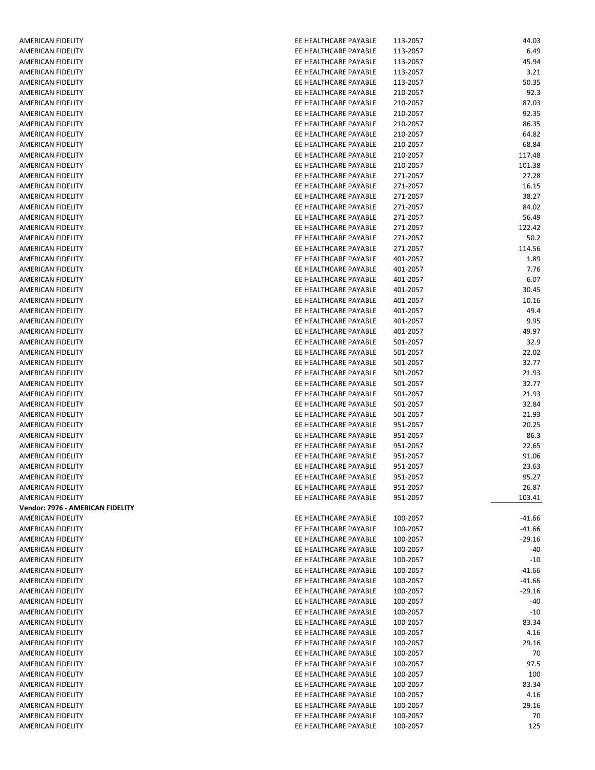| | | | |
|---|---|---|---|
| AMERICAN FIDELITY | EE HEALTHCARE PAYABLE | 113-2057 | 44.03 |
| AMERICAN FIDELITY | EE HEALTHCARE PAYABLE | 113-2057 | 6.49 |
| AMERICAN FIDELITY | EE HEALTHCARE PAYABLE | 113-2057 | 45.94 |
| AMERICAN FIDELITY | EE HEALTHCARE PAYABLE | 113-2057 | 3.21 |
| AMERICAN FIDELITY | EE HEALTHCARE PAYABLE | 113-2057 | 50.35 |
| AMERICAN FIDELITY | EE HEALTHCARE PAYABLE | 210-2057 | 92.3 |
| AMERICAN FIDELITY | EE HEALTHCARE PAYABLE | 210-2057 | 87.03 |
| AMERICAN FIDELITY | EE HEALTHCARE PAYABLE | 210-2057 | 92.35 |
| AMERICAN FIDELITY | EE HEALTHCARE PAYABLE | 210-2057 | 86.35 |
| AMERICAN FIDELITY | EE HEALTHCARE PAYABLE | 210-2057 | 64.82 |
| AMERICAN FIDELITY | EE HEALTHCARE PAYABLE | 210-2057 | 68.84 |
| AMERICAN FIDELITY | EE HEALTHCARE PAYABLE | 210-2057 | 117.48 |
| AMERICAN FIDELITY | EE HEALTHCARE PAYABLE | 210-2057 | 101.38 |
| AMERICAN FIDELITY | EE HEALTHCARE PAYABLE | 271-2057 | 27.28 |
| AMERICAN FIDELITY | EE HEALTHCARE PAYABLE | 271-2057 | 16.15 |
| AMERICAN FIDELITY | EE HEALTHCARE PAYABLE | 271-2057 | 38.27 |
| AMERICAN FIDELITY | EE HEALTHCARE PAYABLE | 271-2057 | 84.02 |
| AMERICAN FIDELITY | EE HEALTHCARE PAYABLE | 271-2057 | 56.49 |
| AMERICAN FIDELITY | EE HEALTHCARE PAYABLE | 271-2057 | 122.42 |
| AMERICAN FIDELITY | EE HEALTHCARE PAYABLE | 271-2057 | 50.2 |
| AMERICAN FIDELITY | EE HEALTHCARE PAYABLE | 271-2057 | 114.56 |
| AMERICAN FIDELITY | EE HEALTHCARE PAYABLE | 401-2057 | 1.89 |
| AMERICAN FIDELITY | EE HEALTHCARE PAYABLE | 401-2057 | 7.76 |
| AMERICAN FIDELITY | EE HEALTHCARE PAYABLE | 401-2057 | 6.07 |
| AMERICAN FIDELITY | EE HEALTHCARE PAYABLE | 401-2057 | 30.45 |
| AMERICAN FIDELITY | EE HEALTHCARE PAYABLE | 401-2057 | 10.16 |
| AMERICAN FIDELITY | EE HEALTHCARE PAYABLE | 401-2057 | 49.4 |
| AMERICAN FIDELITY | EE HEALTHCARE PAYABLE | 401-2057 | 9.95 |
| AMERICAN FIDELITY | EE HEALTHCARE PAYABLE | 401-2057 | 49.97 |
| AMERICAN FIDELITY | EE HEALTHCARE PAYABLE | 501-2057 | 32.9 |
| AMERICAN FIDELITY | EE HEALTHCARE PAYABLE | 501-2057 | 22.02 |
| AMERICAN FIDELITY | EE HEALTHCARE PAYABLE | 501-2057 | 32.77 |
| AMERICAN FIDELITY | EE HEALTHCARE PAYABLE | 501-2057 | 21.93 |
| AMERICAN FIDELITY | EE HEALTHCARE PAYABLE | 501-2057 | 32.77 |
| AMERICAN FIDELITY | EE HEALTHCARE PAYABLE | 501-2057 | 21.93 |
| AMERICAN FIDELITY | EE HEALTHCARE PAYABLE | 501-2057 | 32.84 |
| AMERICAN FIDELITY | EE HEALTHCARE PAYABLE | 501-2057 | 21.93 |
| AMERICAN FIDELITY | EE HEALTHCARE PAYABLE | 951-2057 | 20.25 |
| AMERICAN FIDELITY | EE HEALTHCARE PAYABLE | 951-2057 | 86.3 |
| AMERICAN FIDELITY | EE HEALTHCARE PAYABLE | 951-2057 | 22.65 |
| AMERICAN FIDELITY | EE HEALTHCARE PAYABLE | 951-2057 | 91.06 |
| AMERICAN FIDELITY | EE HEALTHCARE PAYABLE | 951-2057 | 23.63 |
| AMERICAN FIDELITY | EE HEALTHCARE PAYABLE | 951-2057 | 95.27 |
| AMERICAN FIDELITY | EE HEALTHCARE PAYABLE | 951-2057 | 26.87 |
| AMERICAN FIDELITY | EE HEALTHCARE PAYABLE | 951-2057 | 103.41 |
| **Vendor: 7976 - AMERICAN FIDELITY** | | | |
| AMERICAN FIDELITY | EE HEALTHCARE PAYABLE | 100-2057 | -41.66 |
| AMERICAN FIDELITY | EE HEALTHCARE PAYABLE | 100-2057 | -41.66 |
| AMERICAN FIDELITY | EE HEALTHCARE PAYABLE | 100-2057 | -29.16 |
| AMERICAN FIDELITY | EE HEALTHCARE PAYABLE | 100-2057 | -40 |
| AMERICAN FIDELITY | EE HEALTHCARE PAYABLE | 100-2057 | -10 |
| AMERICAN FIDELITY | EE HEALTHCARE PAYABLE | 100-2057 | -41.66 |
| AMERICAN FIDELITY | EE HEALTHCARE PAYABLE | 100-2057 | -41.66 |
| AMERICAN FIDELITY | EE HEALTHCARE PAYABLE | 100-2057 | -29.16 |
| AMERICAN FIDELITY | EE HEALTHCARE PAYABLE | 100-2057 | -40 |
| AMERICAN FIDELITY | EE HEALTHCARE PAYABLE | 100-2057 | -10 |
| AMERICAN FIDELITY | EE HEALTHCARE PAYABLE | 100-2057 | 83.34 |
| AMERICAN FIDELITY | EE HEALTHCARE PAYABLE | 100-2057 | 4.16 |
| AMERICAN FIDELITY | EE HEALTHCARE PAYABLE | 100-2057 | 29.16 |
| AMERICAN FIDELITY | EE HEALTHCARE PAYABLE | 100-2057 | 70 |
| AMERICAN FIDELITY | EE HEALTHCARE PAYABLE | 100-2057 | 97.5 |
| AMERICAN FIDELITY | EE HEALTHCARE PAYABLE | 100-2057 | 100 |
| AMERICAN FIDELITY | EE HEALTHCARE PAYABLE | 100-2057 | 83.34 |
| AMERICAN FIDELITY | EE HEALTHCARE PAYABLE | 100-2057 | 4.16 |
| AMERICAN FIDELITY | EE HEALTHCARE PAYABLE | 100-2057 | 29.16 |
| AMERICAN FIDELITY | EE HEALTHCARE PAYABLE | 100-2057 | 70 |
| AMERICAN FIDELITY | EE HEALTHCARE PAYABLE | 100-2057 | 125 |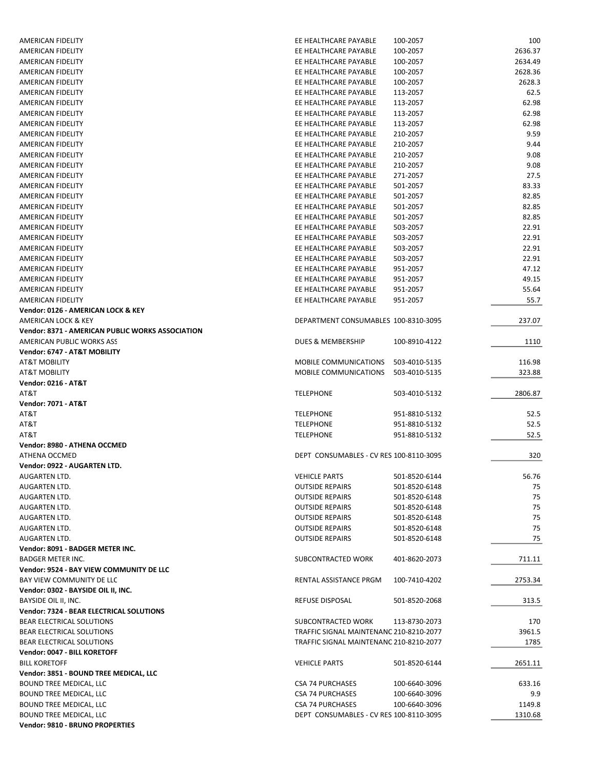| | | | |
|---|---|---|---|
| AMERICAN FIDELITY | EE HEALTHCARE PAYABLE | 100-2057 | 100 |
| AMERICAN FIDELITY | EE HEALTHCARE PAYABLE | 100-2057 | 2636.37 |
| AMERICAN FIDELITY | EE HEALTHCARE PAYABLE | 100-2057 | 2634.49 |
| AMERICAN FIDELITY | EE HEALTHCARE PAYABLE | 100-2057 | 2628.36 |
| AMERICAN FIDELITY | EE HEALTHCARE PAYABLE | 100-2057 | 2628.3 |
| AMERICAN FIDELITY | EE HEALTHCARE PAYABLE | 113-2057 | 62.5 |
| AMERICAN FIDELITY | EE HEALTHCARE PAYABLE | 113-2057 | 62.98 |
| AMERICAN FIDELITY | EE HEALTHCARE PAYABLE | 113-2057 | 62.98 |
| AMERICAN FIDELITY | EE HEALTHCARE PAYABLE | 113-2057 | 62.98 |
| AMERICAN FIDELITY | EE HEALTHCARE PAYABLE | 210-2057 | 9.59 |
| AMERICAN FIDELITY | EE HEALTHCARE PAYABLE | 210-2057 | 9.44 |
| AMERICAN FIDELITY | EE HEALTHCARE PAYABLE | 210-2057 | 9.08 |
| AMERICAN FIDELITY | EE HEALTHCARE PAYABLE | 210-2057 | 9.08 |
| AMERICAN FIDELITY | EE HEALTHCARE PAYABLE | 271-2057 | 27.5 |
| AMERICAN FIDELITY | EE HEALTHCARE PAYABLE | 501-2057 | 83.33 |
| AMERICAN FIDELITY | EE HEALTHCARE PAYABLE | 501-2057 | 82.85 |
| AMERICAN FIDELITY | EE HEALTHCARE PAYABLE | 501-2057 | 82.85 |
| AMERICAN FIDELITY | EE HEALTHCARE PAYABLE | 501-2057 | 82.85 |
| AMERICAN FIDELITY | EE HEALTHCARE PAYABLE | 503-2057 | 22.91 |
| AMERICAN FIDELITY | EE HEALTHCARE PAYABLE | 503-2057 | 22.91 |
| AMERICAN FIDELITY | EE HEALTHCARE PAYABLE | 503-2057 | 22.91 |
| AMERICAN FIDELITY | EE HEALTHCARE PAYABLE | 503-2057 | 22.91 |
| AMERICAN FIDELITY | EE HEALTHCARE PAYABLE | 951-2057 | 47.12 |
| AMERICAN FIDELITY | EE HEALTHCARE PAYABLE | 951-2057 | 49.15 |
| AMERICAN FIDELITY | EE HEALTHCARE PAYABLE | 951-2057 | 55.64 |
| AMERICAN FIDELITY | EE HEALTHCARE PAYABLE | 951-2057 | 55.7 |
| **Vendor: 0126 - AMERICAN LOCK & KEY** | | | |
| AMERICAN LOCK & KEY | DEPARTMENT CONSUMABLES | 100-8310-3095 | 237.07 |
| **Vendor: 8371 - AMERICAN PUBLIC WORKS ASSOCIATION** | | | |
| AMERICAN PUBLIC WORKS ASS | DUES & MEMBERSHIP | 100-8910-4122 | 1110 |
| **Vendor: 6747 - AT&T MOBILITY** | | | |
| AT&T MOBILITY | MOBILE COMMUNICATIONS | 503-4010-5135 | 116.98 |
| AT&T MOBILITY | MOBILE COMMUNICATIONS | 503-4010-5135 | 323.88 |
| **Vendor: 0216 - AT&T** | | | |
| AT&T | TELEPHONE | 503-4010-5132 | 2806.87 |
| **Vendor: 7071 - AT&T** | | | |
| AT&T | TELEPHONE | 951-8810-5132 | 52.5 |
| AT&T | TELEPHONE | 951-8810-5132 | 52.5 |
| AT&T | TELEPHONE | 951-8810-5132 | 52.5 |
| **Vendor: 8980 - ATHENA OCCMED** | | | |
| ATHENA OCCMED | DEPT CONSUMABLES - CV RES | 100-8110-3095 | 320 |
| **Vendor: 0922 - AUGARTEN LTD.** | | | |
| AUGARTEN LTD. | VEHICLE PARTS | 501-8520-6144 | 56.76 |
| AUGARTEN LTD. | OUTSIDE REPAIRS | 501-8520-6148 | 75 |
| AUGARTEN LTD. | OUTSIDE REPAIRS | 501-8520-6148 | 75 |
| AUGARTEN LTD. | OUTSIDE REPAIRS | 501-8520-6148 | 75 |
| AUGARTEN LTD. | OUTSIDE REPAIRS | 501-8520-6148 | 75 |
| AUGARTEN LTD. | OUTSIDE REPAIRS | 501-8520-6148 | 75 |
| AUGARTEN LTD. | OUTSIDE REPAIRS | 501-8520-6148 | 75 |
| **Vendor: 8091 - BADGER METER INC.** | | | |
| BADGER METER INC. | SUBCONTRACTED WORK | 401-8620-2073 | 711.11 |
| **Vendor: 9524 - BAY VIEW COMMUNITY DE LLC** | | | |
| BAY VIEW COMMUNITY DE LLC | RENTAL ASSISTANCE PRGM | 100-7410-4202 | 2753.34 |
| **Vendor: 0302 - BAYSIDE OIL II, INC.** | | | |
| BAYSIDE OIL II, INC. | REFUSE DISPOSAL | 501-8520-2068 | 313.5 |
| **Vendor: 7324 - BEAR ELECTRICAL SOLUTIONS** | | | |
| BEAR ELECTRICAL SOLUTIONS | SUBCONTRACTED WORK | 113-8730-2073 | 170 |
| BEAR ELECTRICAL SOLUTIONS | TRAFFIC SIGNAL MAINTENANC | 210-8210-2077 | 3961.5 |
| BEAR ELECTRICAL SOLUTIONS | TRAFFIC SIGNAL MAINTENANC | 210-8210-2077 | 1785 |
| **Vendor: 0047 - BILL KORETOFF** | | | |
| BILL KORETOFF | VEHICLE PARTS | 501-8520-6144 | 2651.11 |
| **Vendor: 3851 - BOUND TREE MEDICAL, LLC** | | | |
| BOUND TREE MEDICAL, LLC | CSA 74 PURCHASES | 100-6640-3096 | 633.16 |
| BOUND TREE MEDICAL, LLC | CSA 74 PURCHASES | 100-6640-3096 | 9.9 |
| BOUND TREE MEDICAL, LLC | CSA 74 PURCHASES | 100-6640-3096 | 1149.8 |
| BOUND TREE MEDICAL, LLC | DEPT CONSUMABLES - CV RES | 100-8110-3095 | 1310.68 |
| **Vendor: 9810 - BRUNO PROPERTIES** | | | |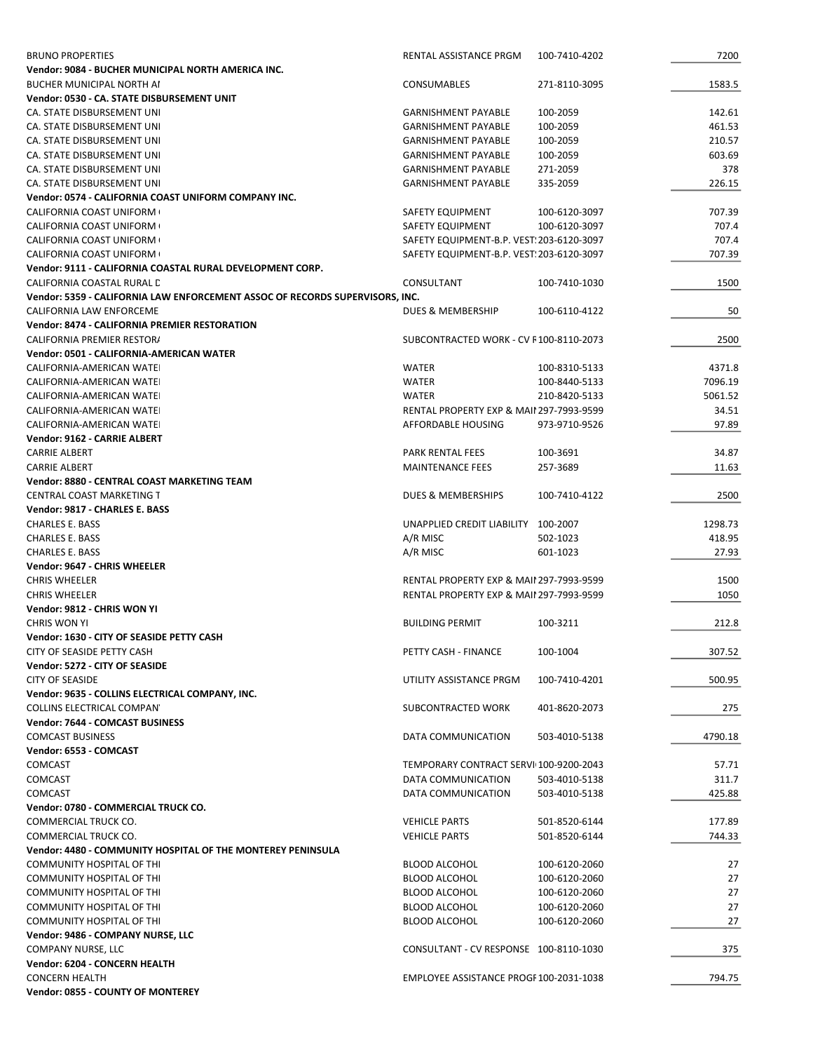| | | | |
|---|---|---|---|
| BRUNO PROPERTIES | RENTAL ASSISTANCE PRGM | 100-7410-4202 | 7200 |
| **Vendor: 9084 - BUCHER MUNICIPAL NORTH AMERICA INC.** | | | |
| BUCHER MUNICIPAL NORTH AI | CONSUMABLES | 271-8110-3095 | 1583.5 |
| **Vendor: 0530 - CA. STATE DISBURSEMENT UNIT** | | | |
| CA. STATE DISBURSEMENT UNI | GARNISHMENT PAYABLE | 100-2059 | 142.61 |
| CA. STATE DISBURSEMENT UNI | GARNISHMENT PAYABLE | 100-2059 | 461.53 |
| CA. STATE DISBURSEMENT UNI | GARNISHMENT PAYABLE | 100-2059 | 210.57 |
| CA. STATE DISBURSEMENT UNI | GARNISHMENT PAYABLE | 100-2059 | 603.69 |
| CA. STATE DISBURSEMENT UNI | GARNISHMENT PAYABLE | 271-2059 | 378 |
| CA. STATE DISBURSEMENT UNI | GARNISHMENT PAYABLE | 335-2059 | 226.15 |
| **Vendor: 0574 - CALIFORNIA COAST UNIFORM COMPANY INC.** | | | |
| CALIFORNIA COAST UNIFORM ( | SAFETY EQUIPMENT | 100-6120-3097 | 707.39 |
| CALIFORNIA COAST UNIFORM ( | SAFETY EQUIPMENT | 100-6120-3097 | 707.4 |
| CALIFORNIA COAST UNIFORM ( | SAFETY EQUIPMENT-B.P. VEST | 203-6120-3097 | 707.4 |
| CALIFORNIA COAST UNIFORM ( | SAFETY EQUIPMENT-B.P. VEST | 203-6120-3097 | 707.39 |
| **Vendor: 9111 - CALIFORNIA COASTAL RURAL DEVELOPMENT CORP.** | | | |
| CALIFORNIA COASTAL RURAL D | CONSULTANT | 100-7410-1030 | 1500 |
| **Vendor: 5359 - CALIFORNIA LAW ENFORCEMENT ASSOC OF RECORDS SUPERVISORS, INC.** | | | |
| CALIFORNIA LAW ENFORCEME | DUES & MEMBERSHIP | 100-6110-4122 | 50 |
| **Vendor: 8474 - CALIFORNIA PREMIER RESTORATION** | | | |
| CALIFORNIA PREMIER RESTOR/ | SUBCONTRACTED WORK - CV F | 100-8110-2073 | 2500 |
| **Vendor: 0501 - CALIFORNIA-AMERICAN WATER** | | | |
| CALIFORNIA-AMERICAN WATEI | WATER | 100-8310-5133 | 4371.8 |
| CALIFORNIA-AMERICAN WATEI | WATER | 100-8440-5133 | 7096.19 |
| CALIFORNIA-AMERICAN WATEI | WATER | 210-8420-5133 | 5061.52 |
| CALIFORNIA-AMERICAN WATEI | RENTAL PROPERTY EXP & MAII | 297-7993-9599 | 34.51 |
| CALIFORNIA-AMERICAN WATEI | AFFORDABLE HOUSING | 973-9710-9526 | 97.89 |
| **Vendor: 9162 - CARRIE ALBERT** | | | |
| CARRIE ALBERT | PARK RENTAL FEES | 100-3691 | 34.87 |
| CARRIE ALBERT | MAINTENANCE FEES | 257-3689 | 11.63 |
| **Vendor: 8880 - CENTRAL COAST MARKETING TEAM** | | | |
| CENTRAL COAST MARKETING T | DUES & MEMBERSHIPS | 100-7410-4122 | 2500 |
| **Vendor: 9817 - CHARLES E. BASS** | | | |
| CHARLES E. BASS | UNAPPLIED CREDIT LIABILITY | 100-2007 | 1298.73 |
| CHARLES E. BASS | A/R MISC | 502-1023 | 418.95 |
| CHARLES E. BASS | A/R MISC | 601-1023 | 27.93 |
| **Vendor: 9647 - CHRIS WHEELER** | | | |
| CHRIS WHEELER | RENTAL PROPERTY EXP & MAII | 297-7993-9599 | 1500 |
| CHRIS WHEELER | RENTAL PROPERTY EXP & MAII | 297-7993-9599 | 1050 |
| **Vendor: 9812 - CHRIS WON YI** | | | |
| CHRIS WON YI | BUILDING PERMIT | 100-3211 | 212.8 |
| **Vendor: 1630 - CITY OF SEASIDE PETTY CASH** | | | |
| CITY OF SEASIDE PETTY CASH | PETTY CASH - FINANCE | 100-1004 | 307.52 |
| **Vendor: 5272 - CITY OF SEASIDE** | | | |
| CITY OF SEASIDE | UTILITY ASSISTANCE PRGM | 100-7410-4201 | 500.95 |
| **Vendor: 9635 - COLLINS ELECTRICAL COMPANY, INC.** | | | |
| COLLINS ELECTRICAL COMPAN' | SUBCONTRACTED WORK | 401-8620-2073 | 275 |
| **Vendor: 7644 - COMCAST BUSINESS** | | | |
| COMCAST BUSINESS | DATA COMMUNICATION | 503-4010-5138 | 4790.18 |
| **Vendor: 6553 - COMCAST** | | | |
| COMCAST | TEMPORARY CONTRACT SERVI | 100-9200-2043 | 57.71 |
| COMCAST | DATA COMMUNICATION | 503-4010-5138 | 311.7 |
| COMCAST | DATA COMMUNICATION | 503-4010-5138 | 425.88 |
| **Vendor: 0780 - COMMERCIAL TRUCK CO.** | | | |
| COMMERCIAL TRUCK CO. | VEHICLE PARTS | 501-8520-6144 | 177.89 |
| COMMERCIAL TRUCK CO. | VEHICLE PARTS | 501-8520-6144 | 744.33 |
| **Vendor: 4480 - COMMUNITY HOSPITAL OF THE MONTEREY PENINSULA** | | | |
| COMMUNITY HOSPITAL OF THI | BLOOD ALCOHOL | 100-6120-2060 | 27 |
| COMMUNITY HOSPITAL OF THI | BLOOD ALCOHOL | 100-6120-2060 | 27 |
| COMMUNITY HOSPITAL OF THI | BLOOD ALCOHOL | 100-6120-2060 | 27 |
| COMMUNITY HOSPITAL OF THI | BLOOD ALCOHOL | 100-6120-2060 | 27 |
| COMMUNITY HOSPITAL OF THI | BLOOD ALCOHOL | 100-6120-2060 | 27 |
| **Vendor: 9486 - COMPANY NURSE, LLC** | | | |
| COMPANY NURSE, LLC | CONSULTANT - CV RESPONSE | 100-8110-1030 | 375 |
| **Vendor: 6204 - CONCERN HEALTH** | | | |
| CONCERN HEALTH | EMPLOYEE ASSISTANCE PROGI | 100-2031-1038 | 794.75 |
| **Vendor: 0855 - COUNTY OF MONTEREY** | | | |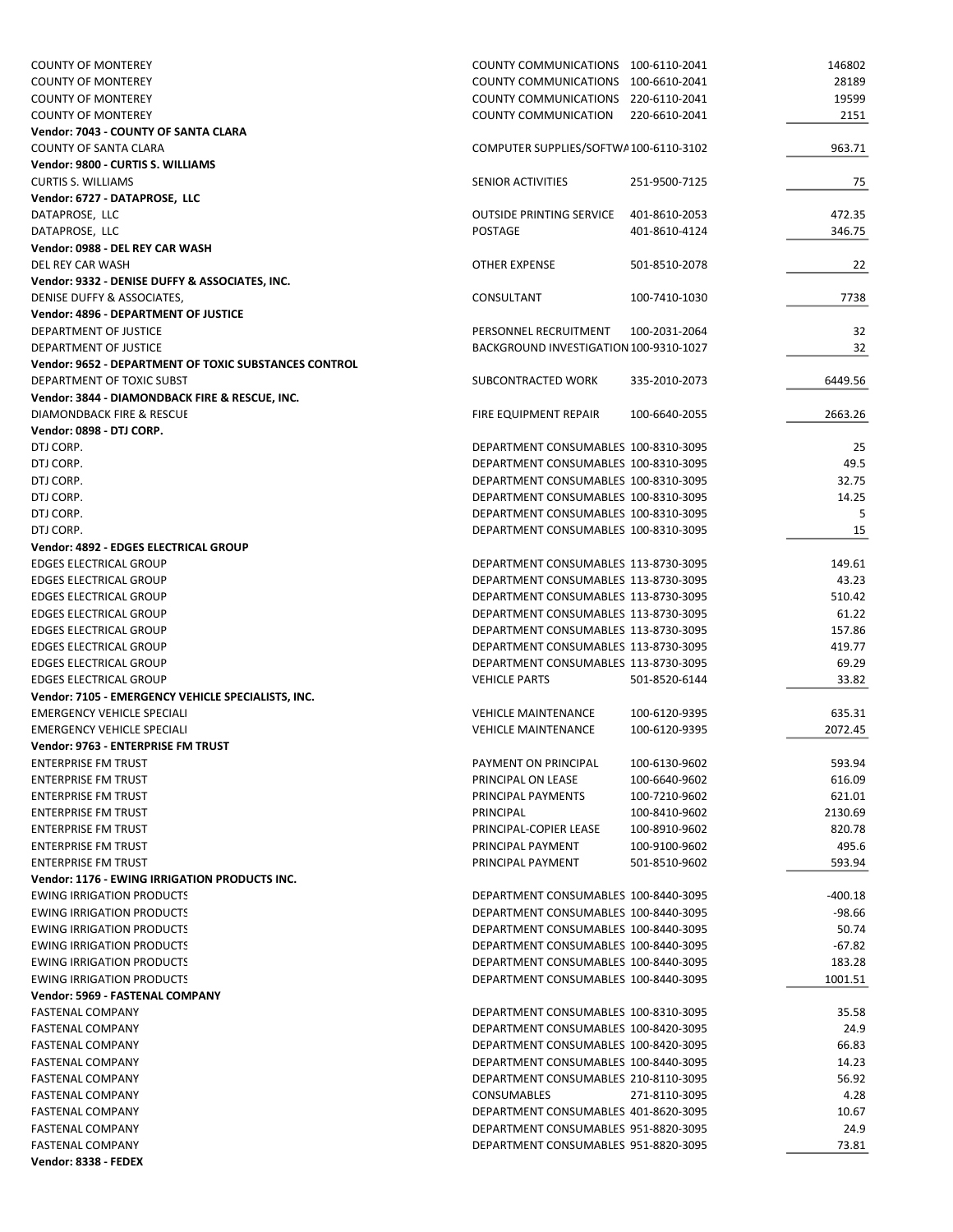| | | | |
|---|---|---|---|
| COUNTY OF MONTEREY | COUNTY COMMUNICATIONS | 100-6110-2041 | 146802 |
| COUNTY OF MONTEREY | COUNTY COMMUNICATIONS | 100-6610-2041 | 28189 |
| COUNTY OF MONTEREY | COUNTY COMMUNICATIONS | 220-6110-2041 | 19599 |
| COUNTY OF MONTEREY | COUNTY COMMUNICATION | 220-6610-2041 | 2151 |
| **Vendor: 7043 - COUNTY OF SANTA CLARA** | | | |
| COUNTY OF SANTA CLARA | COMPUTER SUPPLIES/SOFTWA | 100-6110-3102 | 963.71 |
| **Vendor: 9800 - CURTIS S. WILLIAMS** | | | |
| CURTIS S. WILLIAMS | SENIOR ACTIVITIES | 251-9500-7125 | 75 |
| **Vendor: 6727 - DATAPROSE, LLC** | | | |
| DATAPROSE, LLC | OUTSIDE PRINTING SERVICE | 401-8610-2053 | 472.35 |
| DATAPROSE, LLC | POSTAGE | 401-8610-4124 | 346.75 |
| **Vendor: 0988 - DEL REY CAR WASH** | | | |
| DEL REY CAR WASH | OTHER EXPENSE | 501-8510-2078 | 22 |
| **Vendor: 9332 - DENISE DUFFY & ASSOCIATES, INC.** | | | |
| DENISE DUFFY & ASSOCIATES, | CONSULTANT | 100-7410-1030 | 7738 |
| **Vendor: 4896 - DEPARTMENT OF JUSTICE** | | | |
| DEPARTMENT OF JUSTICE | PERSONNEL RECRUITMENT | 100-2031-2064 | 32 |
| DEPARTMENT OF JUSTICE | BACKGROUND INVESTIGATION | 100-9310-1027 | 32 |
| **Vendor: 9652 - DEPARTMENT OF TOXIC SUBSTANCES CONTROL** | | | |
| DEPARTMENT OF TOXIC SUBST | SUBCONTRACTED WORK | 335-2010-2073 | 6449.56 |
| **Vendor: 3844 - DIAMONDBACK FIRE & RESCUE, INC.** | | | |
| DIAMONDBACK FIRE & RESCUE | FIRE EQUIPMENT REPAIR | 100-6640-2055 | 2663.26 |
| **Vendor: 0898 - DTJ CORP.** | | | |
| DTJ CORP. | DEPARTMENT CONSUMABLES | 100-8310-3095 | 25 |
| DTJ CORP. | DEPARTMENT CONSUMABLES | 100-8310-3095 | 49.5 |
| DTJ CORP. | DEPARTMENT CONSUMABLES | 100-8310-3095 | 32.75 |
| DTJ CORP. | DEPARTMENT CONSUMABLES | 100-8310-3095 | 14.25 |
| DTJ CORP. | DEPARTMENT CONSUMABLES | 100-8310-3095 | 5 |
| DTJ CORP. | DEPARTMENT CONSUMABLES | 100-8310-3095 | 15 |
| **Vendor: 4892 - EDGES ELECTRICAL GROUP** | | | |
| EDGES ELECTRICAL GROUP | DEPARTMENT CONSUMABLES | 113-8730-3095 | 149.61 |
| EDGES ELECTRICAL GROUP | DEPARTMENT CONSUMABLES | 113-8730-3095 | 43.23 |
| EDGES ELECTRICAL GROUP | DEPARTMENT CONSUMABLES | 113-8730-3095 | 510.42 |
| EDGES ELECTRICAL GROUP | DEPARTMENT CONSUMABLES | 113-8730-3095 | 61.22 |
| EDGES ELECTRICAL GROUP | DEPARTMENT CONSUMABLES | 113-8730-3095 | 157.86 |
| EDGES ELECTRICAL GROUP | DEPARTMENT CONSUMABLES | 113-8730-3095 | 419.77 |
| EDGES ELECTRICAL GROUP | DEPARTMENT CONSUMABLES | 113-8730-3095 | 69.29 |
| EDGES ELECTRICAL GROUP | VEHICLE PARTS | 501-8520-6144 | 33.82 |
| **Vendor: 7105 - EMERGENCY VEHICLE SPECIALISTS, INC.** | | | |
| EMERGENCY VEHICLE SPECIALI | VEHICLE MAINTENANCE | 100-6120-9395 | 635.31 |
| EMERGENCY VEHICLE SPECIALI | VEHICLE MAINTENANCE | 100-6120-9395 | 2072.45 |
| **Vendor: 9763 - ENTERPRISE FM TRUST** | | | |
| ENTERPRISE FM TRUST | PAYMENT ON PRINCIPAL | 100-6130-9602 | 593.94 |
| ENTERPRISE FM TRUST | PRINCIPAL ON LEASE | 100-6640-9602 | 616.09 |
| ENTERPRISE FM TRUST | PRINCIPAL PAYMENTS | 100-7210-9602 | 621.01 |
| ENTERPRISE FM TRUST | PRINCIPAL | 100-8410-9602 | 2130.69 |
| ENTERPRISE FM TRUST | PRINCIPAL-COPIER LEASE | 100-8910-9602 | 820.78 |
| ENTERPRISE FM TRUST | PRINCIPAL PAYMENT | 100-9100-9602 | 495.6 |
| ENTERPRISE FM TRUST | PRINCIPAL PAYMENT | 501-8510-9602 | 593.94 |
| **Vendor: 1176 - EWING IRRIGATION PRODUCTS INC.** | | | |
| EWING IRRIGATION PRODUCTS | DEPARTMENT CONSUMABLES | 100-8440-3095 | -400.18 |
| EWING IRRIGATION PRODUCTS | DEPARTMENT CONSUMABLES | 100-8440-3095 | -98.66 |
| EWING IRRIGATION PRODUCTS | DEPARTMENT CONSUMABLES | 100-8440-3095 | 50.74 |
| EWING IRRIGATION PRODUCTS | DEPARTMENT CONSUMABLES | 100-8440-3095 | -67.82 |
| EWING IRRIGATION PRODUCTS | DEPARTMENT CONSUMABLES | 100-8440-3095 | 183.28 |
| EWING IRRIGATION PRODUCTS | DEPARTMENT CONSUMABLES | 100-8440-3095 | 1001.51 |
| **Vendor: 5969 - FASTENAL COMPANY** | | | |
| FASTENAL COMPANY | DEPARTMENT CONSUMABLES | 100-8310-3095 | 35.58 |
| FASTENAL COMPANY | DEPARTMENT CONSUMABLES | 100-8420-3095 | 24.9 |
| FASTENAL COMPANY | DEPARTMENT CONSUMABLES | 100-8420-3095 | 66.83 |
| FASTENAL COMPANY | DEPARTMENT CONSUMABLES | 100-8440-3095 | 14.23 |
| FASTENAL COMPANY | DEPARTMENT CONSUMABLES | 210-8110-3095 | 56.92 |
| FASTENAL COMPANY | CONSUMABLES | 271-8110-3095 | 4.28 |
| FASTENAL COMPANY | DEPARTMENT CONSUMABLES | 401-8620-3095 | 10.67 |
| FASTENAL COMPANY | DEPARTMENT CONSUMABLES | 951-8820-3095 | 24.9 |
| FASTENAL COMPANY | DEPARTMENT CONSUMABLES | 951-8820-3095 | 73.81 |
| **Vendor: 8338 - FEDEX** | | | |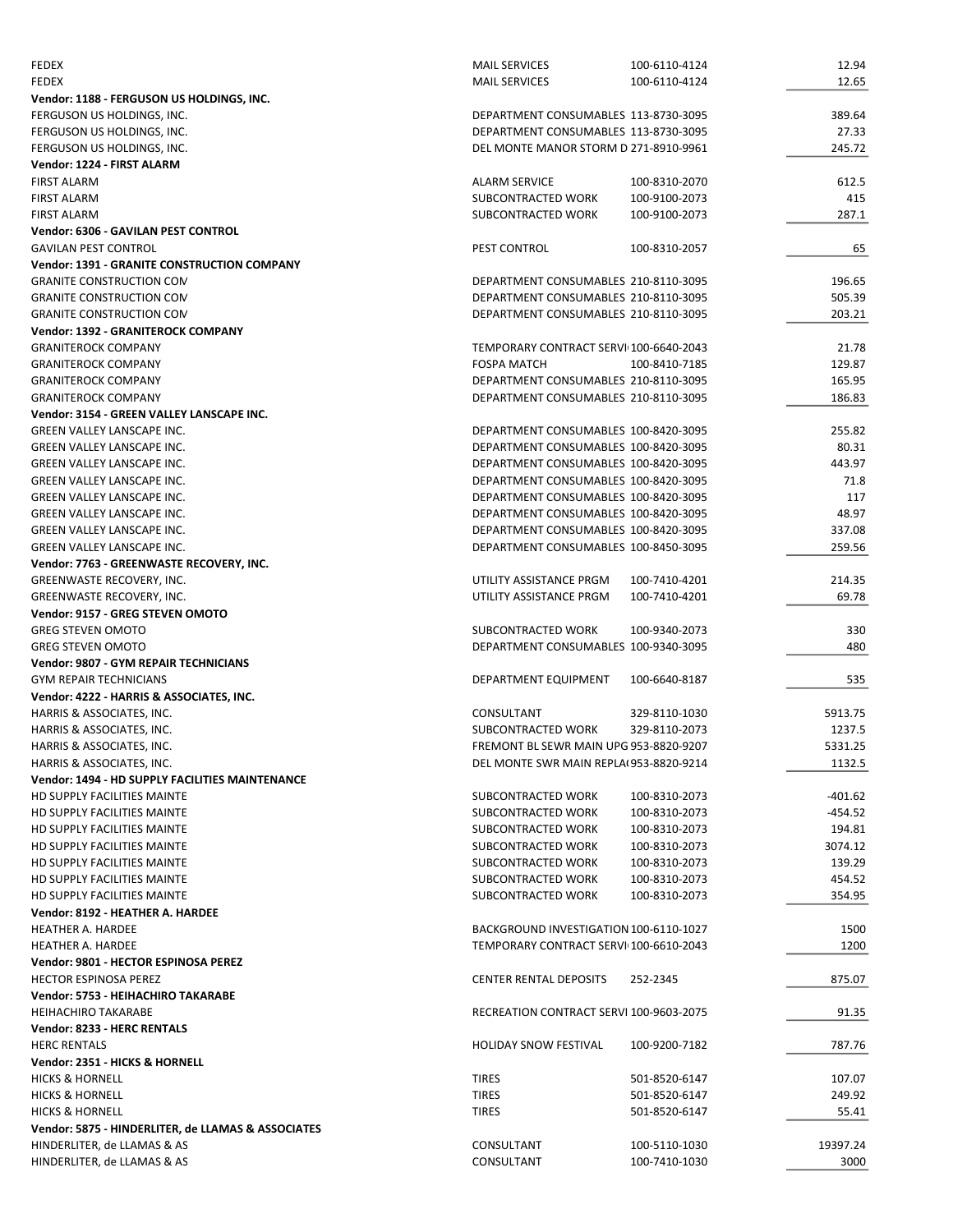| | | | |
|---|---|---|---|
| FEDEX | MAIL SERVICES | 100-6110-4124 | 12.94 |
| FEDEX | MAIL SERVICES | 100-6110-4124 | 12.65 |
| **Vendor: 1188 - FERGUSON US HOLDINGS, INC.** | | | |
| FERGUSON US HOLDINGS, INC. | DEPARTMENT CONSUMABLES | 113-8730-3095 | 389.64 |
| FERGUSON US HOLDINGS, INC. | DEPARTMENT CONSUMABLES | 113-8730-3095 | 27.33 |
| FERGUSON US HOLDINGS, INC. | DEL MONTE MANOR STORM D | 271-8910-9961 | 245.72 |
| **Vendor: 1224 - FIRST ALARM** | | | |
| FIRST ALARM | ALARM SERVICE | 100-8310-2070 | 612.5 |
| FIRST ALARM | SUBCONTRACTED WORK | 100-9100-2073 | 415 |
| FIRST ALARM | SUBCONTRACTED WORK | 100-9100-2073 | 287.1 |
| **Vendor: 6306 - GAVILAN PEST CONTROL** | | | |
| GAVILAN PEST CONTROL | PEST CONTROL | 100-8310-2057 | 65 |
| **Vendor: 1391 - GRANITE CONSTRUCTION COMPANY** | | | |
| GRANITE CONSTRUCTION COM | DEPARTMENT CONSUMABLES | 210-8110-3095 | 196.65 |
| GRANITE CONSTRUCTION COM | DEPARTMENT CONSUMABLES | 210-8110-3095 | 505.39 |
| GRANITE CONSTRUCTION COM | DEPARTMENT CONSUMABLES | 210-8110-3095 | 203.21 |
| **Vendor: 1392 - GRANITEROCK COMPANY** | | | |
| GRANITEROCK COMPANY | TEMPORARY CONTRACT SERVI | 100-6640-2043 | 21.78 |
| GRANITEROCK COMPANY | FOSPA MATCH | 100-8410-7185 | 129.87 |
| GRANITEROCK COMPANY | DEPARTMENT CONSUMABLES | 210-8110-3095 | 165.95 |
| GRANITEROCK COMPANY | DEPARTMENT CONSUMABLES | 210-8110-3095 | 186.83 |
| **Vendor: 3154 - GREEN VALLEY LANSCAPE INC.** | | | |
| GREEN VALLEY LANSCAPE INC. | DEPARTMENT CONSUMABLES | 100-8420-3095 | 255.82 |
| GREEN VALLEY LANSCAPE INC. | DEPARTMENT CONSUMABLES | 100-8420-3095 | 80.31 |
| GREEN VALLEY LANSCAPE INC. | DEPARTMENT CONSUMABLES | 100-8420-3095 | 443.97 |
| GREEN VALLEY LANSCAPE INC. | DEPARTMENT CONSUMABLES | 100-8420-3095 | 71.8 |
| GREEN VALLEY LANSCAPE INC. | DEPARTMENT CONSUMABLES | 100-8420-3095 | 117 |
| GREEN VALLEY LANSCAPE INC. | DEPARTMENT CONSUMABLES | 100-8420-3095 | 48.97 |
| GREEN VALLEY LANSCAPE INC. | DEPARTMENT CONSUMABLES | 100-8420-3095 | 337.08 |
| GREEN VALLEY LANSCAPE INC. | DEPARTMENT CONSUMABLES | 100-8450-3095 | 259.56 |
| **Vendor: 7763 - GREENWASTE RECOVERY, INC.** | | | |
| GREENWASTE RECOVERY, INC. | UTILITY ASSISTANCE PRGM | 100-7410-4201 | 214.35 |
| GREENWASTE RECOVERY, INC. | UTILITY ASSISTANCE PRGM | 100-7410-4201 | 69.78 |
| **Vendor: 9157 - GREG STEVEN OMOTO** | | | |
| GREG STEVEN OMOTO | SUBCONTRACTED WORK | 100-9340-2073 | 330 |
| GREG STEVEN OMOTO | DEPARTMENT CONSUMABLES | 100-9340-3095 | 480 |
| **Vendor: 9807 - GYM REPAIR TECHNICIANS** | | | |
| GYM REPAIR TECHNICIANS | DEPARTMENT EQUIPMENT | 100-6640-8187 | 535 |
| **Vendor: 4222 - HARRIS & ASSOCIATES, INC.** | | | |
| HARRIS & ASSOCIATES, INC. | CONSULTANT | 329-8110-1030 | 5913.75 |
| HARRIS & ASSOCIATES, INC. | SUBCONTRACTED WORK | 329-8110-2073 | 1237.5 |
| HARRIS & ASSOCIATES, INC. | FREMONT BL SEWR MAIN UPG | 953-8820-9207 | 5331.25 |
| HARRIS & ASSOCIATES, INC. | DEL MONTE SWR MAIN REPLA | 953-8820-9214 | 1132.5 |
| **Vendor: 1494 - HD SUPPLY FACILITIES MAINTENANCE** | | | |
| HD SUPPLY FACILITIES MAINTE | SUBCONTRACTED WORK | 100-8310-2073 | -401.62 |
| HD SUPPLY FACILITIES MAINTE | SUBCONTRACTED WORK | 100-8310-2073 | -454.52 |
| HD SUPPLY FACILITIES MAINTE | SUBCONTRACTED WORK | 100-8310-2073 | 194.81 |
| HD SUPPLY FACILITIES MAINTE | SUBCONTRACTED WORK | 100-8310-2073 | 3074.12 |
| HD SUPPLY FACILITIES MAINTE | SUBCONTRACTED WORK | 100-8310-2073 | 139.29 |
| HD SUPPLY FACILITIES MAINTE | SUBCONTRACTED WORK | 100-8310-2073 | 454.52 |
| HD SUPPLY FACILITIES MAINTE | SUBCONTRACTED WORK | 100-8310-2073 | 354.95 |
| **Vendor: 8192 - HEATHER A. HARDEE** | | | |
| HEATHER A. HARDEE | BACKGROUND INVESTIGATION | 100-6110-1027 | 1500 |
| HEATHER A. HARDEE | TEMPORARY CONTRACT SERVI | 100-6610-2043 | 1200 |
| **Vendor: 9801 - HECTOR ESPINOSA PEREZ** | | | |
| HECTOR ESPINOSA PEREZ | CENTER RENTAL DEPOSITS | 252-2345 | 875.07 |
| **Vendor: 5753 - HEIHACHIRO TAKARABE** | | | |
| HEIHACHIRO TAKARABE | RECREATION CONTRACT SERVI | 100-9603-2075 | 91.35 |
| **Vendor: 8233 - HERC RENTALS** | | | |
| HERC RENTALS | HOLIDAY SNOW FESTIVAL | 100-9200-7182 | 787.76 |
| **Vendor: 2351 - HICKS & HORNELL** | | | |
| HICKS & HORNELL | TIRES | 501-8520-6147 | 107.07 |
| HICKS & HORNELL | TIRES | 501-8520-6147 | 249.92 |
| HICKS & HORNELL | TIRES | 501-8520-6147 | 55.41 |
| **Vendor: 5875 - HINDERLITER, de LLAMAS & ASSOCIATES** | | | |
| HINDERLITER, de LLAMAS & AS | CONSULTANT | 100-5110-1030 | 19397.24 |
| HINDERLITER, de LLAMAS & AS | CONSULTANT | 100-7410-1030 | 3000 |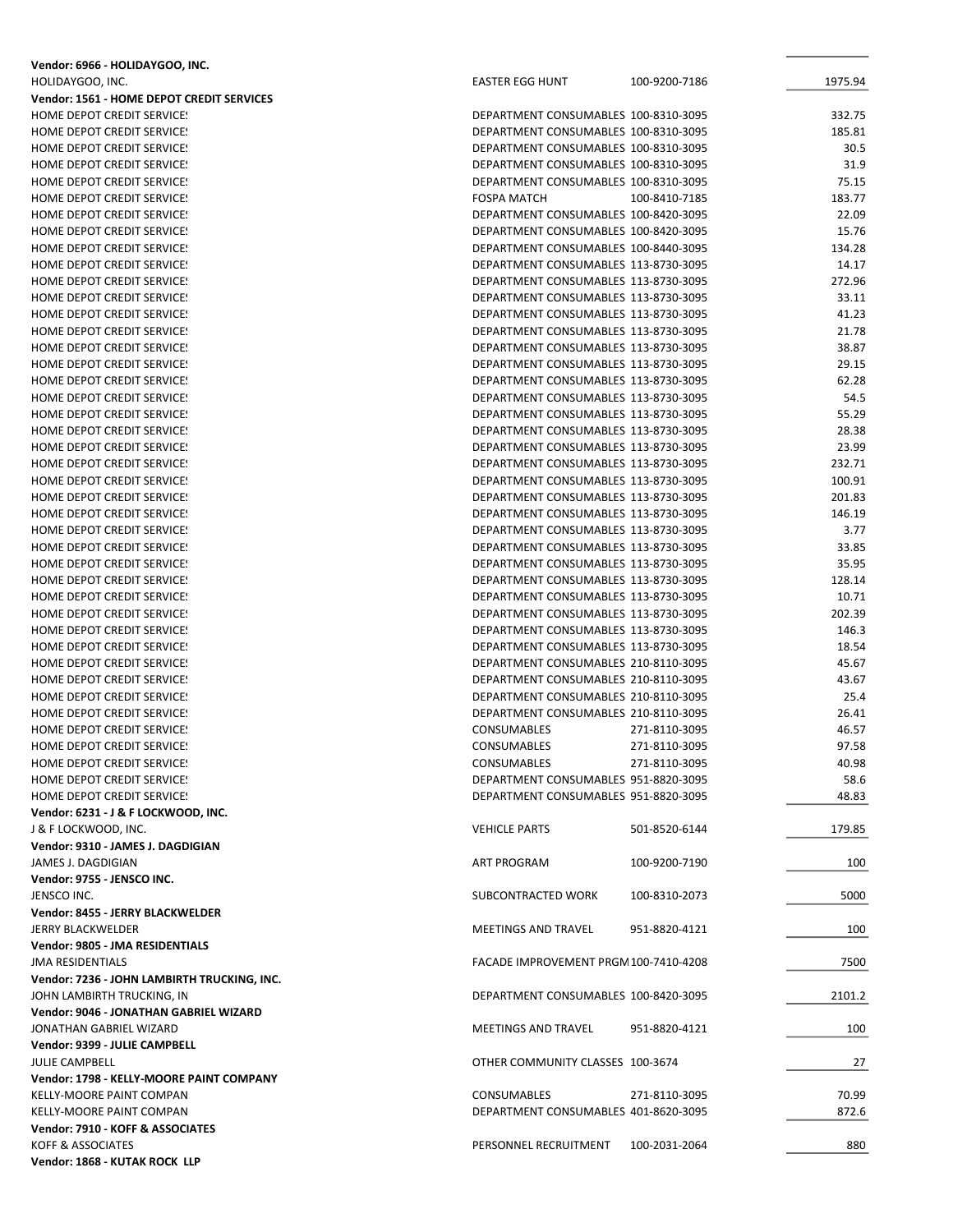| | | | |
|---|---|---|---|
| **Vendor: 6966 - HOLIDAYGOO, INC.** | | | |
| HOLIDAYGOO, INC. | EASTER EGG HUNT | 100-9200-7186 | 1975.94 |
| **Vendor: 1561 - HOME DEPOT CREDIT SERVICES** | | | |
| HOME DEPOT CREDIT SERVICE! | DEPARTMENT CONSUMABLES | 100-8310-3095 | 332.75 |
| HOME DEPOT CREDIT SERVICE! | DEPARTMENT CONSUMABLES | 100-8310-3095 | 185.81 |
| HOME DEPOT CREDIT SERVICE! | DEPARTMENT CONSUMABLES | 100-8310-3095 | 30.5 |
| HOME DEPOT CREDIT SERVICE! | DEPARTMENT CONSUMABLES | 100-8310-3095 | 31.9 |
| HOME DEPOT CREDIT SERVICE! | DEPARTMENT CONSUMABLES | 100-8310-3095 | 75.15 |
| HOME DEPOT CREDIT SERVICE! | FOSPA MATCH | 100-8410-7185 | 183.77 |
| HOME DEPOT CREDIT SERVICE! | DEPARTMENT CONSUMABLES | 100-8420-3095 | 22.09 |
| HOME DEPOT CREDIT SERVICE! | DEPARTMENT CONSUMABLES | 100-8420-3095 | 15.76 |
| HOME DEPOT CREDIT SERVICE! | DEPARTMENT CONSUMABLES | 100-8440-3095 | 134.28 |
| HOME DEPOT CREDIT SERVICE! | DEPARTMENT CONSUMABLES | 113-8730-3095 | 14.17 |
| HOME DEPOT CREDIT SERVICE! | DEPARTMENT CONSUMABLES | 113-8730-3095 | 272.96 |
| HOME DEPOT CREDIT SERVICE! | DEPARTMENT CONSUMABLES | 113-8730-3095 | 33.11 |
| HOME DEPOT CREDIT SERVICE! | DEPARTMENT CONSUMABLES | 113-8730-3095 | 41.23 |
| HOME DEPOT CREDIT SERVICE! | DEPARTMENT CONSUMABLES | 113-8730-3095 | 21.78 |
| HOME DEPOT CREDIT SERVICE! | DEPARTMENT CONSUMABLES | 113-8730-3095 | 38.87 |
| HOME DEPOT CREDIT SERVICE! | DEPARTMENT CONSUMABLES | 113-8730-3095 | 29.15 |
| HOME DEPOT CREDIT SERVICE! | DEPARTMENT CONSUMABLES | 113-8730-3095 | 62.28 |
| HOME DEPOT CREDIT SERVICE! | DEPARTMENT CONSUMABLES | 113-8730-3095 | 54.5 |
| HOME DEPOT CREDIT SERVICE! | DEPARTMENT CONSUMABLES | 113-8730-3095 | 55.29 |
| HOME DEPOT CREDIT SERVICE! | DEPARTMENT CONSUMABLES | 113-8730-3095 | 28.38 |
| HOME DEPOT CREDIT SERVICE! | DEPARTMENT CONSUMABLES | 113-8730-3095 | 23.99 |
| HOME DEPOT CREDIT SERVICE! | DEPARTMENT CONSUMABLES | 113-8730-3095 | 232.71 |
| HOME DEPOT CREDIT SERVICE! | DEPARTMENT CONSUMABLES | 113-8730-3095 | 100.91 |
| HOME DEPOT CREDIT SERVICE! | DEPARTMENT CONSUMABLES | 113-8730-3095 | 201.83 |
| HOME DEPOT CREDIT SERVICE! | DEPARTMENT CONSUMABLES | 113-8730-3095 | 146.19 |
| HOME DEPOT CREDIT SERVICE! | DEPARTMENT CONSUMABLES | 113-8730-3095 | 3.77 |
| HOME DEPOT CREDIT SERVICE! | DEPARTMENT CONSUMABLES | 113-8730-3095 | 33.85 |
| HOME DEPOT CREDIT SERVICE! | DEPARTMENT CONSUMABLES | 113-8730-3095 | 35.95 |
| HOME DEPOT CREDIT SERVICE! | DEPARTMENT CONSUMABLES | 113-8730-3095 | 128.14 |
| HOME DEPOT CREDIT SERVICE! | DEPARTMENT CONSUMABLES | 113-8730-3095 | 10.71 |
| HOME DEPOT CREDIT SERVICE! | DEPARTMENT CONSUMABLES | 113-8730-3095 | 202.39 |
| HOME DEPOT CREDIT SERVICE! | DEPARTMENT CONSUMABLES | 113-8730-3095 | 146.3 |
| HOME DEPOT CREDIT SERVICE! | DEPARTMENT CONSUMABLES | 113-8730-3095 | 18.54 |
| HOME DEPOT CREDIT SERVICE! | DEPARTMENT CONSUMABLES | 210-8110-3095 | 45.67 |
| HOME DEPOT CREDIT SERVICE! | DEPARTMENT CONSUMABLES | 210-8110-3095 | 43.67 |
| HOME DEPOT CREDIT SERVICE! | DEPARTMENT CONSUMABLES | 210-8110-3095 | 25.4 |
| HOME DEPOT CREDIT SERVICE! | DEPARTMENT CONSUMABLES | 210-8110-3095 | 26.41 |
| HOME DEPOT CREDIT SERVICE! | CONSUMABLES | 271-8110-3095 | 46.57 |
| HOME DEPOT CREDIT SERVICE! | CONSUMABLES | 271-8110-3095 | 97.58 |
| HOME DEPOT CREDIT SERVICE! | CONSUMABLES | 271-8110-3095 | 40.98 |
| HOME DEPOT CREDIT SERVICE! | DEPARTMENT CONSUMABLES | 951-8820-3095 | 58.6 |
| HOME DEPOT CREDIT SERVICE! | DEPARTMENT CONSUMABLES | 951-8820-3095 | 48.83 |
| **Vendor: 6231 - J & F LOCKWOOD, INC.** | | | |
| J & F LOCKWOOD, INC. | VEHICLE PARTS | 501-8520-6144 | 179.85 |
| **Vendor: 9310 - JAMES J. DAGDIGIAN** | | | |
| JAMES J. DAGDIGIAN | ART PROGRAM | 100-9200-7190 | 100 |
| **Vendor: 9755 - JENSCO INC.** | | | |
| JENSCO INC. | SUBCONTRACTED WORK | 100-8310-2073 | 5000 |
| **Vendor: 8455 - JERRY BLACKWELDER** | | | |
| JERRY BLACKWELDER | MEETINGS AND TRAVEL | 951-8820-4121 | 100 |
| **Vendor: 9805 - JMA RESIDENTIALS** | | | |
| JMA RESIDENTIALS | FACADE IMPROVEMENT PRGM | 100-7410-4208 | 7500 |
| **Vendor: 7236 - JOHN LAMBIRTH TRUCKING, INC.** | | | |
| JOHN LAMBIRTH TRUCKING, IN | DEPARTMENT CONSUMABLES | 100-8420-3095 | 2101.2 |
| **Vendor: 9046 - JONATHAN GABRIEL WIZARD** | | | |
| JONATHAN GABRIEL WIZARD | MEETINGS AND TRAVEL | 951-8820-4121 | 100 |
| **Vendor: 9399 - JULIE CAMPBELL** | | | |
| JULIE CAMPBELL | OTHER COMMUNITY CLASSES | 100-3674 | 27 |
| **Vendor: 1798 - KELLY-MOORE PAINT COMPANY** | | | |
| KELLY-MOORE PAINT COMPAN | CONSUMABLES | 271-8110-3095 | 70.99 |
| KELLY-MOORE PAINT COMPAN | DEPARTMENT CONSUMABLES | 401-8620-3095 | 872.6 |
| **Vendor: 7910 - KOFF & ASSOCIATES** | | | |
| KOFF & ASSOCIATES | PERSONNEL RECRUITMENT | 100-2031-2064 | 880 |
| **Vendor: 1868 - KUTAK ROCK LLP** | | | |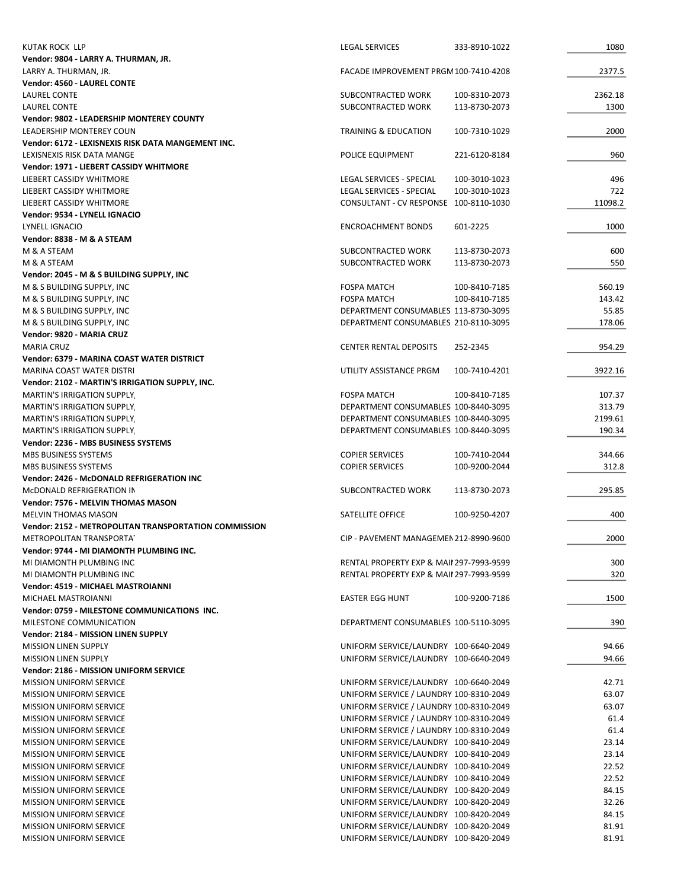| | | | |
|---|---|---|---|
| KUTAK ROCK LLP | LEGAL SERVICES | 333-8910-1022 | 1080 |
| **Vendor: 9804 - LARRY A. THURMAN, JR.** | | | |
| LARRY A. THURMAN, JR. | FACADE IMPROVEMENT PRGM | 100-7410-4208 | 2377.5 |
| **Vendor: 4560 - LAUREL CONTE** | | | |
| LAUREL CONTE | SUBCONTRACTED WORK | 100-8310-2073 | 2362.18 |
| LAUREL CONTE | SUBCONTRACTED WORK | 113-8730-2073 | 1300 |
| **Vendor: 9802 - LEADERSHIP MONTEREY COUNTY** | | | |
| LEADERSHIP MONTEREY COUN | TRAINING & EDUCATION | 100-7310-1029 | 2000 |
| **Vendor: 6172 - LEXISNEXIS RISK DATA MANGEMENT INC.** | | | |
| LEXISNEXIS RISK DATA MANGE | POLICE EQUIPMENT | 221-6120-8184 | 960 |
| **Vendor: 1971 - LIEBERT CASSIDY WHITMORE** | | | |
| LIEBERT CASSIDY WHITMORE | LEGAL SERVICES - SPECIAL | 100-3010-1023 | 496 |
| LIEBERT CASSIDY WHITMORE | LEGAL SERVICES - SPECIAL | 100-3010-1023 | 722 |
| LIEBERT CASSIDY WHITMORE | CONSULTANT - CV RESPONSE | 100-8110-1030 | 11098.2 |
| **Vendor: 9534 - LYNELL IGNACIO** | | | |
| LYNELL IGNACIO | ENCROACHMENT BONDS | 601-2225 | 1000 |
| **Vendor: 8838 - M & A STEAM** | | | |
| M & A STEAM | SUBCONTRACTED WORK | 113-8730-2073 | 600 |
| M & A STEAM | SUBCONTRACTED WORK | 113-8730-2073 | 550 |
| **Vendor: 2045 - M & S BUILDING SUPPLY, INC** | | | |
| M & S BUILDING SUPPLY, INC | FOSPA MATCH | 100-8410-7185 | 560.19 |
| M & S BUILDING SUPPLY, INC | FOSPA MATCH | 100-8410-7185 | 143.42 |
| M & S BUILDING SUPPLY, INC | DEPARTMENT CONSUMABLES | 113-8730-3095 | 55.85 |
| M & S BUILDING SUPPLY, INC | DEPARTMENT CONSUMABLES | 210-8110-3095 | 178.06 |
| **Vendor: 9820 - MARIA CRUZ** | | | |
| MARIA CRUZ | CENTER RENTAL DEPOSITS | 252-2345 | 954.29 |
| **Vendor: 6379 - MARINA COAST WATER DISTRICT** | | | |
| MARINA COAST WATER DISTRI | UTILITY ASSISTANCE PRGM | 100-7410-4201 | 3922.16 |
| **Vendor: 2102 - MARTIN'S IRRIGATION SUPPLY, INC.** | | | |
| MARTIN'S IRRIGATION SUPPLY, | FOSPA MATCH | 100-8410-7185 | 107.37 |
| MARTIN'S IRRIGATION SUPPLY, | DEPARTMENT CONSUMABLES | 100-8440-3095 | 313.79 |
| MARTIN'S IRRIGATION SUPPLY, | DEPARTMENT CONSUMABLES | 100-8440-3095 | 2199.61 |
| MARTIN'S IRRIGATION SUPPLY, | DEPARTMENT CONSUMABLES | 100-8440-3095 | 190.34 |
| **Vendor: 2236 - MBS BUSINESS SYSTEMS** | | | |
| MBS BUSINESS SYSTEMS | COPIER SERVICES | 100-7410-2044 | 344.66 |
| MBS BUSINESS SYSTEMS | COPIER SERVICES | 100-9200-2044 | 312.8 |
| **Vendor: 2426 - McDONALD REFRIGERATION INC** | | | |
| McDONALD REFRIGERATION IN | SUBCONTRACTED WORK | 113-8730-2073 | 295.85 |
| **Vendor: 7576 - MELVIN THOMAS MASON** | | | |
| MELVIN THOMAS MASON | SATELLITE OFFICE | 100-9250-4207 | 400 |
| **Vendor: 2152 - METROPOLITAN TRANSPORTATION COMMISSION** | | | |
| METROPOLITAN TRANSPORTAT | CIP - PAVEMENT MANAGEMEN | 212-8990-9600 | 2000 |
| **Vendor: 9744 - MI DIAMONTH PLUMBING INC.** | | | |
| MI DIAMONTH PLUMBING INC | RENTAL PROPERTY EXP & MAI | 297-7993-9599 | 300 |
| MI DIAMONTH PLUMBING INC | RENTAL PROPERTY EXP & MAI | 297-7993-9599 | 320 |
| **Vendor: 4519 - MICHAEL MASTROIANNI** | | | |
| MICHAEL MASTROIANNI | EASTER EGG HUNT | 100-9200-7186 | 1500 |
| **Vendor: 0759 - MILESTONE COMMUNICATIONS INC.** | | | |
| MILESTONE COMMUNICATION | DEPARTMENT CONSUMABLES | 100-5110-3095 | 390 |
| **Vendor: 2184 - MISSION LINEN SUPPLY** | | | |
| MISSION LINEN SUPPLY | UNIFORM SERVICE/LAUNDRY | 100-6640-2049 | 94.66 |
| MISSION LINEN SUPPLY | UNIFORM SERVICE/LAUNDRY | 100-6640-2049 | 94.66 |
| **Vendor: 2186 - MISSION UNIFORM SERVICE** | | | |
| MISSION UNIFORM SERVICE | UNIFORM SERVICE/LAUNDRY | 100-6640-2049 | 42.71 |
| MISSION UNIFORM SERVICE | UNIFORM SERVICE / LAUNDRY | 100-8310-2049 | 63.07 |
| MISSION UNIFORM SERVICE | UNIFORM SERVICE / LAUNDRY | 100-8310-2049 | 63.07 |
| MISSION UNIFORM SERVICE | UNIFORM SERVICE / LAUNDRY | 100-8310-2049 | 61.4 |
| MISSION UNIFORM SERVICE | UNIFORM SERVICE / LAUNDRY | 100-8310-2049 | 61.4 |
| MISSION UNIFORM SERVICE | UNIFORM SERVICE/LAUNDRY | 100-8410-2049 | 23.14 |
| MISSION UNIFORM SERVICE | UNIFORM SERVICE/LAUNDRY | 100-8410-2049 | 23.14 |
| MISSION UNIFORM SERVICE | UNIFORM SERVICE/LAUNDRY | 100-8410-2049 | 22.52 |
| MISSION UNIFORM SERVICE | UNIFORM SERVICE/LAUNDRY | 100-8410-2049 | 22.52 |
| MISSION UNIFORM SERVICE | UNIFORM SERVICE/LAUNDRY | 100-8420-2049 | 84.15 |
| MISSION UNIFORM SERVICE | UNIFORM SERVICE/LAUNDRY | 100-8420-2049 | 32.26 |
| MISSION UNIFORM SERVICE | UNIFORM SERVICE/LAUNDRY | 100-8420-2049 | 84.15 |
| MISSION UNIFORM SERVICE | UNIFORM SERVICE/LAUNDRY | 100-8420-2049 | 81.91 |
| MISSION UNIFORM SERVICE | UNIFORM SERVICE/LAUNDRY | 100-8420-2049 | 81.91 |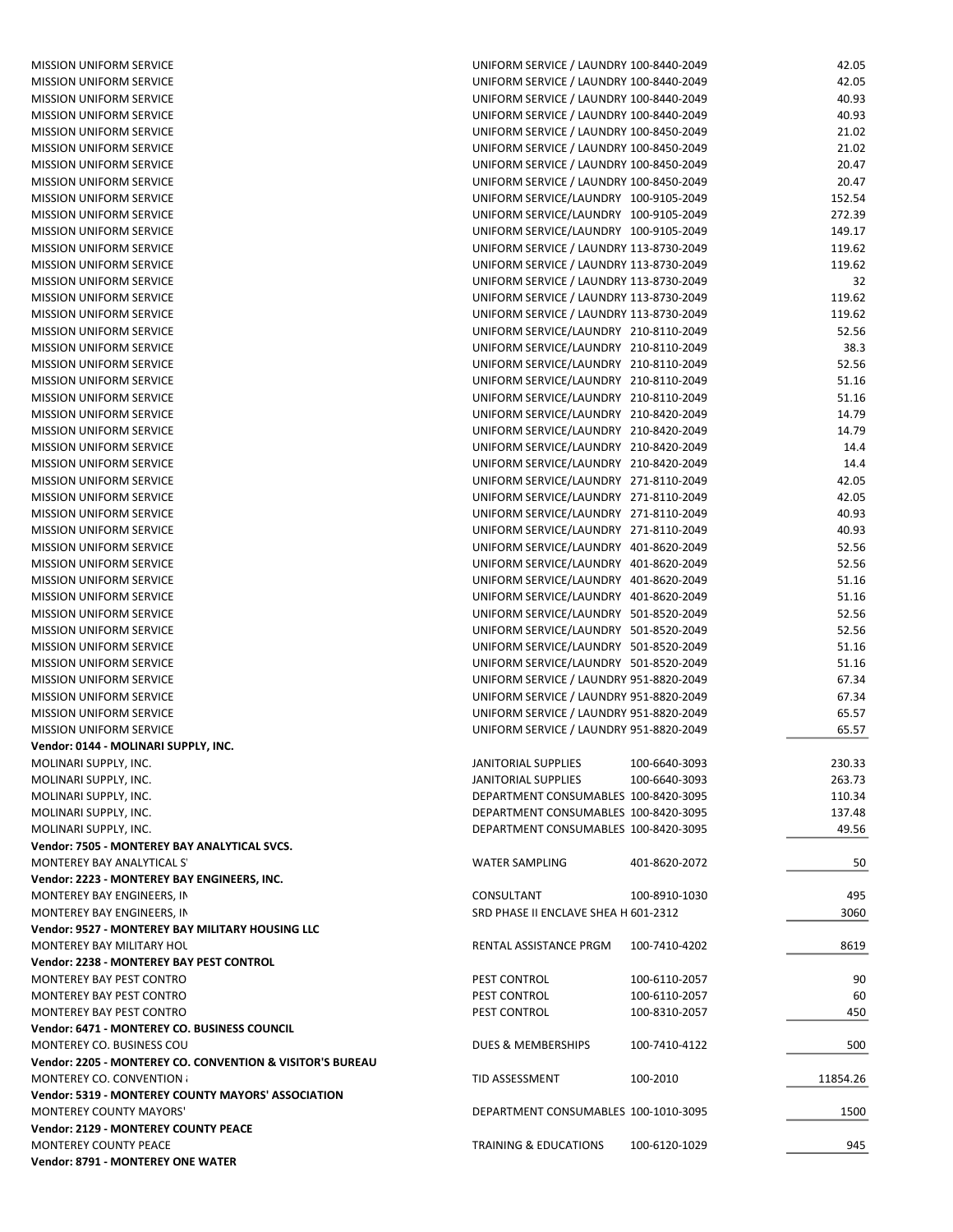| | | | |
|---|---|---|---|
| MISSION UNIFORM SERVICE | UNIFORM SERVICE / LAUNDRY | 100-8440-2049 | 42.05 |
| MISSION UNIFORM SERVICE | UNIFORM SERVICE / LAUNDRY | 100-8440-2049 | 42.05 |
| MISSION UNIFORM SERVICE | UNIFORM SERVICE / LAUNDRY | 100-8440-2049 | 40.93 |
| MISSION UNIFORM SERVICE | UNIFORM SERVICE / LAUNDRY | 100-8440-2049 | 40.93 |
| MISSION UNIFORM SERVICE | UNIFORM SERVICE / LAUNDRY | 100-8450-2049 | 21.02 |
| MISSION UNIFORM SERVICE | UNIFORM SERVICE / LAUNDRY | 100-8450-2049 | 21.02 |
| MISSION UNIFORM SERVICE | UNIFORM SERVICE / LAUNDRY | 100-8450-2049 | 20.47 |
| MISSION UNIFORM SERVICE | UNIFORM SERVICE / LAUNDRY | 100-8450-2049 | 20.47 |
| MISSION UNIFORM SERVICE | UNIFORM SERVICE/LAUNDRY | 100-9105-2049 | 152.54 |
| MISSION UNIFORM SERVICE | UNIFORM SERVICE/LAUNDRY | 100-9105-2049 | 272.39 |
| MISSION UNIFORM SERVICE | UNIFORM SERVICE/LAUNDRY | 100-9105-2049 | 149.17 |
| MISSION UNIFORM SERVICE | UNIFORM SERVICE / LAUNDRY | 113-8730-2049 | 119.62 |
| MISSION UNIFORM SERVICE | UNIFORM SERVICE / LAUNDRY | 113-8730-2049 | 119.62 |
| MISSION UNIFORM SERVICE | UNIFORM SERVICE / LAUNDRY | 113-8730-2049 | 32 |
| MISSION UNIFORM SERVICE | UNIFORM SERVICE / LAUNDRY | 113-8730-2049 | 119.62 |
| MISSION UNIFORM SERVICE | UNIFORM SERVICE / LAUNDRY | 113-8730-2049 | 119.62 |
| MISSION UNIFORM SERVICE | UNIFORM SERVICE/LAUNDRY | 210-8110-2049 | 52.56 |
| MISSION UNIFORM SERVICE | UNIFORM SERVICE/LAUNDRY | 210-8110-2049 | 38.3 |
| MISSION UNIFORM SERVICE | UNIFORM SERVICE/LAUNDRY | 210-8110-2049 | 52.56 |
| MISSION UNIFORM SERVICE | UNIFORM SERVICE/LAUNDRY | 210-8110-2049 | 51.16 |
| MISSION UNIFORM SERVICE | UNIFORM SERVICE/LAUNDRY | 210-8110-2049 | 51.16 |
| MISSION UNIFORM SERVICE | UNIFORM SERVICE/LAUNDRY | 210-8420-2049 | 14.79 |
| MISSION UNIFORM SERVICE | UNIFORM SERVICE/LAUNDRY | 210-8420-2049 | 14.79 |
| MISSION UNIFORM SERVICE | UNIFORM SERVICE/LAUNDRY | 210-8420-2049 | 14.4 |
| MISSION UNIFORM SERVICE | UNIFORM SERVICE/LAUNDRY | 210-8420-2049 | 14.4 |
| MISSION UNIFORM SERVICE | UNIFORM SERVICE/LAUNDRY | 271-8110-2049 | 42.05 |
| MISSION UNIFORM SERVICE | UNIFORM SERVICE/LAUNDRY | 271-8110-2049 | 42.05 |
| MISSION UNIFORM SERVICE | UNIFORM SERVICE/LAUNDRY | 271-8110-2049 | 40.93 |
| MISSION UNIFORM SERVICE | UNIFORM SERVICE/LAUNDRY | 271-8110-2049 | 40.93 |
| MISSION UNIFORM SERVICE | UNIFORM SERVICE/LAUNDRY | 401-8620-2049 | 52.56 |
| MISSION UNIFORM SERVICE | UNIFORM SERVICE/LAUNDRY | 401-8620-2049 | 52.56 |
| MISSION UNIFORM SERVICE | UNIFORM SERVICE/LAUNDRY | 401-8620-2049 | 51.16 |
| MISSION UNIFORM SERVICE | UNIFORM SERVICE/LAUNDRY | 401-8620-2049 | 51.16 |
| MISSION UNIFORM SERVICE | UNIFORM SERVICE/LAUNDRY | 501-8520-2049 | 52.56 |
| MISSION UNIFORM SERVICE | UNIFORM SERVICE/LAUNDRY | 501-8520-2049 | 52.56 |
| MISSION UNIFORM SERVICE | UNIFORM SERVICE/LAUNDRY | 501-8520-2049 | 51.16 |
| MISSION UNIFORM SERVICE | UNIFORM SERVICE/LAUNDRY | 501-8520-2049 | 51.16 |
| MISSION UNIFORM SERVICE | UNIFORM SERVICE / LAUNDRY | 951-8820-2049 | 67.34 |
| MISSION UNIFORM SERVICE | UNIFORM SERVICE / LAUNDRY | 951-8820-2049 | 67.34 |
| MISSION UNIFORM SERVICE | UNIFORM SERVICE / LAUNDRY | 951-8820-2049 | 65.57 |
| MISSION UNIFORM SERVICE | UNIFORM SERVICE / LAUNDRY | 951-8820-2049 | 65.57 |
| **Vendor: 0144 - MOLINARI SUPPLY, INC.** | | | |
| MOLINARI SUPPLY, INC. | JANITORIAL SUPPLIES | 100-6640-3093 | 230.33 |
| MOLINARI SUPPLY, INC. | JANITORIAL SUPPLIES | 100-6640-3093 | 263.73 |
| MOLINARI SUPPLY, INC. | DEPARTMENT CONSUMABLES | 100-8420-3095 | 110.34 |
| MOLINARI SUPPLY, INC. | DEPARTMENT CONSUMABLES | 100-8420-3095 | 137.48 |
| MOLINARI SUPPLY, INC. | DEPARTMENT CONSUMABLES | 100-8420-3095 | 49.56 |
| **Vendor: 7505 - MONTEREY BAY ANALYTICAL SVCS.** | | | |
| MONTEREY BAY ANALYTICAL S' | WATER SAMPLING | 401-8620-2072 | 50 |
| **Vendor: 2223 - MONTEREY BAY ENGINEERS, INC.** | | | |
| MONTEREY BAY ENGINEERS, IN | CONSULTANT | 100-8910-1030 | 495 |
| MONTEREY BAY ENGINEERS, IN | SRD PHASE II ENCLAVE SHEA H | 601-2312 | 3060 |
| **Vendor: 9527 - MONTEREY BAY MILITARY HOUSING LLC** | | | |
| MONTEREY BAY MILITARY HOU | RENTAL ASSISTANCE PRGM | 100-7410-4202 | 8619 |
| **Vendor: 2238 - MONTEREY BAY PEST CONTROL** | | | |
| MONTEREY BAY PEST CONTRO | PEST CONTROL | 100-6110-2057 | 90 |
| MONTEREY BAY PEST CONTRO | PEST CONTROL | 100-6110-2057 | 60 |
| MONTEREY BAY PEST CONTRO | PEST CONTROL | 100-8310-2057 | 450 |
| **Vendor: 6471 - MONTEREY CO. BUSINESS COUNCIL** | | | |
| MONTEREY CO. BUSINESS COU | DUES & MEMBERSHIPS | 100-7410-4122 | 500 |
| **Vendor: 2205 - MONTEREY CO. CONVENTION & VISITOR'S BUREAU** | | | |
| MONTEREY CO. CONVENTION | TID ASSESSMENT | 100-2010 | 11854.26 |
| **Vendor: 5319 - MONTEREY COUNTY MAYORS' ASSOCIATION** | | | |
| MONTEREY COUNTY MAYORS' | DEPARTMENT CONSUMABLES | 100-1010-3095 | 1500 |
| **Vendor: 2129 - MONTEREY COUNTY PEACE** | | | |
| MONTEREY COUNTY PEACE | TRAINING & EDUCATIONS | 100-6120-1029 | 945 |
| **Vendor: 8791 - MONTEREY ONE WATER** | | | |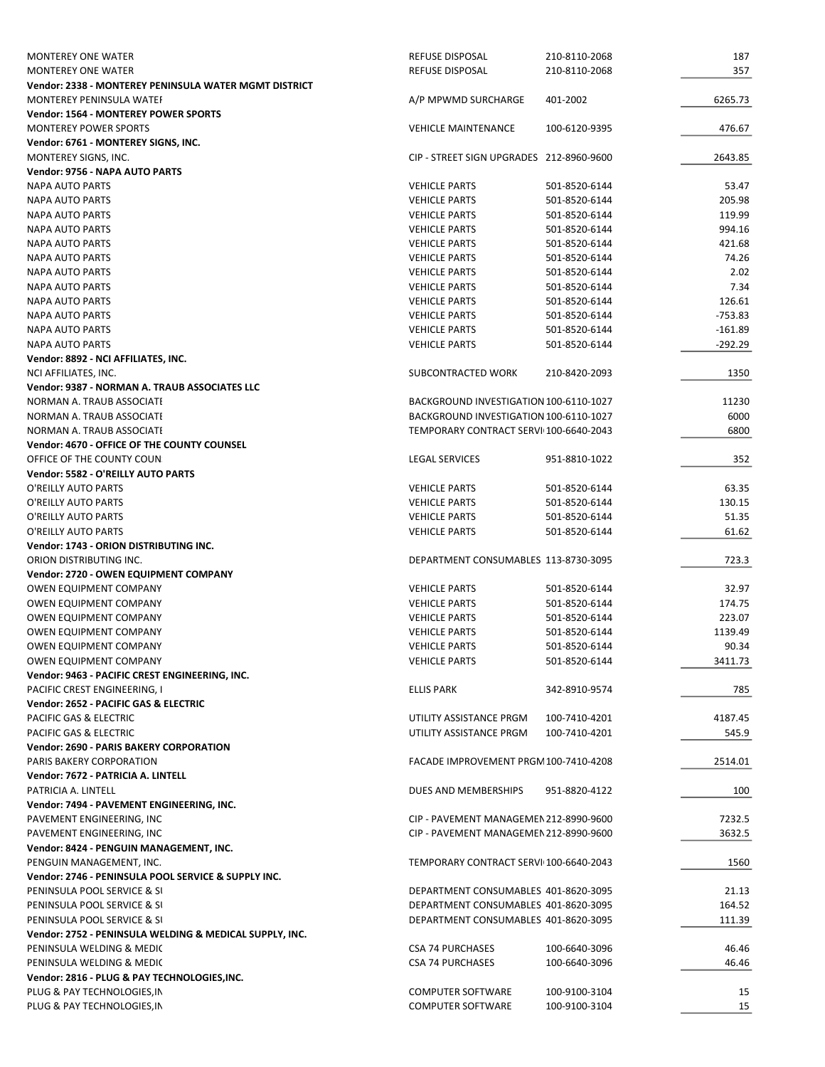| | | | |
|---|---|---|---|
| MONTEREY ONE WATER | REFUSE DISPOSAL | 210-8110-2068 | 187 |
| MONTEREY ONE WATER | REFUSE DISPOSAL | 210-8110-2068 | 357 |
| **Vendor: 2338 - MONTEREY PENINSULA WATER MGMT DISTRICT** | | | |
| MONTEREY PENINSULA WATEI | A/P MPWMD SURCHARGE | 401-2002 | 6265.73 |
| **Vendor: 1564 - MONTEREY POWER SPORTS** | | | |
| MONTEREY POWER SPORTS | VEHICLE MAINTENANCE | 100-6120-9395 | 476.67 |
| **Vendor: 6761 - MONTEREY SIGNS, INC.** | | | |
| MONTEREY SIGNS, INC. | CIP - STREET SIGN UPGRADES | 212-8960-9600 | 2643.85 |
| **Vendor: 9756 - NAPA AUTO PARTS** | | | |
| NAPA AUTO PARTS | VEHICLE PARTS | 501-8520-6144 | 53.47 |
| NAPA AUTO PARTS | VEHICLE PARTS | 501-8520-6144 | 205.98 |
| NAPA AUTO PARTS | VEHICLE PARTS | 501-8520-6144 | 119.99 |
| NAPA AUTO PARTS | VEHICLE PARTS | 501-8520-6144 | 994.16 |
| NAPA AUTO PARTS | VEHICLE PARTS | 501-8520-6144 | 421.68 |
| NAPA AUTO PARTS | VEHICLE PARTS | 501-8520-6144 | 74.26 |
| NAPA AUTO PARTS | VEHICLE PARTS | 501-8520-6144 | 2.02 |
| NAPA AUTO PARTS | VEHICLE PARTS | 501-8520-6144 | 7.34 |
| NAPA AUTO PARTS | VEHICLE PARTS | 501-8520-6144 | 126.61 |
| NAPA AUTO PARTS | VEHICLE PARTS | 501-8520-6144 | -753.83 |
| NAPA AUTO PARTS | VEHICLE PARTS | 501-8520-6144 | -161.89 |
| NAPA AUTO PARTS | VEHICLE PARTS | 501-8520-6144 | -292.29 |
| **Vendor: 8892 - NCI AFFILIATES, INC.** | | | |
| NCI AFFILIATES, INC. | SUBCONTRACTED WORK | 210-8420-2093 | 1350 |
| **Vendor: 9387 - NORMAN A. TRAUB ASSOCIATES LLC** | | | |
| NORMAN A. TRAUB ASSOCIATI | BACKGROUND INVESTIGATION | 100-6110-1027 | 11230 |
| NORMAN A. TRAUB ASSOCIATI | BACKGROUND INVESTIGATION | 100-6110-1027 | 6000 |
| NORMAN A. TRAUB ASSOCIATI | TEMPORARY CONTRACT SERVI | 100-6640-2043 | 6800 |
| **Vendor: 4670 - OFFICE OF THE COUNTY COUNSEL** | | | |
| OFFICE OF THE COUNTY COUN | LEGAL SERVICES | 951-8810-1022 | 352 |
| **Vendor: 5582 - O'REILLY AUTO PARTS** | | | |
| O'REILLY AUTO PARTS | VEHICLE PARTS | 501-8520-6144 | 63.35 |
| O'REILLY AUTO PARTS | VEHICLE PARTS | 501-8520-6144 | 130.15 |
| O'REILLY AUTO PARTS | VEHICLE PARTS | 501-8520-6144 | 51.35 |
| O'REILLY AUTO PARTS | VEHICLE PARTS | 501-8520-6144 | 61.62 |
| **Vendor: 1743 - ORION DISTRIBUTING INC.** | | | |
| ORION DISTRIBUTING INC. | DEPARTMENT CONSUMABLES | 113-8730-3095 | 723.3 |
| **Vendor: 2720 - OWEN EQUIPMENT COMPANY** | | | |
| OWEN EQUIPMENT COMPANY | VEHICLE PARTS | 501-8520-6144 | 32.97 |
| OWEN EQUIPMENT COMPANY | VEHICLE PARTS | 501-8520-6144 | 174.75 |
| OWEN EQUIPMENT COMPANY | VEHICLE PARTS | 501-8520-6144 | 223.07 |
| OWEN EQUIPMENT COMPANY | VEHICLE PARTS | 501-8520-6144 | 1139.49 |
| OWEN EQUIPMENT COMPANY | VEHICLE PARTS | 501-8520-6144 | 90.34 |
| OWEN EQUIPMENT COMPANY | VEHICLE PARTS | 501-8520-6144 | 3411.73 |
| **Vendor: 9463 - PACIFIC CREST ENGINEERING, INC.** | | | |
| PACIFIC CREST ENGINEERING, I | ELLIS PARK | 342-8910-9574 | 785 |
| **Vendor: 2652 - PACIFIC GAS & ELECTRIC** | | | |
| PACIFIC GAS & ELECTRIC | UTILITY ASSISTANCE PRGM | 100-7410-4201 | 4187.45 |
| PACIFIC GAS & ELECTRIC | UTILITY ASSISTANCE PRGM | 100-7410-4201 | 545.9 |
| **Vendor: 2690 - PARIS BAKERY CORPORATION** | | | |
| PARIS BAKERY CORPORATION | FACADE IMPROVEMENT PRGM | 100-7410-4208 | 2514.01 |
| **Vendor: 7672 - PATRICIA A. LINTELL** | | | |
| PATRICIA A. LINTELL | DUES AND MEMBERSHIPS | 951-8820-4122 | 100 |
| **Vendor: 7494 - PAVEMENT ENGINEERING, INC.** | | | |
| PAVEMENT ENGINEERING, INC | CIP - PAVEMENT MANAGEMEN | 212-8990-9600 | 7232.5 |
| PAVEMENT ENGINEERING, INC | CIP - PAVEMENT MANAGEMEN | 212-8990-9600 | 3632.5 |
| **Vendor: 8424 - PENGUIN MANAGEMENT, INC.** | | | |
| PENGUIN MANAGEMENT, INC. | TEMPORARY CONTRACT SERVI | 100-6640-2043 | 1560 |
| **Vendor: 2746 - PENINSULA POOL SERVICE & SUPPLY INC.** | | | |
| PENINSULA POOL SERVICE & SI | DEPARTMENT CONSUMABLES | 401-8620-3095 | 21.13 |
| PENINSULA POOL SERVICE & SI | DEPARTMENT CONSUMABLES | 401-8620-3095 | 164.52 |
| PENINSULA POOL SERVICE & SI | DEPARTMENT CONSUMABLES | 401-8620-3095 | 111.39 |
| **Vendor: 2752 - PENINSULA WELDING & MEDICAL SUPPLY, INC.** | | | |
| PENINSULA WELDING & MEDIC | CSA 74 PURCHASES | 100-6640-3096 | 46.46 |
| PENINSULA WELDING & MEDIC | CSA 74 PURCHASES | 100-6640-3096 | 46.46 |
| **Vendor: 2816 - PLUG & PAY TECHNOLOGIES,INC.** | | | |
| PLUG & PAY TECHNOLOGIES,IN | COMPUTER SOFTWARE | 100-9100-3104 | 15 |
| PLUG & PAY TECHNOLOGIES,IN | COMPUTER SOFTWARE | 100-9100-3104 | 15 |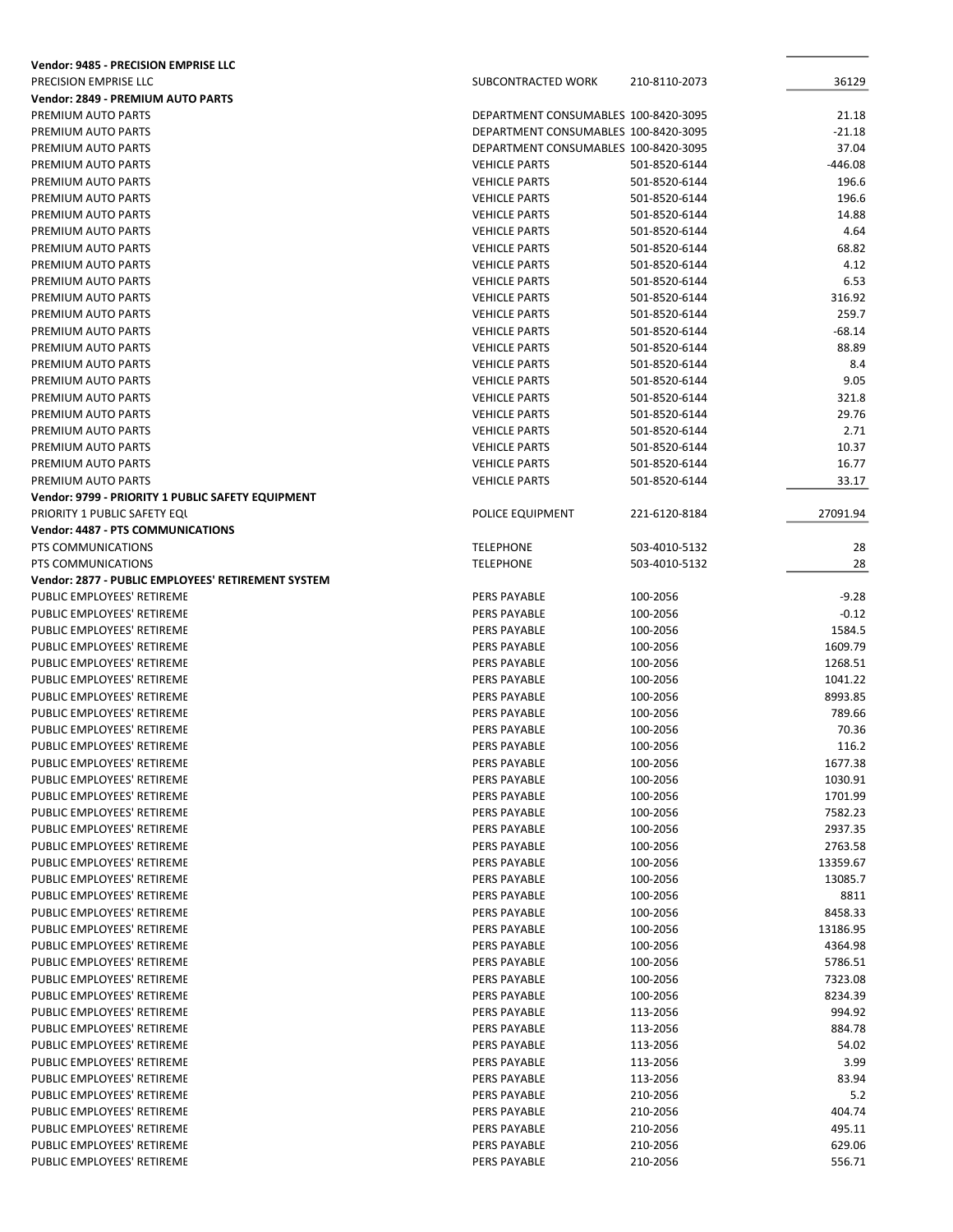| | | | |
|---|---|---|---|
| **Vendor: 9485 - PRECISION EMPRISE LLC** | | | |
| PRECISION EMPRISE LLC | SUBCONTRACTED WORK | 210-8110-2073 | 36129 |
| **Vendor: 2849 - PREMIUM AUTO PARTS** | | | |
| PREMIUM AUTO PARTS | DEPARTMENT CONSUMABLES | 100-8420-3095 | 21.18 |
| PREMIUM AUTO PARTS | DEPARTMENT CONSUMABLES | 100-8420-3095 | -21.18 |
| PREMIUM AUTO PARTS | DEPARTMENT CONSUMABLES | 100-8420-3095 | 37.04 |
| PREMIUM AUTO PARTS | VEHICLE PARTS | 501-8520-6144 | -446.08 |
| PREMIUM AUTO PARTS | VEHICLE PARTS | 501-8520-6144 | 196.6 |
| PREMIUM AUTO PARTS | VEHICLE PARTS | 501-8520-6144 | 196.6 |
| PREMIUM AUTO PARTS | VEHICLE PARTS | 501-8520-6144 | 14.88 |
| PREMIUM AUTO PARTS | VEHICLE PARTS | 501-8520-6144 | 4.64 |
| PREMIUM AUTO PARTS | VEHICLE PARTS | 501-8520-6144 | 68.82 |
| PREMIUM AUTO PARTS | VEHICLE PARTS | 501-8520-6144 | 4.12 |
| PREMIUM AUTO PARTS | VEHICLE PARTS | 501-8520-6144 | 6.53 |
| PREMIUM AUTO PARTS | VEHICLE PARTS | 501-8520-6144 | 316.92 |
| PREMIUM AUTO PARTS | VEHICLE PARTS | 501-8520-6144 | 259.7 |
| PREMIUM AUTO PARTS | VEHICLE PARTS | 501-8520-6144 | -68.14 |
| PREMIUM AUTO PARTS | VEHICLE PARTS | 501-8520-6144 | 88.89 |
| PREMIUM AUTO PARTS | VEHICLE PARTS | 501-8520-6144 | 8.4 |
| PREMIUM AUTO PARTS | VEHICLE PARTS | 501-8520-6144 | 9.05 |
| PREMIUM AUTO PARTS | VEHICLE PARTS | 501-8520-6144 | 321.8 |
| PREMIUM AUTO PARTS | VEHICLE PARTS | 501-8520-6144 | 29.76 |
| PREMIUM AUTO PARTS | VEHICLE PARTS | 501-8520-6144 | 2.71 |
| PREMIUM AUTO PARTS | VEHICLE PARTS | 501-8520-6144 | 10.37 |
| PREMIUM AUTO PARTS | VEHICLE PARTS | 501-8520-6144 | 16.77 |
| PREMIUM AUTO PARTS | VEHICLE PARTS | 501-8520-6144 | 33.17 |
| **Vendor: 9799 - PRIORITY 1 PUBLIC SAFETY EQUIPMENT** | | | |
| PRIORITY 1 PUBLIC SAFETY EQU | POLICE EQUIPMENT | 221-6120-8184 | 27091.94 |
| **Vendor: 4487 - PTS COMMUNICATIONS** | | | |
| PTS COMMUNICATIONS | TELEPHONE | 503-4010-5132 | 28 |
| PTS COMMUNICATIONS | TELEPHONE | 503-4010-5132 | 28 |
| **Vendor: 2877 - PUBLIC EMPLOYEES' RETIREMENT SYSTEM** | | | |
| PUBLIC EMPLOYEES' RETIREME | PERS PAYABLE | 100-2056 | -9.28 |
| PUBLIC EMPLOYEES' RETIREME | PERS PAYABLE | 100-2056 | -0.12 |
| PUBLIC EMPLOYEES' RETIREME | PERS PAYABLE | 100-2056 | 1584.5 |
| PUBLIC EMPLOYEES' RETIREME | PERS PAYABLE | 100-2056 | 1609.79 |
| PUBLIC EMPLOYEES' RETIREME | PERS PAYABLE | 100-2056 | 1268.51 |
| PUBLIC EMPLOYEES' RETIREME | PERS PAYABLE | 100-2056 | 1041.22 |
| PUBLIC EMPLOYEES' RETIREME | PERS PAYABLE | 100-2056 | 8993.85 |
| PUBLIC EMPLOYEES' RETIREME | PERS PAYABLE | 100-2056 | 789.66 |
| PUBLIC EMPLOYEES' RETIREME | PERS PAYABLE | 100-2056 | 70.36 |
| PUBLIC EMPLOYEES' RETIREME | PERS PAYABLE | 100-2056 | 116.2 |
| PUBLIC EMPLOYEES' RETIREME | PERS PAYABLE | 100-2056 | 1677.38 |
| PUBLIC EMPLOYEES' RETIREME | PERS PAYABLE | 100-2056 | 1030.91 |
| PUBLIC EMPLOYEES' RETIREME | PERS PAYABLE | 100-2056 | 1701.99 |
| PUBLIC EMPLOYEES' RETIREME | PERS PAYABLE | 100-2056 | 7582.23 |
| PUBLIC EMPLOYEES' RETIREME | PERS PAYABLE | 100-2056 | 2937.35 |
| PUBLIC EMPLOYEES' RETIREME | PERS PAYABLE | 100-2056 | 2763.58 |
| PUBLIC EMPLOYEES' RETIREME | PERS PAYABLE | 100-2056 | 13359.67 |
| PUBLIC EMPLOYEES' RETIREME | PERS PAYABLE | 100-2056 | 13085.7 |
| PUBLIC EMPLOYEES' RETIREME | PERS PAYABLE | 100-2056 | 8811 |
| PUBLIC EMPLOYEES' RETIREME | PERS PAYABLE | 100-2056 | 8458.33 |
| PUBLIC EMPLOYEES' RETIREME | PERS PAYABLE | 100-2056 | 13186.95 |
| PUBLIC EMPLOYEES' RETIREME | PERS PAYABLE | 100-2056 | 4364.98 |
| PUBLIC EMPLOYEES' RETIREME | PERS PAYABLE | 100-2056 | 5786.51 |
| PUBLIC EMPLOYEES' RETIREME | PERS PAYABLE | 100-2056 | 7323.08 |
| PUBLIC EMPLOYEES' RETIREME | PERS PAYABLE | 100-2056 | 8234.39 |
| PUBLIC EMPLOYEES' RETIREME | PERS PAYABLE | 113-2056 | 994.92 |
| PUBLIC EMPLOYEES' RETIREME | PERS PAYABLE | 113-2056 | 884.78 |
| PUBLIC EMPLOYEES' RETIREME | PERS PAYABLE | 113-2056 | 54.02 |
| PUBLIC EMPLOYEES' RETIREME | PERS PAYABLE | 113-2056 | 3.99 |
| PUBLIC EMPLOYEES' RETIREME | PERS PAYABLE | 113-2056 | 83.94 |
| PUBLIC EMPLOYEES' RETIREME | PERS PAYABLE | 210-2056 | 5.2 |
| PUBLIC EMPLOYEES' RETIREME | PERS PAYABLE | 210-2056 | 404.74 |
| PUBLIC EMPLOYEES' RETIREME | PERS PAYABLE | 210-2056 | 495.11 |
| PUBLIC EMPLOYEES' RETIREME | PERS PAYABLE | 210-2056 | 629.06 |
| PUBLIC EMPLOYEES' RETIREME | PERS PAYABLE | 210-2056 | 556.71 |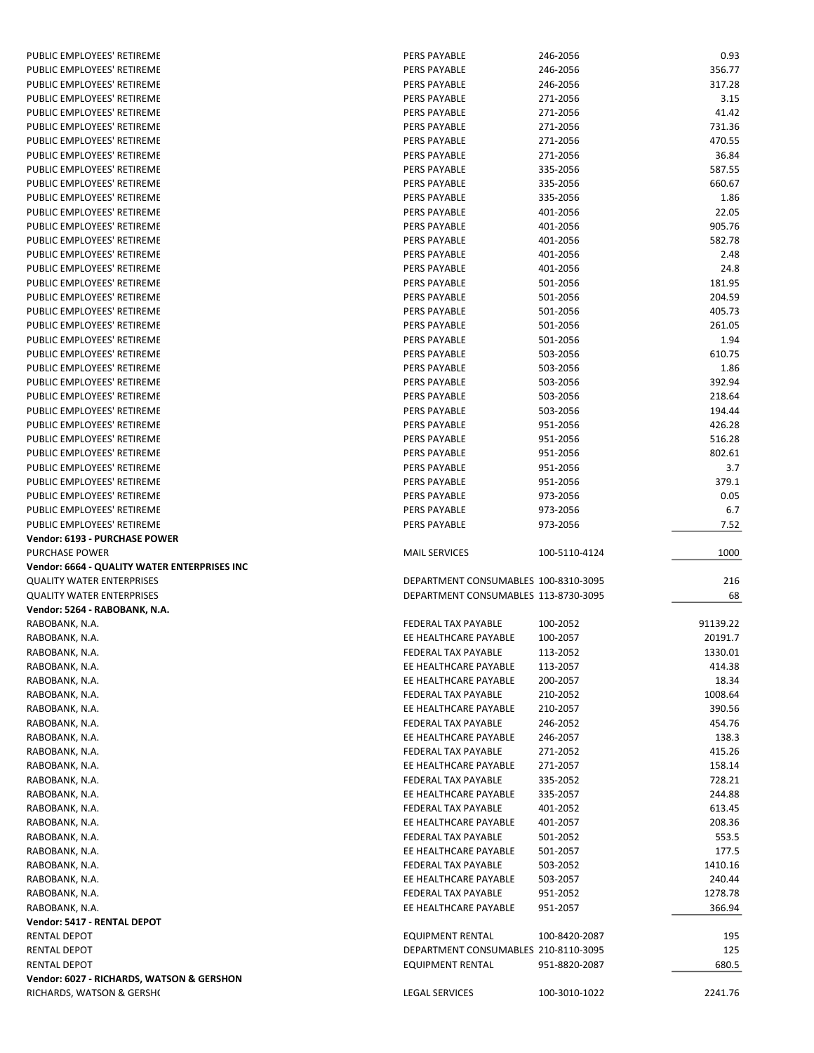| | | | |
|---|---|---|---|
| PUBLIC EMPLOYEES' RETIREME | PERS PAYABLE | 246-2056 | 0.93 |
| PUBLIC EMPLOYEES' RETIREME | PERS PAYABLE | 246-2056 | 356.77 |
| PUBLIC EMPLOYEES' RETIREME | PERS PAYABLE | 246-2056 | 317.28 |
| PUBLIC EMPLOYEES' RETIREME | PERS PAYABLE | 271-2056 | 3.15 |
| PUBLIC EMPLOYEES' RETIREME | PERS PAYABLE | 271-2056 | 41.42 |
| PUBLIC EMPLOYEES' RETIREME | PERS PAYABLE | 271-2056 | 731.36 |
| PUBLIC EMPLOYEES' RETIREME | PERS PAYABLE | 271-2056 | 470.55 |
| PUBLIC EMPLOYEES' RETIREME | PERS PAYABLE | 271-2056 | 36.84 |
| PUBLIC EMPLOYEES' RETIREME | PERS PAYABLE | 335-2056 | 587.55 |
| PUBLIC EMPLOYEES' RETIREME | PERS PAYABLE | 335-2056 | 660.67 |
| PUBLIC EMPLOYEES' RETIREME | PERS PAYABLE | 335-2056 | 1.86 |
| PUBLIC EMPLOYEES' RETIREME | PERS PAYABLE | 401-2056 | 22.05 |
| PUBLIC EMPLOYEES' RETIREME | PERS PAYABLE | 401-2056 | 905.76 |
| PUBLIC EMPLOYEES' RETIREME | PERS PAYABLE | 401-2056 | 582.78 |
| PUBLIC EMPLOYEES' RETIREME | PERS PAYABLE | 401-2056 | 2.48 |
| PUBLIC EMPLOYEES' RETIREME | PERS PAYABLE | 401-2056 | 24.8 |
| PUBLIC EMPLOYEES' RETIREME | PERS PAYABLE | 501-2056 | 181.95 |
| PUBLIC EMPLOYEES' RETIREME | PERS PAYABLE | 501-2056 | 204.59 |
| PUBLIC EMPLOYEES' RETIREME | PERS PAYABLE | 501-2056 | 405.73 |
| PUBLIC EMPLOYEES' RETIREME | PERS PAYABLE | 501-2056 | 261.05 |
| PUBLIC EMPLOYEES' RETIREME | PERS PAYABLE | 501-2056 | 1.94 |
| PUBLIC EMPLOYEES' RETIREME | PERS PAYABLE | 503-2056 | 610.75 |
| PUBLIC EMPLOYEES' RETIREME | PERS PAYABLE | 503-2056 | 1.86 |
| PUBLIC EMPLOYEES' RETIREME | PERS PAYABLE | 503-2056 | 392.94 |
| PUBLIC EMPLOYEES' RETIREME | PERS PAYABLE | 503-2056 | 218.64 |
| PUBLIC EMPLOYEES' RETIREME | PERS PAYABLE | 503-2056 | 194.44 |
| PUBLIC EMPLOYEES' RETIREME | PERS PAYABLE | 951-2056 | 426.28 |
| PUBLIC EMPLOYEES' RETIREME | PERS PAYABLE | 951-2056 | 516.28 |
| PUBLIC EMPLOYEES' RETIREME | PERS PAYABLE | 951-2056 | 802.61 |
| PUBLIC EMPLOYEES' RETIREME | PERS PAYABLE | 951-2056 | 3.7 |
| PUBLIC EMPLOYEES' RETIREME | PERS PAYABLE | 951-2056 | 379.1 |
| PUBLIC EMPLOYEES' RETIREME | PERS PAYABLE | 973-2056 | 0.05 |
| PUBLIC EMPLOYEES' RETIREME | PERS PAYABLE | 973-2056 | 6.7 |
| PUBLIC EMPLOYEES' RETIREME | PERS PAYABLE | 973-2056 | 7.52 |
| **Vendor: 6193 - PURCHASE POWER** | | | |
| PURCHASE POWER | MAIL SERVICES | 100-5110-4124 | 1000 |
| **Vendor: 6664 - QUALITY WATER ENTERPRISES INC** | | | |
| QUALITY WATER ENTERPRISES | DEPARTMENT CONSUMABLES | 100-8310-3095 | 216 |
| QUALITY WATER ENTERPRISES | DEPARTMENT CONSUMABLES | 113-8730-3095 | 68 |
| **Vendor: 5264 - RABOBANK, N.A.** | | | |
| RABOBANK, N.A. | FEDERAL TAX PAYABLE | 100-2052 | 91139.22 |
| RABOBANK, N.A. | EE HEALTHCARE PAYABLE | 100-2057 | 20191.7 |
| RABOBANK, N.A. | FEDERAL TAX PAYABLE | 113-2052 | 1330.01 |
| RABOBANK, N.A. | EE HEALTHCARE PAYABLE | 113-2057 | 414.38 |
| RABOBANK, N.A. | EE HEALTHCARE PAYABLE | 200-2057 | 18.34 |
| RABOBANK, N.A. | FEDERAL TAX PAYABLE | 210-2052 | 1008.64 |
| RABOBANK, N.A. | EE HEALTHCARE PAYABLE | 210-2057 | 390.56 |
| RABOBANK, N.A. | FEDERAL TAX PAYABLE | 246-2052 | 454.76 |
| RABOBANK, N.A. | EE HEALTHCARE PAYABLE | 246-2057 | 138.3 |
| RABOBANK, N.A. | FEDERAL TAX PAYABLE | 271-2052 | 415.26 |
| RABOBANK, N.A. | EE HEALTHCARE PAYABLE | 271-2057 | 158.14 |
| RABOBANK, N.A. | FEDERAL TAX PAYABLE | 335-2052 | 728.21 |
| RABOBANK, N.A. | EE HEALTHCARE PAYABLE | 335-2057 | 244.88 |
| RABOBANK, N.A. | FEDERAL TAX PAYABLE | 401-2052 | 613.45 |
| RABOBANK, N.A. | EE HEALTHCARE PAYABLE | 401-2057 | 208.36 |
| RABOBANK, N.A. | FEDERAL TAX PAYABLE | 501-2052 | 553.5 |
| RABOBANK, N.A. | EE HEALTHCARE PAYABLE | 501-2057 | 177.5 |
| RABOBANK, N.A. | FEDERAL TAX PAYABLE | 503-2052 | 1410.16 |
| RABOBANK, N.A. | EE HEALTHCARE PAYABLE | 503-2057 | 240.44 |
| RABOBANK, N.A. | FEDERAL TAX PAYABLE | 951-2052 | 1278.78 |
| RABOBANK, N.A. | EE HEALTHCARE PAYABLE | 951-2057 | 366.94 |
| **Vendor: 5417 - RENTAL DEPOT** | | | |
| RENTAL DEPOT | EQUIPMENT RENTAL | 100-8420-2087 | 195 |
| RENTAL DEPOT | DEPARTMENT CONSUMABLES | 210-8110-3095 | 125 |
| RENTAL DEPOT | EQUIPMENT RENTAL | 951-8820-2087 | 680.5 |
| **Vendor: 6027 - RICHARDS, WATSON & GERSHON** | | | |
| RICHARDS, WATSON & GERSHO | LEGAL SERVICES | 100-3010-1022 | 2241.76 |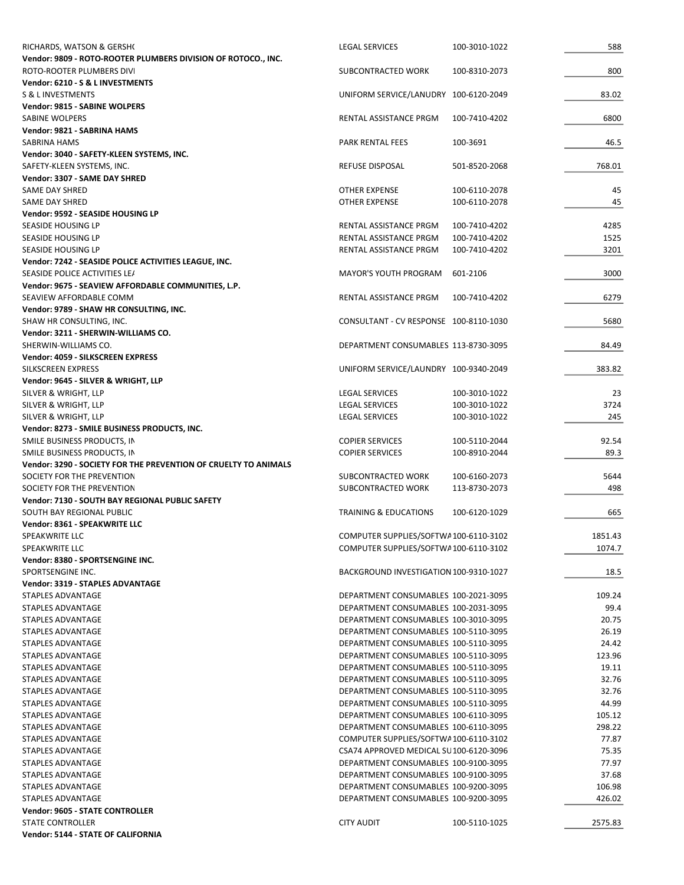| | | | |
|---|---|---|---|
| RICHARDS, WATSON & GERSH( | LEGAL SERVICES | 100-3010-1022 | 588 |
| **Vendor: 9809 - ROTO-ROOTER PLUMBERS DIVISION OF ROTOCO., INC.** | | | |
| ROTO-ROOTER PLUMBERS DIVI | SUBCONTRACTED WORK | 100-8310-2073 | 800 |
| **Vendor: 6210 - S & L INVESTMENTS** | | | |
| S & L INVESTMENTS | UNIFORM SERVICE/LANUDRY | 100-6120-2049 | 83.02 |
| **Vendor: 9815 - SABINE WOLPERS** | | | |
| SABINE WOLPERS | RENTAL ASSISTANCE PRGM | 100-7410-4202 | 6800 |
| **Vendor: 9821 - SABRINA HAMS** | | | |
| SABRINA HAMS | PARK RENTAL FEES | 100-3691 | 46.5 |
| **Vendor: 3040 - SAFETY-KLEEN SYSTEMS, INC.** | | | |
| SAFETY-KLEEN SYSTEMS, INC. | REFUSE DISPOSAL | 501-8520-2068 | 768.01 |
| **Vendor: 3307 - SAME DAY SHRED** | | | |
| SAME DAY SHRED | OTHER EXPENSE | 100-6110-2078 | 45 |
| SAME DAY SHRED | OTHER EXPENSE | 100-6110-2078 | 45 |
| **Vendor: 9592 - SEASIDE HOUSING LP** | | | |
| SEASIDE HOUSING LP | RENTAL ASSISTANCE PRGM | 100-7410-4202 | 4285 |
| SEASIDE HOUSING LP | RENTAL ASSISTANCE PRGM | 100-7410-4202 | 1525 |
| SEASIDE HOUSING LP | RENTAL ASSISTANCE PRGM | 100-7410-4202 | 3201 |
| **Vendor: 7242 - SEASIDE POLICE ACTIVITIES LEAGUE, INC.** | | | |
| SEASIDE POLICE ACTIVITIES LEA | MAYOR'S YOUTH PROGRAM | 601-2106 | 3000 |
| **Vendor: 9675 - SEAVIEW AFFORDABLE COMMUNITIES, L.P.** | | | |
| SEAVIEW AFFORDABLE COMM | RENTAL ASSISTANCE PRGM | 100-7410-4202 | 6279 |
| **Vendor: 9789 - SHAW HR CONSULTING, INC.** | | | |
| SHAW HR CONSULTING, INC. | CONSULTANT - CV RESPONSE | 100-8110-1030 | 5680 |
| **Vendor: 3211 - SHERWIN-WILLIAMS CO.** | | | |
| SHERWIN-WILLIAMS CO. | DEPARTMENT CONSUMABLES | 113-8730-3095 | 84.49 |
| **Vendor: 4059 - SILKSCREEN EXPRESS** | | | |
| SILKSCREEN EXPRESS | UNIFORM SERVICE/LAUNDRY | 100-9340-2049 | 383.82 |
| **Vendor: 9645 - SILVER & WRIGHT, LLP** | | | |
| SILVER & WRIGHT, LLP | LEGAL SERVICES | 100-3010-1022 | 23 |
| SILVER & WRIGHT, LLP | LEGAL SERVICES | 100-3010-1022 | 3724 |
| SILVER & WRIGHT, LLP | LEGAL SERVICES | 100-3010-1022 | 245 |
| **Vendor: 8273 - SMILE BUSINESS PRODUCTS, INC.** | | | |
| SMILE BUSINESS PRODUCTS, IN | COPIER SERVICES | 100-5110-2044 | 92.54 |
| SMILE BUSINESS PRODUCTS, IN | COPIER SERVICES | 100-8910-2044 | 89.3 |
| **Vendor: 3290 - SOCIETY FOR THE PREVENTION OF CRUELTY TO ANIMALS** | | | |
| SOCIETY FOR THE PREVENTION | SUBCONTRACTED WORK | 100-6160-2073 | 5644 |
| SOCIETY FOR THE PREVENTION | SUBCONTRACTED WORK | 113-8730-2073 | 498 |
| **Vendor: 7130 - SOUTH BAY REGIONAL PUBLIC SAFETY** | | | |
| SOUTH BAY REGIONAL PUBLIC | TRAINING & EDUCATIONS | 100-6120-1029 | 665 |
| **Vendor: 8361 - SPEAKWRITE LLC** | | | |
| SPEAKWRITE LLC | COMPUTER SUPPLIES/SOFTWA | 100-6110-3102 | 1851.43 |
| SPEAKWRITE LLC | COMPUTER SUPPLIES/SOFTWA | 100-6110-3102 | 1074.7 |
| **Vendor: 8380 - SPORTSENGINE INC.** | | | |
| SPORTSENGINE INC. | BACKGROUND INVESTIGATION | 100-9310-1027 | 18.5 |
| **Vendor: 3319 - STAPLES ADVANTAGE** | | | |
| STAPLES ADVANTAGE | DEPARTMENT CONSUMABLES | 100-2021-3095 | 109.24 |
| STAPLES ADVANTAGE | DEPARTMENT CONSUMABLES | 100-2031-3095 | 99.4 |
| STAPLES ADVANTAGE | DEPARTMENT CONSUMABLES | 100-3010-3095 | 20.75 |
| STAPLES ADVANTAGE | DEPARTMENT CONSUMABLES | 100-5110-3095 | 26.19 |
| STAPLES ADVANTAGE | DEPARTMENT CONSUMABLES | 100-5110-3095 | 24.42 |
| STAPLES ADVANTAGE | DEPARTMENT CONSUMABLES | 100-5110-3095 | 123.96 |
| STAPLES ADVANTAGE | DEPARTMENT CONSUMABLES | 100-5110-3095 | 19.11 |
| STAPLES ADVANTAGE | DEPARTMENT CONSUMABLES | 100-5110-3095 | 32.76 |
| STAPLES ADVANTAGE | DEPARTMENT CONSUMABLES | 100-5110-3095 | 32.76 |
| STAPLES ADVANTAGE | DEPARTMENT CONSUMABLES | 100-5110-3095 | 44.99 |
| STAPLES ADVANTAGE | DEPARTMENT CONSUMABLES | 100-6110-3095 | 105.12 |
| STAPLES ADVANTAGE | DEPARTMENT CONSUMABLES | 100-6110-3095 | 298.22 |
| STAPLES ADVANTAGE | COMPUTER SUPPLIES/SOFTWA | 100-6110-3102 | 77.87 |
| STAPLES ADVANTAGE | CSA74 APPROVED MEDICAL SU | 100-6120-3096 | 75.35 |
| STAPLES ADVANTAGE | DEPARTMENT CONSUMABLES | 100-9100-3095 | 77.97 |
| STAPLES ADVANTAGE | DEPARTMENT CONSUMABLES | 100-9100-3095 | 37.68 |
| STAPLES ADVANTAGE | DEPARTMENT CONSUMABLES | 100-9200-3095 | 106.98 |
| STAPLES ADVANTAGE | DEPARTMENT CONSUMABLES | 100-9200-3095 | 426.02 |
| **Vendor: 9605 - STATE CONTROLLER** | | | |
| STATE CONTROLLER | CITY AUDIT | 100-5110-1025 | 2575.83 |
| **Vendor: 5144 - STATE OF CALIFORNIA** | | | |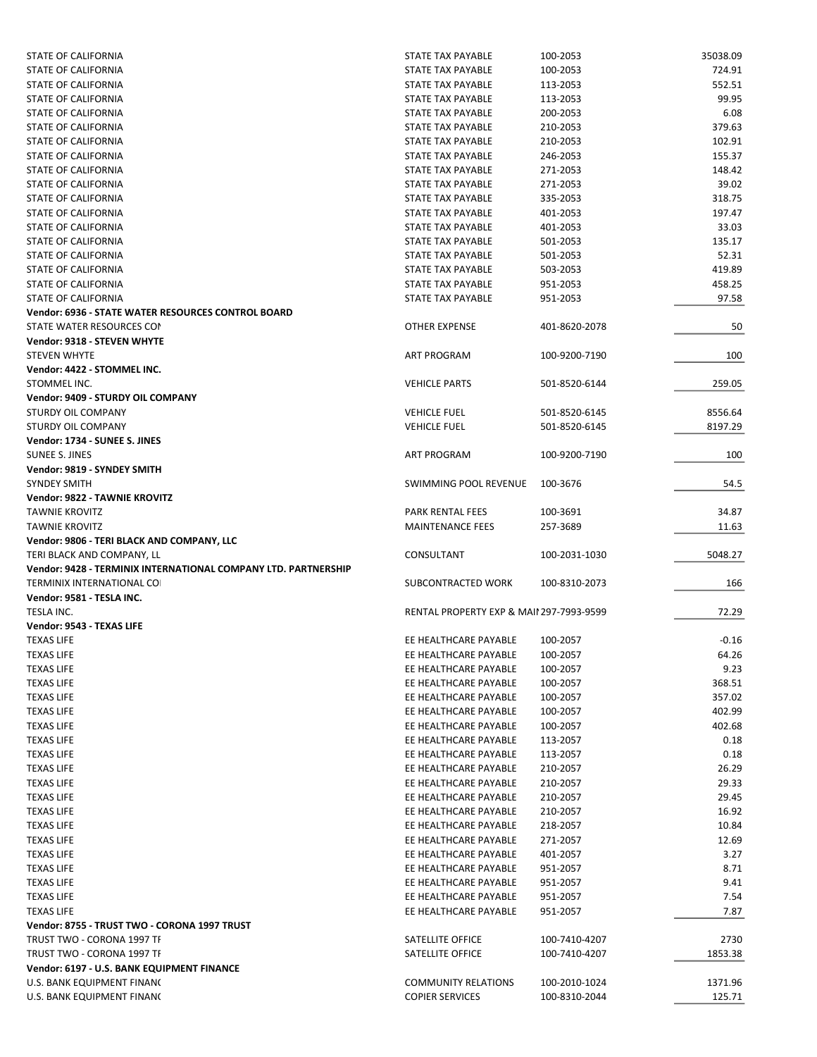| | | | |
|---|---|---|---|
| STATE OF CALIFORNIA | STATE TAX PAYABLE | 100-2053 | 35038.09 |
| STATE OF CALIFORNIA | STATE TAX PAYABLE | 100-2053 | 724.91 |
| STATE OF CALIFORNIA | STATE TAX PAYABLE | 113-2053 | 552.51 |
| STATE OF CALIFORNIA | STATE TAX PAYABLE | 113-2053 | 99.95 |
| STATE OF CALIFORNIA | STATE TAX PAYABLE | 200-2053 | 6.08 |
| STATE OF CALIFORNIA | STATE TAX PAYABLE | 210-2053 | 379.63 |
| STATE OF CALIFORNIA | STATE TAX PAYABLE | 210-2053 | 102.91 |
| STATE OF CALIFORNIA | STATE TAX PAYABLE | 246-2053 | 155.37 |
| STATE OF CALIFORNIA | STATE TAX PAYABLE | 271-2053 | 148.42 |
| STATE OF CALIFORNIA | STATE TAX PAYABLE | 271-2053 | 39.02 |
| STATE OF CALIFORNIA | STATE TAX PAYABLE | 335-2053 | 318.75 |
| STATE OF CALIFORNIA | STATE TAX PAYABLE | 401-2053 | 197.47 |
| STATE OF CALIFORNIA | STATE TAX PAYABLE | 401-2053 | 33.03 |
| STATE OF CALIFORNIA | STATE TAX PAYABLE | 501-2053 | 135.17 |
| STATE OF CALIFORNIA | STATE TAX PAYABLE | 501-2053 | 52.31 |
| STATE OF CALIFORNIA | STATE TAX PAYABLE | 503-2053 | 419.89 |
| STATE OF CALIFORNIA | STATE TAX PAYABLE | 951-2053 | 458.25 |
| STATE OF CALIFORNIA | STATE TAX PAYABLE | 951-2053 | 97.58 |
| **Vendor: 6936 - STATE WATER RESOURCES CONTROL BOARD** | | | |
| STATE WATER RESOURCES COI | OTHER EXPENSE | 401-8620-2078 | 50 |
| **Vendor: 9318 - STEVEN WHYTE** | | | |
| STEVEN WHYTE | ART PROGRAM | 100-9200-7190 | 100 |
| **Vendor: 4422 - STOMMEL INC.** | | | |
| STOMMEL INC. | VEHICLE PARTS | 501-8520-6144 | 259.05 |
| **Vendor: 9409 - STURDY OIL COMPANY** | | | |
| STURDY OIL COMPANY | VEHICLE FUEL | 501-8520-6145 | 8556.64 |
| STURDY OIL COMPANY | VEHICLE FUEL | 501-8520-6145 | 8197.29 |
| **Vendor: 1734 - SUNEE S. JINES** | | | |
| SUNEE S. JINES | ART PROGRAM | 100-9200-7190 | 100 |
| **Vendor: 9819 - SYNDEY SMITH** | | | |
| SYNDEY SMITH | SWIMMING POOL REVENUE | 100-3676 | 54.5 |
| **Vendor: 9822 - TAWNIE KROVITZ** | | | |
| TAWNIE KROVITZ | PARK RENTAL FEES | 100-3691 | 34.87 |
| TAWNIE KROVITZ | MAINTENANCE FEES | 257-3689 | 11.63 |
| **Vendor: 9806 - TERI BLACK AND COMPANY, LLC** | | | |
| TERI BLACK AND COMPANY, LL | CONSULTANT | 100-2031-1030 | 5048.27 |
| **Vendor: 9428 - TERMINIX INTERNATIONAL COMPANY LTD. PARTNERSHIP** | | | |
| TERMINIX INTERNATIONAL CO | SUBCONTRACTED WORK | 100-8310-2073 | 166 |
| **Vendor: 9581 - TESLA INC.** | | | |
| TESLA INC. | RENTAL PROPERTY EXP & MAII | 297-7993-9599 | 72.29 |
| **Vendor: 9543 - TEXAS LIFE** | | | |
| TEXAS LIFE | EE HEALTHCARE PAYABLE | 100-2057 | -0.16 |
| TEXAS LIFE | EE HEALTHCARE PAYABLE | 100-2057 | 64.26 |
| TEXAS LIFE | EE HEALTHCARE PAYABLE | 100-2057 | 9.23 |
| TEXAS LIFE | EE HEALTHCARE PAYABLE | 100-2057 | 368.51 |
| TEXAS LIFE | EE HEALTHCARE PAYABLE | 100-2057 | 357.02 |
| TEXAS LIFE | EE HEALTHCARE PAYABLE | 100-2057 | 402.99 |
| TEXAS LIFE | EE HEALTHCARE PAYABLE | 100-2057 | 402.68 |
| TEXAS LIFE | EE HEALTHCARE PAYABLE | 113-2057 | 0.18 |
| TEXAS LIFE | EE HEALTHCARE PAYABLE | 113-2057 | 0.18 |
| TEXAS LIFE | EE HEALTHCARE PAYABLE | 210-2057 | 26.29 |
| TEXAS LIFE | EE HEALTHCARE PAYABLE | 210-2057 | 29.33 |
| TEXAS LIFE | EE HEALTHCARE PAYABLE | 210-2057 | 29.45 |
| TEXAS LIFE | EE HEALTHCARE PAYABLE | 210-2057 | 16.92 |
| TEXAS LIFE | EE HEALTHCARE PAYABLE | 218-2057 | 10.84 |
| TEXAS LIFE | EE HEALTHCARE PAYABLE | 271-2057 | 12.69 |
| TEXAS LIFE | EE HEALTHCARE PAYABLE | 401-2057 | 3.27 |
| TEXAS LIFE | EE HEALTHCARE PAYABLE | 951-2057 | 8.71 |
| TEXAS LIFE | EE HEALTHCARE PAYABLE | 951-2057 | 9.41 |
| TEXAS LIFE | EE HEALTHCARE PAYABLE | 951-2057 | 7.54 |
| TEXAS LIFE | EE HEALTHCARE PAYABLE | 951-2057 | 7.87 |
| **Vendor: 8755 - TRUST TWO - CORONA 1997 TRUST** | | | |
| TRUST TWO - CORONA 1997 TI | SATELLITE OFFICE | 100-7410-4207 | 2730 |
| TRUST TWO - CORONA 1997 TI | SATELLITE OFFICE | 100-7410-4207 | 1853.38 |
| **Vendor: 6197 - U.S. BANK EQUIPMENT FINANCE** | | | |
| U.S. BANK EQUIPMENT FINAN( | COMMUNITY RELATIONS | 100-2010-1024 | 1371.96 |
| U.S. BANK EQUIPMENT FINAN( | COPIER SERVICES | 100-8310-2044 | 125.71 |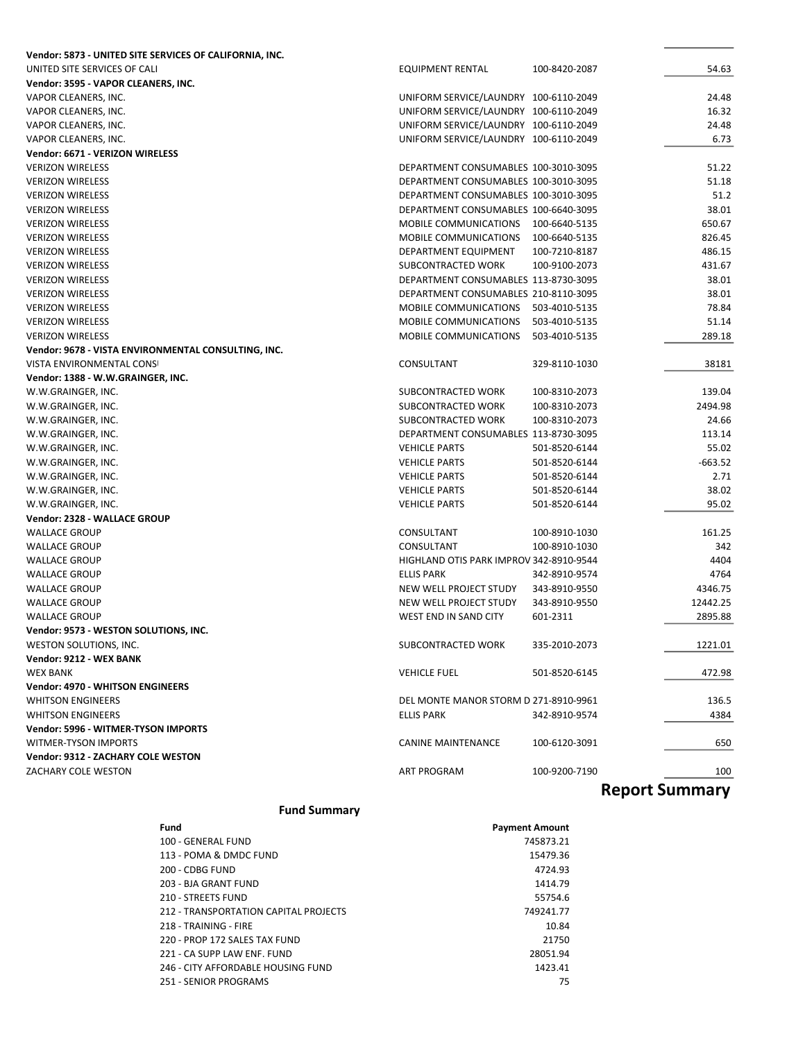| | | | |
|---|---|---|---|
| **Vendor: 5873 - UNITED SITE SERVICES OF CALIFORNIA, INC.** | | | |
| UNITED SITE SERVICES OF CALI | EQUIPMENT RENTAL | 100-8420-2087 | 54.63 |
| **Vendor: 3595 - VAPOR CLEANERS, INC.** | | | |
| VAPOR CLEANERS, INC. | UNIFORM SERVICE/LAUNDRY | 100-6110-2049 | 24.48 |
| VAPOR CLEANERS, INC. | UNIFORM SERVICE/LAUNDRY | 100-6110-2049 | 16.32 |
| VAPOR CLEANERS, INC. | UNIFORM SERVICE/LAUNDRY | 100-6110-2049 | 24.48 |
| VAPOR CLEANERS, INC. | UNIFORM SERVICE/LAUNDRY | 100-6110-2049 | 6.73 |
| **Vendor: 6671 - VERIZON WIRELESS** | | | |
| VERIZON WIRELESS | DEPARTMENT CONSUMABLES | 100-3010-3095 | 51.22 |
| VERIZON WIRELESS | DEPARTMENT CONSUMABLES | 100-3010-3095 | 51.18 |
| VERIZON WIRELESS | DEPARTMENT CONSUMABLES | 100-3010-3095 | 51.2 |
| VERIZON WIRELESS | DEPARTMENT CONSUMABLES | 100-6640-3095 | 38.01 |
| VERIZON WIRELESS | MOBILE COMMUNICATIONS | 100-6640-5135 | 650.67 |
| VERIZON WIRELESS | MOBILE COMMUNICATIONS | 100-6640-5135 | 826.45 |
| VERIZON WIRELESS | DEPARTMENT EQUIPMENT | 100-7210-8187 | 486.15 |
| VERIZON WIRELESS | SUBCONTRACTED WORK | 100-9100-2073 | 431.67 |
| VERIZON WIRELESS | DEPARTMENT CONSUMABLES | 113-8730-3095 | 38.01 |
| VERIZON WIRELESS | DEPARTMENT CONSUMABLES | 210-8110-3095 | 38.01 |
| VERIZON WIRELESS | MOBILE COMMUNICATIONS | 503-4010-5135 | 78.84 |
| VERIZON WIRELESS | MOBILE COMMUNICATIONS | 503-4010-5135 | 51.14 |
| VERIZON WIRELESS | MOBILE COMMUNICATIONS | 503-4010-5135 | 289.18 |
| **Vendor: 9678 - VISTA ENVIRONMENTAL CONSULTING, INC.** | | | |
| VISTA ENVIRONMENTAL CONSI | CONSULTANT | 329-8110-1030 | 38181 |
| **Vendor: 1388 - W.W.GRAINGER, INC.** | | | |
| W.W.GRAINGER, INC. | SUBCONTRACTED WORK | 100-8310-2073 | 139.04 |
| W.W.GRAINGER, INC. | SUBCONTRACTED WORK | 100-8310-2073 | 2494.98 |
| W.W.GRAINGER, INC. | SUBCONTRACTED WORK | 100-8310-2073 | 24.66 |
| W.W.GRAINGER, INC. | DEPARTMENT CONSUMABLES | 113-8730-3095 | 113.14 |
| W.W.GRAINGER, INC. | VEHICLE PARTS | 501-8520-6144 | 55.02 |
| W.W.GRAINGER, INC. | VEHICLE PARTS | 501-8520-6144 | -663.52 |
| W.W.GRAINGER, INC. | VEHICLE PARTS | 501-8520-6144 | 2.71 |
| W.W.GRAINGER, INC. | VEHICLE PARTS | 501-8520-6144 | 38.02 |
| W.W.GRAINGER, INC. | VEHICLE PARTS | 501-8520-6144 | 95.02 |
| **Vendor: 2328 - WALLACE GROUP** | | | |
| WALLACE GROUP | CONSULTANT | 100-8910-1030 | 161.25 |
| WALLACE GROUP | CONSULTANT | 100-8910-1030 | 342 |
| WALLACE GROUP | HIGHLAND OTIS PARK IMPROV | 342-8910-9544 | 4404 |
| WALLACE GROUP | ELLIS PARK | 342-8910-9574 | 4764 |
| WALLACE GROUP | NEW WELL PROJECT STUDY | 343-8910-9550 | 4346.75 |
| WALLACE GROUP | NEW WELL PROJECT STUDY | 343-8910-9550 | 12442.25 |
| WALLACE GROUP | WEST END IN SAND CITY | 601-2311 | 2895.88 |
| **Vendor: 9573 - WESTON SOLUTIONS, INC.** | | | |
| WESTON SOLUTIONS, INC. | SUBCONTRACTED WORK | 335-2010-2073 | 1221.01 |
| **Vendor: 9212 - WEX BANK** | | | |
| WEX BANK | VEHICLE FUEL | 501-8520-6145 | 472.98 |
| **Vendor: 4970 - WHITSON ENGINEERS** | | | |
| WHITSON ENGINEERS | DEL MONTE MANOR STORM D | 271-8910-9961 | 136.5 |
| WHITSON ENGINEERS | ELLIS PARK | 342-8910-9574 | 4384 |
| **Vendor: 5996 - WITMER-TYSON IMPORTS** | | | |
| WITMER-TYSON IMPORTS | CANINE MAINTENANCE | 100-6120-3091 | 650 |
| **Vendor: 9312 - ZACHARY COLE WESTON** | | | |
| ZACHARY COLE WESTON | ART PROGRAM | 100-9200-7190 | 100 |

## Report Summary

### Fund Summary

| Fund | Payment Amount |
|---|---|
| 100 - GENERAL FUND | 745873.21 |
| 113 - POMA & DMDC FUND | 15479.36 |
| 200 - CDBG FUND | 4724.93 |
| 203 - BJA GRANT FUND | 1414.79 |
| 210 - STREETS FUND | 55754.6 |
| 212 - TRANSPORTATION CAPITAL PROJECTS | 749241.77 |
| 218 - TRAINING - FIRE | 10.84 |
| 220 - PROP 172 SALES TAX FUND | 21750 |
| 221 - CA SUPP LAW ENF. FUND | 28051.94 |
| 246 - CITY AFFORDABLE HOUSING FUND | 1423.41 |
| 251 - SENIOR PROGRAMS | 75 |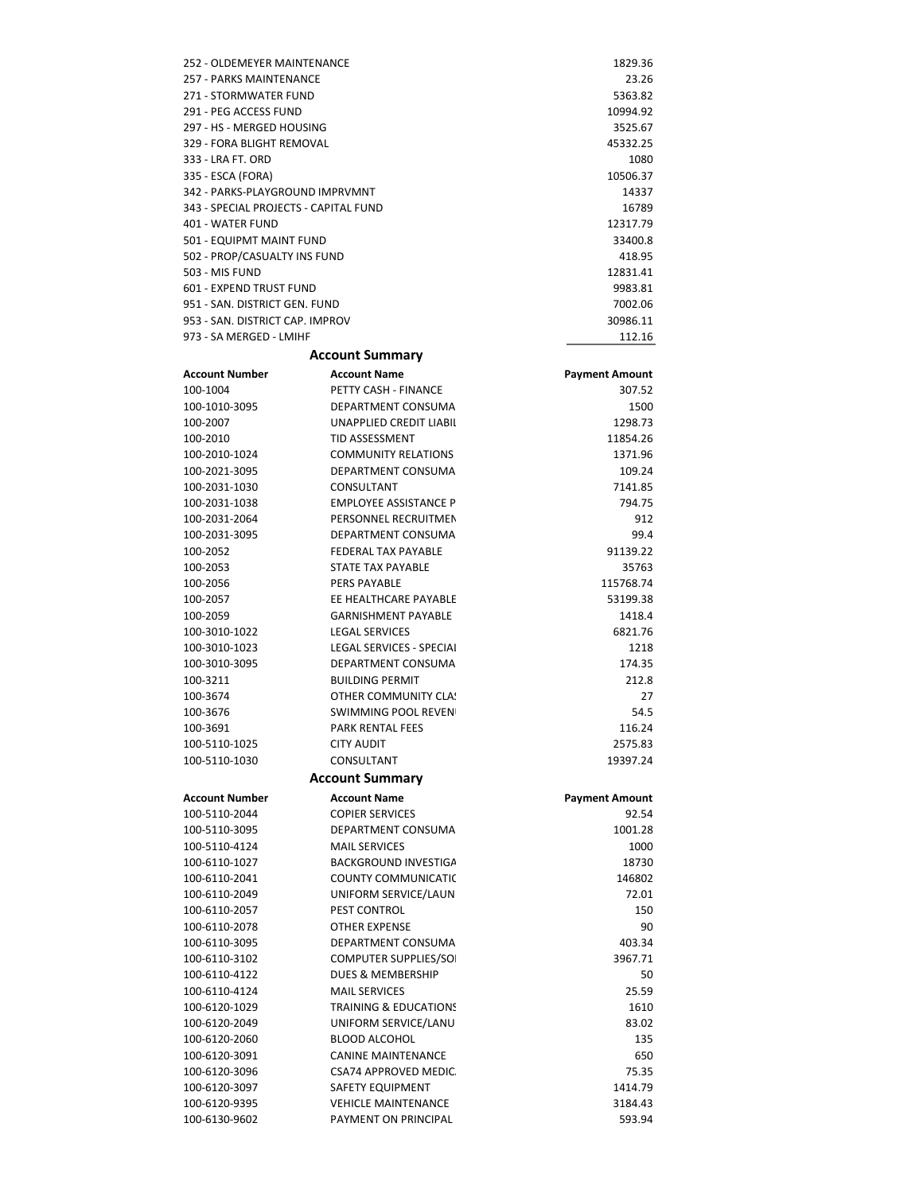| Fund | Payment Amount |
| --- | --- |
| 252 - OLDEMEYER MAINTENANCE | 1829.36 |
| 257 - PARKS MAINTENANCE | 23.26 |
| 271 - STORMWATER FUND | 5363.82 |
| 291 - PEG ACCESS FUND | 10994.92 |
| 297 - HS - MERGED HOUSING | 3525.67 |
| 329 - FORA BLIGHT REMOVAL | 45332.25 |
| 333 - LRA FT. ORD | 1080 |
| 335 - ESCA (FORA) | 10506.37 |
| 342 - PARKS-PLAYGROUND IMPRVMNT | 14337 |
| 343 - SPECIAL PROJECTS - CAPITAL FUND | 16789 |
| 401 - WATER FUND | 12317.79 |
| 501 - EQUIPMT MAINT FUND | 33400.8 |
| 502 - PROP/CASUALTY INS FUND | 418.95 |
| 503 - MIS FUND | 12831.41 |
| 601 - EXPEND TRUST FUND | 9983.81 |
| 951 - SAN. DISTRICT GEN. FUND | 7002.06 |
| 953 - SAN. DISTRICT CAP. IMPROV | 30986.11 |
| 973 - SA MERGED - LMIHF | 112.16 |

## Account Summary

| Account Number | Account Name | Payment Amount |
| --- | --- | --- |
| 100-1004 | PETTY CASH - FINANCE | 307.52 |
| 100-1010-3095 | DEPARTMENT CONSUMA | 1500 |
| 100-2007 | UNAPPLIED CREDIT LIABIL | 1298.73 |
| 100-2010 | TID ASSESSMENT | 11854.26 |
| 100-2010-1024 | COMMUNITY RELATIONS | 1371.96 |
| 100-2021-3095 | DEPARTMENT CONSUMA | 109.24 |
| 100-2031-1030 | CONSULTANT | 7141.85 |
| 100-2031-1038 | EMPLOYEE ASSISTANCE P | 794.75 |
| 100-2031-2064 | PERSONNEL RECRUITMEN | 912 |
| 100-2031-3095 | DEPARTMENT CONSUMA | 99.4 |
| 100-2052 | FEDERAL TAX PAYABLE | 91139.22 |
| 100-2053 | STATE TAX PAYABLE | 35763 |
| 100-2056 | PERS PAYABLE | 115768.74 |
| 100-2057 | EE HEALTHCARE PAYABLE | 53199.38 |
| 100-2059 | GARNISHMENT PAYABLE | 1418.4 |
| 100-3010-1022 | LEGAL SERVICES | 6821.76 |
| 100-3010-1023 | LEGAL SERVICES - SPECIAL | 1218 |
| 100-3010-3095 | DEPARTMENT CONSUMA | 174.35 |
| 100-3211 | BUILDING PERMIT | 212.8 |
| 100-3674 | OTHER COMMUNITY CLAS | 27 |
| 100-3676 | SWIMMING POOL REVEN | 54.5 |
| 100-3691 | PARK RENTAL FEES | 116.24 |
| 100-5110-1025 | CITY AUDIT | 2575.83 |
| 100-5110-1030 | CONSULTANT | 19397.24 |

## Account Summary

| Account Number | Account Name | Payment Amount |
| --- | --- | --- |
| 100-5110-2044 | COPIER SERVICES | 92.54 |
| 100-5110-3095 | DEPARTMENT CONSUMA | 1001.28 |
| 100-5110-4124 | MAIL SERVICES | 1000 |
| 100-6110-1027 | BACKGROUND INVESTIGA | 18730 |
| 100-6110-2041 | COUNTY COMMUNICATIC | 146802 |
| 100-6110-2049 | UNIFORM SERVICE/LAUN | 72.01 |
| 100-6110-2057 | PEST CONTROL | 150 |
| 100-6110-2078 | OTHER EXPENSE | 90 |
| 100-6110-3095 | DEPARTMENT CONSUMA | 403.34 |
| 100-6110-3102 | COMPUTER SUPPLIES/SO | 3967.71 |
| 100-6110-4122 | DUES & MEMBERSHIP | 50 |
| 100-6110-4124 | MAIL SERVICES | 25.59 |
| 100-6120-1029 | TRAINING & EDUCATIONS | 1610 |
| 100-6120-2049 | UNIFORM SERVICE/LANU | 83.02 |
| 100-6120-2060 | BLOOD ALCOHOL | 135 |
| 100-6120-3091 | CANINE MAINTENANCE | 650 |
| 100-6120-3096 | CSA74 APPROVED MEDIC. | 75.35 |
| 100-6120-3097 | SAFETY EQUIPMENT | 1414.79 |
| 100-6120-9395 | VEHICLE MAINTENANCE | 3184.43 |
| 100-6130-9602 | PAYMENT ON PRINCIPAL | 593.94 |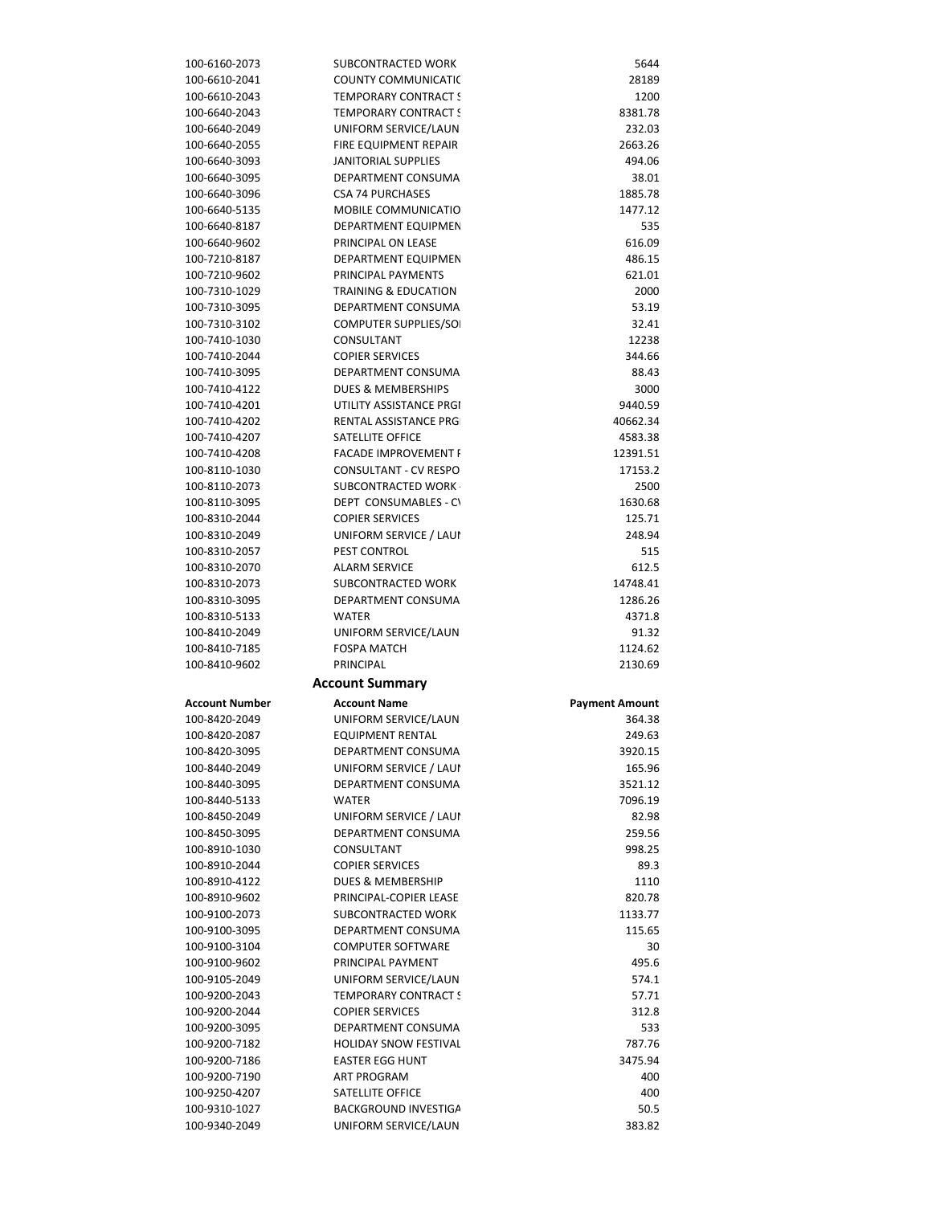| | | |
|---|---|---|
| 100-6160-2073 | SUBCONTRACTED WORK | 5644 |
| 100-6610-2041 | COUNTY COMMUNICATIC | 28189 |
| 100-6610-2043 | TEMPORARY CONTRACT S | 1200 |
| 100-6640-2043 | TEMPORARY CONTRACT S | 8381.78 |
| 100-6640-2049 | UNIFORM SERVICE/LAUN | 232.03 |
| 100-6640-2055 | FIRE EQUIPMENT REPAIR | 2663.26 |
| 100-6640-3093 | JANITORIAL SUPPLIES | 494.06 |
| 100-6640-3095 | DEPARTMENT CONSUMA | 38.01 |
| 100-6640-3096 | CSA 74 PURCHASES | 1885.78 |
| 100-6640-5135 | MOBILE COMMUNICATIO | 1477.12 |
| 100-6640-8187 | DEPARTMENT EQUIPMEN | 535 |
| 100-6640-9602 | PRINCIPAL ON LEASE | 616.09 |
| 100-7210-8187 | DEPARTMENT EQUIPMEN | 486.15 |
| 100-7210-9602 | PRINCIPAL PAYMENTS | 621.01 |
| 100-7310-1029 | TRAINING & EDUCATION | 2000 |
| 100-7310-3095 | DEPARTMENT CONSUMA | 53.19 |
| 100-7310-3102 | COMPUTER SUPPLIES/SO | 32.41 |
| 100-7410-1030 | CONSULTANT | 12238 |
| 100-7410-2044 | COPIER SERVICES | 344.66 |
| 100-7410-3095 | DEPARTMENT CONSUMA | 88.43 |
| 100-7410-4122 | DUES & MEMBERSHIPS | 3000 |
| 100-7410-4201 | UTILITY ASSISTANCE PRGI | 9440.59 |
| 100-7410-4202 | RENTAL ASSISTANCE PRG | 40662.34 |
| 100-7410-4207 | SATELLITE OFFICE | 4583.38 |
| 100-7410-4208 | FACADE IMPROVEMENT F | 12391.51 |
| 100-8110-1030 | CONSULTANT - CV RESPO | 17153.2 |
| 100-8110-2073 | SUBCONTRACTED WORK | 2500 |
| 100-8110-3095 | DEPT CONSUMABLES - C\ | 1630.68 |
| 100-8310-2044 | COPIER SERVICES | 125.71 |
| 100-8310-2049 | UNIFORM SERVICE / LAUI | 248.94 |
| 100-8310-2057 | PEST CONTROL | 515 |
| 100-8310-2070 | ALARM SERVICE | 612.5 |
| 100-8310-2073 | SUBCONTRACTED WORK | 14748.41 |
| 100-8310-3095 | DEPARTMENT CONSUMA | 1286.26 |
| 100-8310-5133 | WATER | 4371.8 |
| 100-8410-2049 | UNIFORM SERVICE/LAUN | 91.32 |
| 100-8410-7185 | FOSPA MATCH | 1124.62 |
| 100-8410-9602 | PRINCIPAL | 2130.69 |

## Account Summary

| Account Number | Account Name | Payment Amount |
|---|---|---|
| 100-8420-2049 | UNIFORM SERVICE/LAUN | 364.38 |
| 100-8420-2087 | EQUIPMENT RENTAL | 249.63 |
| 100-8420-3095 | DEPARTMENT CONSUMA | 3920.15 |
| 100-8440-2049 | UNIFORM SERVICE / LAUI | 165.96 |
| 100-8440-3095 | DEPARTMENT CONSUMA | 3521.12 |
| 100-8440-5133 | WATER | 7096.19 |
| 100-8450-2049 | UNIFORM SERVICE / LAUI | 82.98 |
| 100-8450-3095 | DEPARTMENT CONSUMA | 259.56 |
| 100-8910-1030 | CONSULTANT | 998.25 |
| 100-8910-2044 | COPIER SERVICES | 89.3 |
| 100-8910-4122 | DUES & MEMBERSHIP | 1110 |
| 100-8910-9602 | PRINCIPAL-COPIER LEASE | 820.78 |
| 100-9100-2073 | SUBCONTRACTED WORK | 1133.77 |
| 100-9100-3095 | DEPARTMENT CONSUMA | 115.65 |
| 100-9100-3104 | COMPUTER SOFTWARE | 30 |
| 100-9100-9602 | PRINCIPAL PAYMENT | 495.6 |
| 100-9105-2049 | UNIFORM SERVICE/LAUN | 574.1 |
| 100-9200-2043 | TEMPORARY CONTRACT S | 57.71 |
| 100-9200-2044 | COPIER SERVICES | 312.8 |
| 100-9200-3095 | DEPARTMENT CONSUMA | 533 |
| 100-9200-7182 | HOLIDAY SNOW FESTIVAL | 787.76 |
| 100-9200-7186 | EASTER EGG HUNT | 3475.94 |
| 100-9200-7190 | ART PROGRAM | 400 |
| 100-9250-4207 | SATELLITE OFFICE | 400 |
| 100-9310-1027 | BACKGROUND INVESTIGA | 50.5 |
| 100-9340-2049 | UNIFORM SERVICE/LAUN | 383.82 |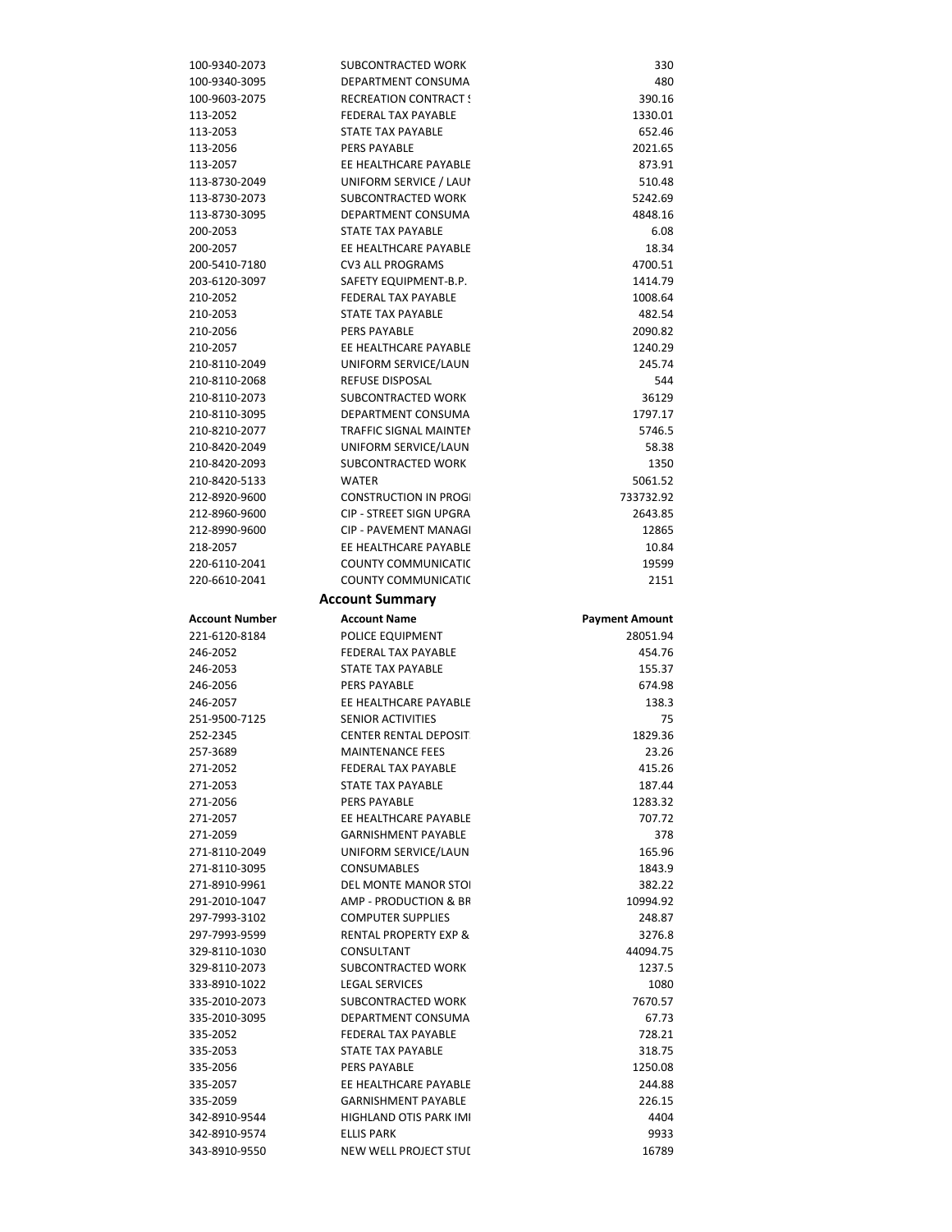| | | |
|---|---|---|
| 100-9340-2073 | SUBCONTRACTED WORK | 330 |
| 100-9340-3095 | DEPARTMENT CONSUMA | 480 |
| 100-9603-2075 | RECREATION CONTRACT S | 390.16 |
| 113-2052 | FEDERAL TAX PAYABLE | 1330.01 |
| 113-2053 | STATE TAX PAYABLE | 652.46 |
| 113-2056 | PERS PAYABLE | 2021.65 |
| 113-2057 | EE HEALTHCARE PAYABLE | 873.91 |
| 113-8730-2049 | UNIFORM SERVICE / LAUI | 510.48 |
| 113-8730-2073 | SUBCONTRACTED WORK | 5242.69 |
| 113-8730-3095 | DEPARTMENT CONSUMA | 4848.16 |
| 200-2053 | STATE TAX PAYABLE | 6.08 |
| 200-2057 | EE HEALTHCARE PAYABLE | 18.34 |
| 200-5410-7180 | CV3 ALL PROGRAMS | 4700.51 |
| 203-6120-3097 | SAFETY EQUIPMENT-B.P. | 1414.79 |
| 210-2052 | FEDERAL TAX PAYABLE | 1008.64 |
| 210-2053 | STATE TAX PAYABLE | 482.54 |
| 210-2056 | PERS PAYABLE | 2090.82 |
| 210-2057 | EE HEALTHCARE PAYABLE | 1240.29 |
| 210-8110-2049 | UNIFORM SERVICE/LAUN | 245.74 |
| 210-8110-2068 | REFUSE DISPOSAL | 544 |
| 210-8110-2073 | SUBCONTRACTED WORK | 36129 |
| 210-8110-3095 | DEPARTMENT CONSUMA | 1797.17 |
| 210-8210-2077 | TRAFFIC SIGNAL MAINTEI | 5746.5 |
| 210-8420-2049 | UNIFORM SERVICE/LAUN | 58.38 |
| 210-8420-2093 | SUBCONTRACTED WORK | 1350 |
| 210-8420-5133 | WATER | 5061.52 |
| 212-8920-9600 | CONSTRUCTION IN PROGI | 733732.92 |
| 212-8960-9600 | CIP - STREET SIGN UPGRA | 2643.85 |
| 212-8990-9600 | CIP - PAVEMENT MANAGI | 12865 |
| 218-2057 | EE HEALTHCARE PAYABLE | 10.84 |
| 220-6110-2041 | COUNTY COMMUNICATIC | 19599 |
| 220-6610-2041 | COUNTY COMMUNICATIC | 2151 |

## Account Summary

| Account Number | Account Name | Payment Amount |
|---|---|---|
| 221-6120-8184 | POLICE EQUIPMENT | 28051.94 |
| 246-2052 | FEDERAL TAX PAYABLE | 454.76 |
| 246-2053 | STATE TAX PAYABLE | 155.37 |
| 246-2056 | PERS PAYABLE | 674.98 |
| 246-2057 | EE HEALTHCARE PAYABLE | 138.3 |
| 251-9500-7125 | SENIOR ACTIVITIES | 75 |
| 252-2345 | CENTER RENTAL DEPOSIT | 1829.36 |
| 257-3689 | MAINTENANCE FEES | 23.26 |
| 271-2052 | FEDERAL TAX PAYABLE | 415.26 |
| 271-2053 | STATE TAX PAYABLE | 187.44 |
| 271-2056 | PERS PAYABLE | 1283.32 |
| 271-2057 | EE HEALTHCARE PAYABLE | 707.72 |
| 271-2059 | GARNISHMENT PAYABLE | 378 |
| 271-8110-2049 | UNIFORM SERVICE/LAUN | 165.96 |
| 271-8110-3095 | CONSUMABLES | 1843.9 |
| 271-8910-9961 | DEL MONTE MANOR STOI | 382.22 |
| 291-2010-1047 | AMP - PRODUCTION & BR | 10994.92 |
| 297-7993-3102 | COMPUTER SUPPLIES | 248.87 |
| 297-7993-9599 | RENTAL PROPERTY EXP & | 3276.8 |
| 329-8110-1030 | CONSULTANT | 44094.75 |
| 329-8110-2073 | SUBCONTRACTED WORK | 1237.5 |
| 333-8910-1022 | LEGAL SERVICES | 1080 |
| 335-2010-2073 | SUBCONTRACTED WORK | 7670.57 |
| 335-2010-3095 | DEPARTMENT CONSUMA | 67.73 |
| 335-2052 | FEDERAL TAX PAYABLE | 728.21 |
| 335-2053 | STATE TAX PAYABLE | 318.75 |
| 335-2056 | PERS PAYABLE | 1250.08 |
| 335-2057 | EE HEALTHCARE PAYABLE | 244.88 |
| 335-2059 | GARNISHMENT PAYABLE | 226.15 |
| 342-8910-9544 | HIGHLAND OTIS PARK IMI | 4404 |
| 342-8910-9574 | ELLIS PARK | 9933 |
| 343-8910-9550 | NEW WELL PROJECT STUI | 16789 |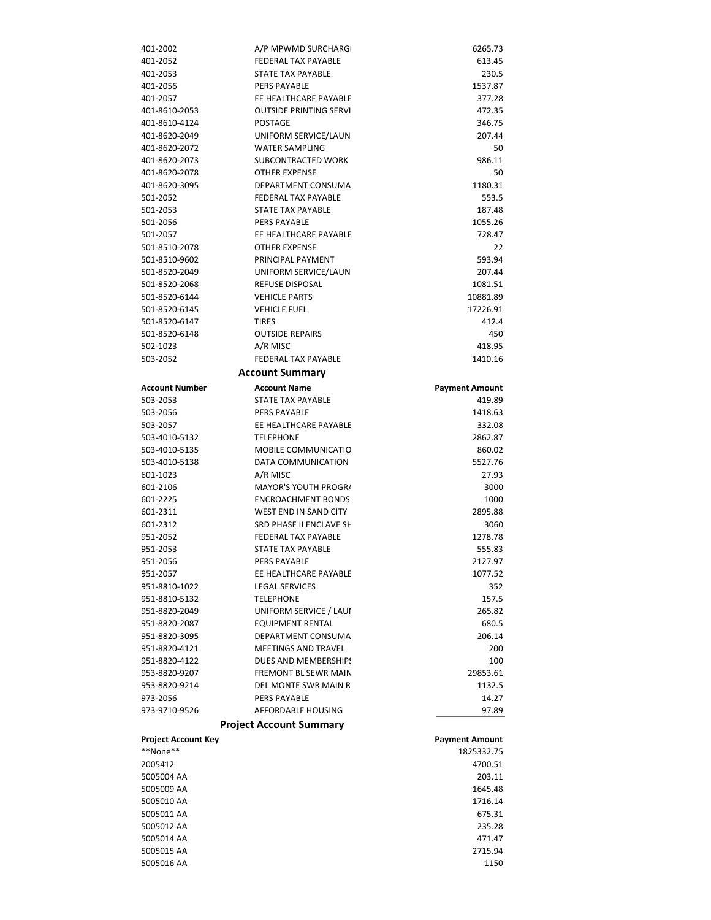| | | |
|---|---|---|
| 401-2002 | A/P MPWMD SURCHARGI | 6265.73 |
| 401-2052 | FEDERAL TAX PAYABLE | 613.45 |
| 401-2053 | STATE TAX PAYABLE | 230.5 |
| 401-2056 | PERS PAYABLE | 1537.87 |
| 401-2057 | EE HEALTHCARE PAYABLE | 377.28 |
| 401-8610-2053 | OUTSIDE PRINTING SERVI | 472.35 |
| 401-8610-4124 | POSTAGE | 346.75 |
| 401-8620-2049 | UNIFORM SERVICE/LAUN | 207.44 |
| 401-8620-2072 | WATER SAMPLING | 50 |
| 401-8620-2073 | SUBCONTRACTED WORK | 986.11 |
| 401-8620-2078 | OTHER EXPENSE | 50 |
| 401-8620-3095 | DEPARTMENT CONSUMA | 1180.31 |
| 501-2052 | FEDERAL TAX PAYABLE | 553.5 |
| 501-2053 | STATE TAX PAYABLE | 187.48 |
| 501-2056 | PERS PAYABLE | 1055.26 |
| 501-2057 | EE HEALTHCARE PAYABLE | 728.47 |
| 501-8510-2078 | OTHER EXPENSE | 22 |
| 501-8510-9602 | PRINCIPAL PAYMENT | 593.94 |
| 501-8520-2049 | UNIFORM SERVICE/LAUN | 207.44 |
| 501-8520-2068 | REFUSE DISPOSAL | 1081.51 |
| 501-8520-6144 | VEHICLE PARTS | 10881.89 |
| 501-8520-6145 | VEHICLE FUEL | 17226.91 |
| 501-8520-6147 | TIRES | 412.4 |
| 501-8520-6148 | OUTSIDE REPAIRS | 450 |
| 502-1023 | A/R MISC | 418.95 |
| 503-2052 | FEDERAL TAX PAYABLE | 1410.16 |

## Account Summary

| Account Number | Account Name | Payment Amount |
|---|---|---|
| 503-2053 | STATE TAX PAYABLE | 419.89 |
| 503-2056 | PERS PAYABLE | 1418.63 |
| 503-2057 | EE HEALTHCARE PAYABLE | 332.08 |
| 503-4010-5132 | TELEPHONE | 2862.87 |
| 503-4010-5135 | MOBILE COMMUNICATIO | 860.02 |
| 503-4010-5138 | DATA COMMUNICATION | 5527.76 |
| 601-1023 | A/R MISC | 27.93 |
| 601-2106 | MAYOR'S YOUTH PROGR/ | 3000 |
| 601-2225 | ENCROACHMENT BONDS | 1000 |
| 601-2311 | WEST END IN SAND CITY | 2895.88 |
| 601-2312 | SRD PHASE II ENCLAVE SH | 3060 |
| 951-2052 | FEDERAL TAX PAYABLE | 1278.78 |
| 951-2053 | STATE TAX PAYABLE | 555.83 |
| 951-2056 | PERS PAYABLE | 2127.97 |
| 951-2057 | EE HEALTHCARE PAYABLE | 1077.52 |
| 951-8810-1022 | LEGAL SERVICES | 352 |
| 951-8810-5132 | TELEPHONE | 157.5 |
| 951-8820-2049 | UNIFORM SERVICE / LAUI | 265.82 |
| 951-8820-2087 | EQUIPMENT RENTAL | 680.5 |
| 951-8820-3095 | DEPARTMENT CONSUMA | 206.14 |
| 951-8820-4121 | MEETINGS AND TRAVEL | 200 |
| 951-8820-4122 | DUES AND MEMBERSHIPS | 100 |
| 953-8820-9207 | FREMONT BL SEWR MAIN | 29853.61 |
| 953-8820-9214 | DEL MONTE SWR MAIN R | 1132.5 |
| 973-2056 | PERS PAYABLE | 14.27 |
| 973-9710-9526 | AFFORDABLE HOUSING | 97.89 |

## Project Account Summary

| Project Account Key | Payment Amount |
|---|---|
| **None** | 1825332.75 |
| 2005412 | 4700.51 |
| 5005004 AA | 203.11 |
| 5005009 AA | 1645.48 |
| 5005010 AA | 1716.14 |
| 5005011 AA | 675.31 |
| 5005012 AA | 235.28 |
| 5005014 AA | 471.47 |
| 5005015 AA | 2715.94 |
| 5005016 AA | 1150 |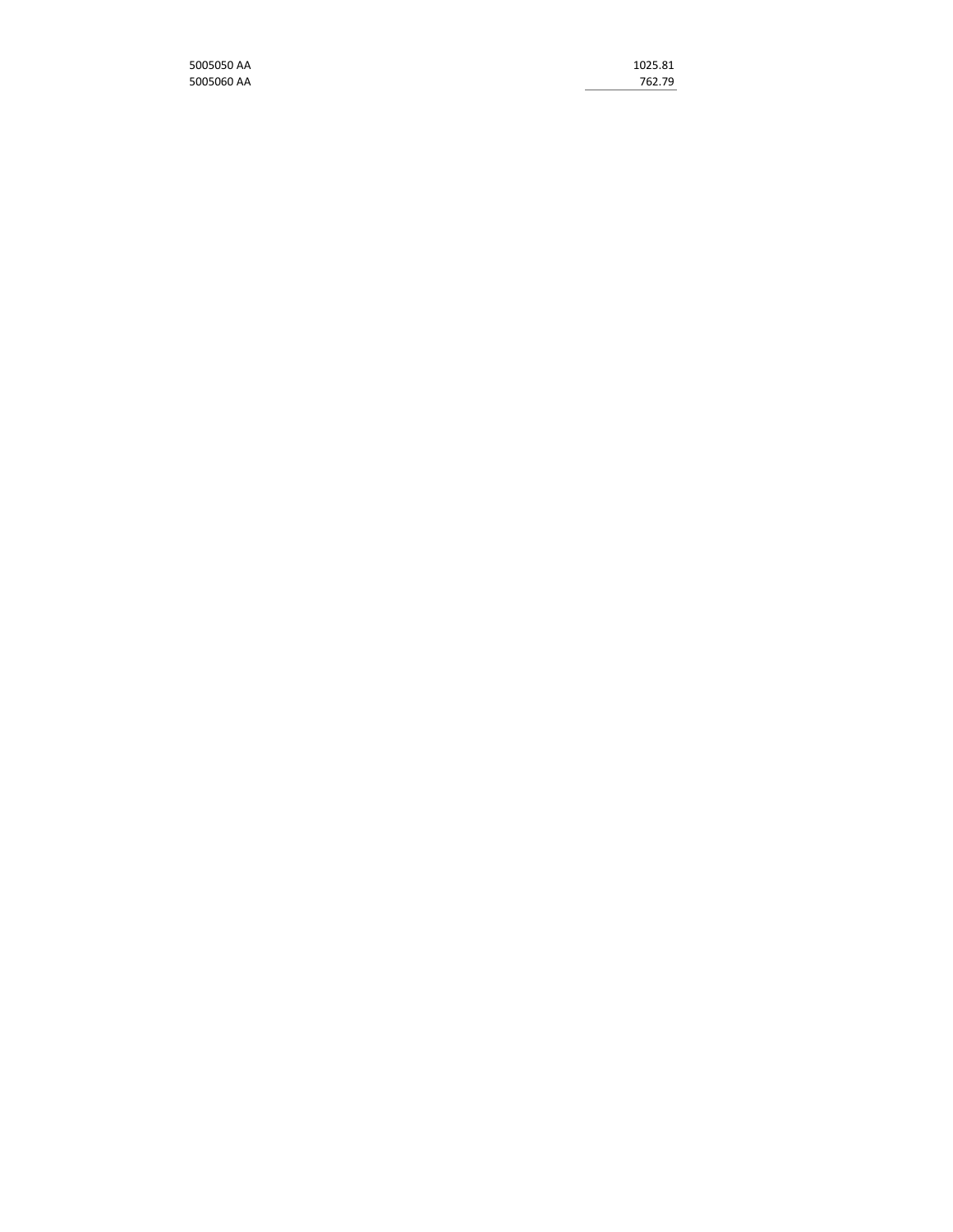| | |
|---|---|
| 5005050 AA | 1025.81 |
| 5005060 AA | 762.79 |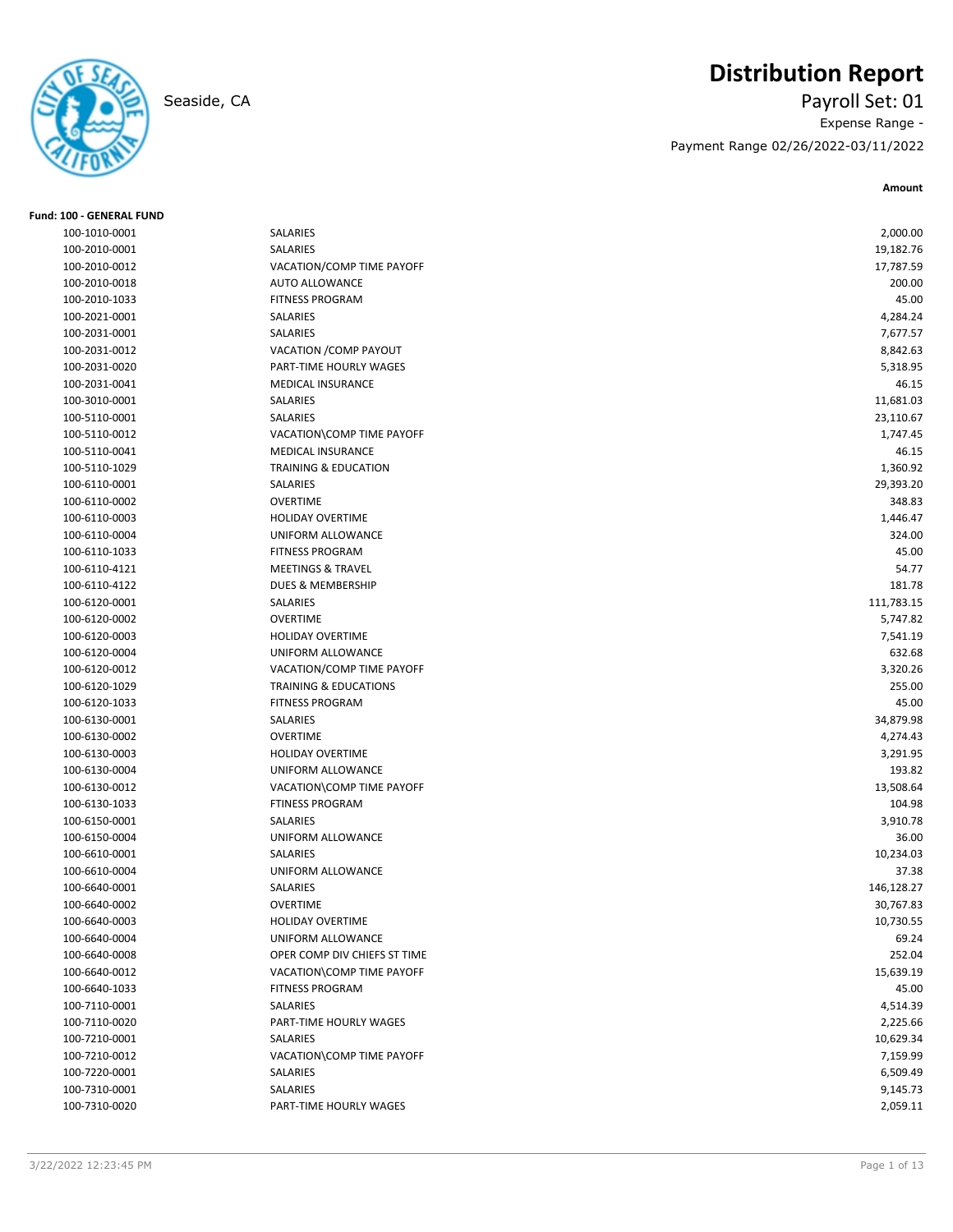# Distribution Report

Seaside, CA

Payroll Set: 01

Expense Range -

Payment Range 02/26/2022-03/11/2022

**Fund: 100 - GENERAL FUND**

| Account | Description | Amount |
|---|---|---|
| 100-1010-0001 | SALARIES | 2,000.00 |
| 100-2010-0001 | SALARIES | 19,182.76 |
| 100-2010-0012 | VACATION/COMP TIME PAYOFF | 17,787.59 |
| 100-2010-0018 | AUTO ALLOWANCE | 200.00 |
| 100-2010-1033 | FITNESS PROGRAM | 45.00 |
| 100-2021-0001 | SALARIES | 4,284.24 |
| 100-2031-0001 | SALARIES | 7,677.57 |
| 100-2031-0012 | VACATION /COMP PAYOUT | 8,842.63 |
| 100-2031-0020 | PART-TIME HOURLY WAGES | 5,318.95 |
| 100-2031-0041 | MEDICAL INSURANCE | 46.15 |
| 100-3010-0001 | SALARIES | 11,681.03 |
| 100-5110-0001 | SALARIES | 23,110.67 |
| 100-5110-0012 | VACATION\COMP TIME PAYOFF | 1,747.45 |
| 100-5110-0041 | MEDICAL INSURANCE | 46.15 |
| 100-5110-1029 | TRAINING & EDUCATION | 1,360.92 |
| 100-6110-0001 | SALARIES | 29,393.20 |
| 100-6110-0002 | OVERTIME | 348.83 |
| 100-6110-0003 | HOLIDAY OVERTIME | 1,446.47 |
| 100-6110-0004 | UNIFORM ALLOWANCE | 324.00 |
| 100-6110-1033 | FITNESS PROGRAM | 45.00 |
| 100-6110-4121 | MEETINGS & TRAVEL | 54.77 |
| 100-6110-4122 | DUES & MEMBERSHIP | 181.78 |
| 100-6120-0001 | SALARIES | 111,783.15 |
| 100-6120-0002 | OVERTIME | 5,747.82 |
| 100-6120-0003 | HOLIDAY OVERTIME | 7,541.19 |
| 100-6120-0004 | UNIFORM ALLOWANCE | 632.68 |
| 100-6120-0012 | VACATION/COMP TIME PAYOFF | 3,320.26 |
| 100-6120-1029 | TRAINING & EDUCATIONS | 255.00 |
| 100-6120-1033 | FITNESS PROGRAM | 45.00 |
| 100-6130-0001 | SALARIES | 34,879.98 |
| 100-6130-0002 | OVERTIME | 4,274.43 |
| 100-6130-0003 | HOLIDAY OVERTIME | 3,291.95 |
| 100-6130-0004 | UNIFORM ALLOWANCE | 193.82 |
| 100-6130-0012 | VACATION\COMP TIME PAYOFF | 13,508.64 |
| 100-6130-1033 | FTINESS PROGRAM | 104.98 |
| 100-6150-0001 | SALARIES | 3,910.78 |
| 100-6150-0004 | UNIFORM ALLOWANCE | 36.00 |
| 100-6610-0001 | SALARIES | 10,234.03 |
| 100-6610-0004 | UNIFORM ALLOWANCE | 37.38 |
| 100-6640-0001 | SALARIES | 146,128.27 |
| 100-6640-0002 | OVERTIME | 30,767.83 |
| 100-6640-0003 | HOLIDAY OVERTIME | 10,730.55 |
| 100-6640-0004 | UNIFORM ALLOWANCE | 69.24 |
| 100-6640-0008 | OPER COMP DIV CHIEFS ST TIME | 252.04 |
| 100-6640-0012 | VACATION\COMP TIME PAYOFF | 15,639.19 |
| 100-6640-1033 | FITNESS PROGRAM | 45.00 |
| 100-7110-0001 | SALARIES | 4,514.39 |
| 100-7110-0020 | PART-TIME HOURLY WAGES | 2,225.66 |
| 100-7210-0001 | SALARIES | 10,629.34 |
| 100-7210-0012 | VACATION\COMP TIME PAYOFF | 7,159.99 |
| 100-7220-0001 | SALARIES | 6,509.49 |
| 100-7310-0001 | SALARIES | 9,145.73 |
| 100-7310-0020 | PART-TIME HOURLY WAGES | 2,059.11 |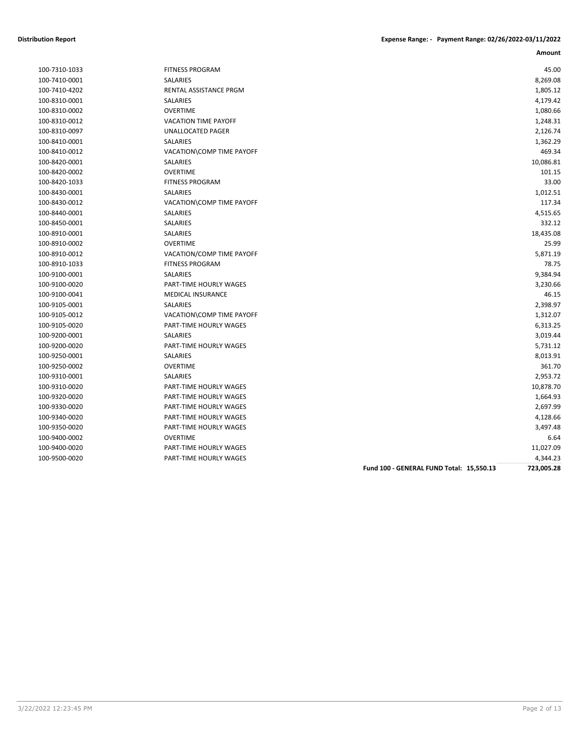**Distribution Report** — Expense Range: - Payment Range: 02/26/2022-03/11/2022

| | | Amount |
|---|---|---|
| 100-7310-1033 | FITNESS PROGRAM | 45.00 |
| 100-7410-0001 | SALARIES | 8,269.08 |
| 100-7410-4202 | RENTAL ASSISTANCE PRGM | 1,805.12 |
| 100-8310-0001 | SALARIES | 4,179.42 |
| 100-8310-0002 | OVERTIME | 1,080.66 |
| 100-8310-0012 | VACATION TIME PAYOFF | 1,248.31 |
| 100-8310-0097 | UNALLOCATED PAGER | 2,126.74 |
| 100-8410-0001 | SALARIES | 1,362.29 |
| 100-8410-0012 | VACATION\COMP TIME PAYOFF | 469.34 |
| 100-8420-0001 | SALARIES | 10,086.81 |
| 100-8420-0002 | OVERTIME | 101.15 |
| 100-8420-1033 | FITNESS PROGRAM | 33.00 |
| 100-8430-0001 | SALARIES | 1,012.51 |
| 100-8430-0012 | VACATION\COMP TIME PAYOFF | 117.34 |
| 100-8440-0001 | SALARIES | 4,515.65 |
| 100-8450-0001 | SALARIES | 332.12 |
| 100-8910-0001 | SALARIES | 18,435.08 |
| 100-8910-0002 | OVERTIME | 25.99 |
| 100-8910-0012 | VACATION/COMP TIME PAYOFF | 5,871.19 |
| 100-8910-1033 | FITNESS PROGRAM | 78.75 |
| 100-9100-0001 | SALARIES | 9,384.94 |
| 100-9100-0020 | PART-TIME HOURLY WAGES | 3,230.66 |
| 100-9100-0041 | MEDICAL INSURANCE | 46.15 |
| 100-9105-0001 | SALARIES | 2,398.97 |
| 100-9105-0012 | VACATION\COMP TIME PAYOFF | 1,312.07 |
| 100-9105-0020 | PART-TIME HOURLY WAGES | 6,313.25 |
| 100-9200-0001 | SALARIES | 3,019.44 |
| 100-9200-0020 | PART-TIME HOURLY WAGES | 5,731.12 |
| 100-9250-0001 | SALARIES | 8,013.91 |
| 100-9250-0002 | OVERTIME | 361.70 |
| 100-9310-0001 | SALARIES | 2,953.72 |
| 100-9310-0020 | PART-TIME HOURLY WAGES | 10,878.70 |
| 100-9320-0020 | PART-TIME HOURLY WAGES | 1,664.93 |
| 100-9330-0020 | PART-TIME HOURLY WAGES | 2,697.99 |
| 100-9340-0020 | PART-TIME HOURLY WAGES | 4,128.66 |
| 100-9350-0020 | PART-TIME HOURLY WAGES | 3,497.48 |
| 100-9400-0002 | OVERTIME | 6.64 |
| 100-9400-0020 | PART-TIME HOURLY WAGES | 11,027.09 |
| 100-9500-0020 | PART-TIME HOURLY WAGES | 4,344.23 |
| | **Fund 100 - GENERAL FUND Total: 15,550.13** | **723,005.28** |

3/22/2022 12:23:45 PM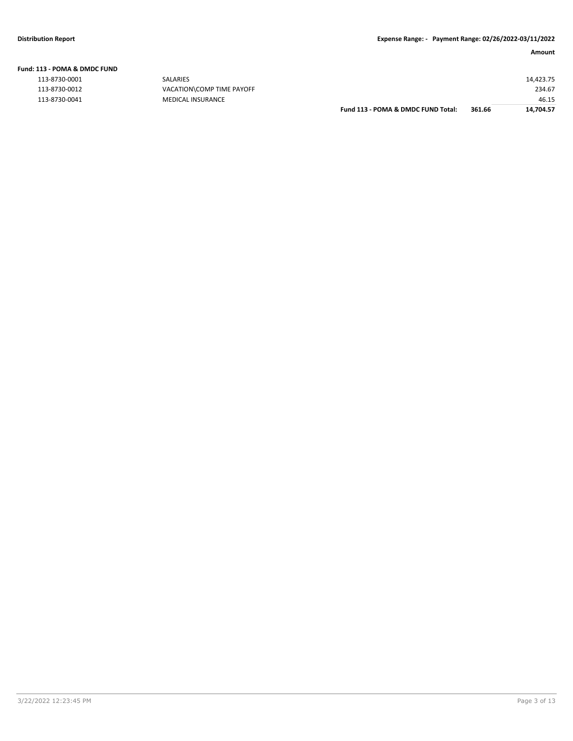**Distribution Report** — Expense Range: - Payment Range: 02/26/2022-03/11/2022

**Fund: 113 - POMA & DMDC FUND**

| Account | Description | | Amount |
|---|---|---|---|
| 113-8730-0001 | SALARIES | | 14,423.75 |
| 113-8730-0012 | VACATION\COMP TIME PAYOFF | | 234.67 |
| 113-8730-0041 | MEDICAL INSURANCE | | 46.15 |
| | **Fund 113 - POMA & DMDC FUND Total:** | **361.66** | **14,704.57** |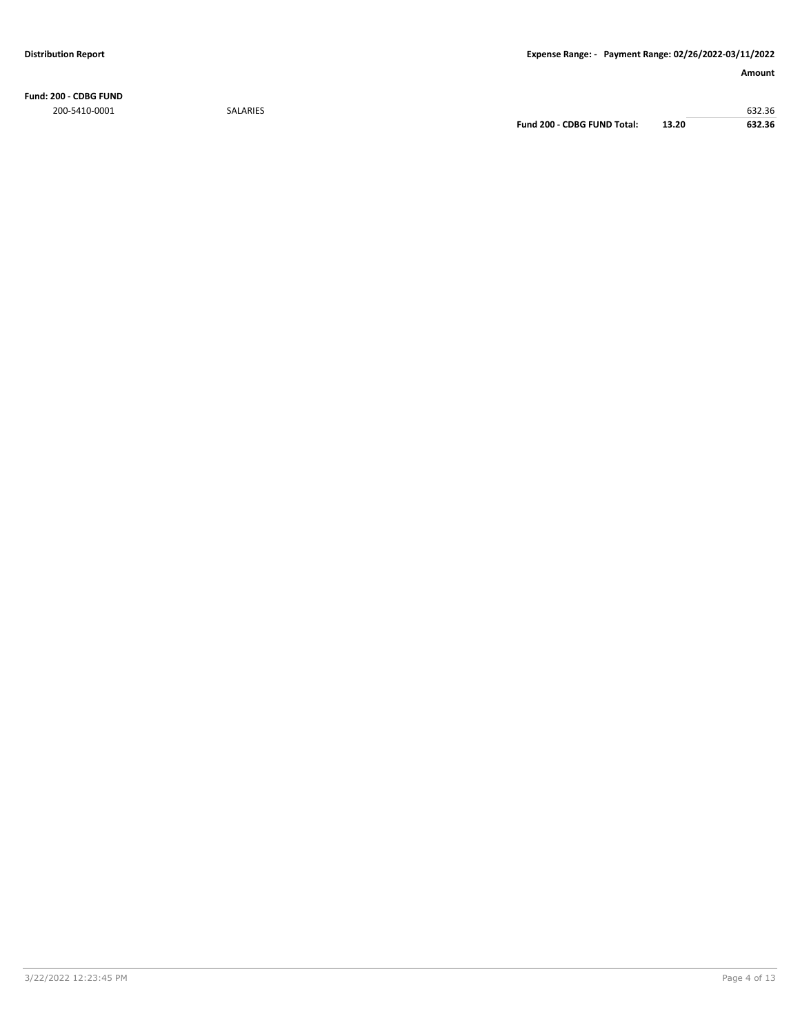**Distribution Report**

**Expense Range: - Payment Range: 02/26/2022-03/11/2022**

| | | | | **Amount** |
|---|---|---|---|---|
| **Fund: 200 - CDBG FUND** | | | | |
| 200-5410-0001 | SALARIES | | | 632.36 |
| | | **Fund 200 - CDBG FUND Total:** | **13.20** | **632.36** |

3/22/2022 12:23:45 PM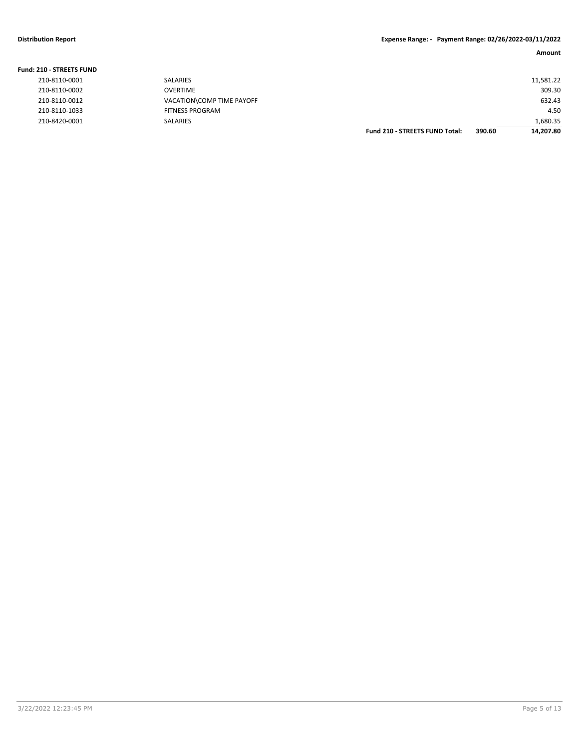**Distribution Report**

**Expense Range: - Payment Range: 02/26/2022-03/11/2022**

**Fund: 210 - STREETS FUND**

| Account | Description | | | Amount |
|---|---|---|---|---|
| 210-8110-0001 | SALARIES | | | 11,581.22 |
| 210-8110-0002 | OVERTIME | | | 309.30 |
| 210-8110-0012 | VACATION\COMP TIME PAYOFF | | | 632.43 |
| 210-8110-1033 | FITNESS PROGRAM | | | 4.50 |
| 210-8420-0001 | SALARIES | | | 1,680.35 |
| | | **Fund 210 - STREETS FUND Total:** | **390.60** | **14,207.80** |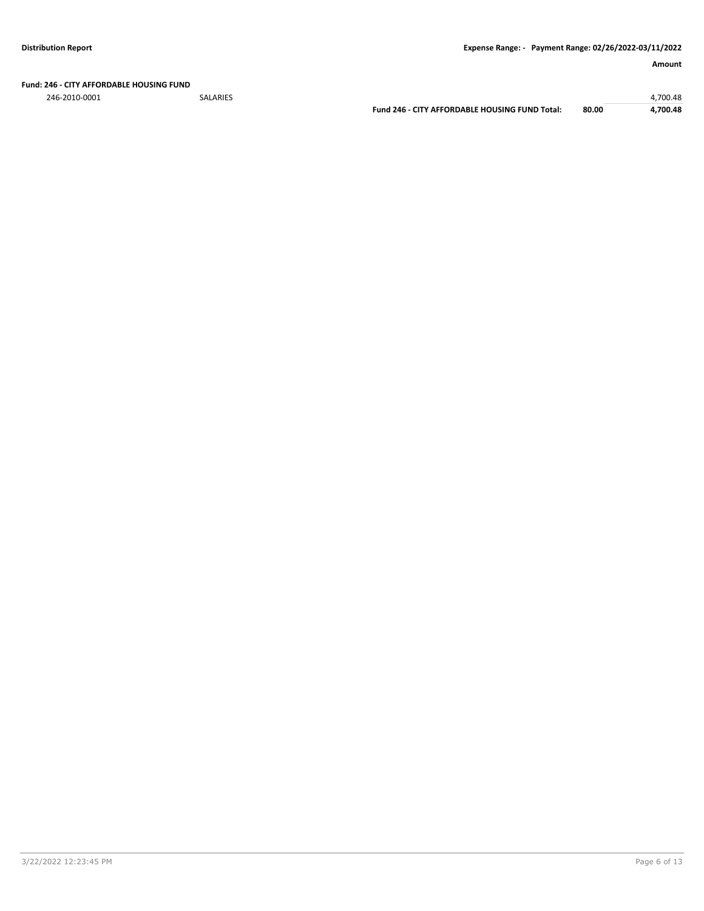**Distribution Report** **Expense Range: - Payment Range: 02/26/2022-03/11/2022**

| | | | | Amount |
|---|---|---|---|---|
| **Fund: 246 - CITY AFFORDABLE HOUSING FUND** | | | | |
| 246-2010-0001 | SALARIES | | | 4,700.48 |
| | | **Fund 246 - CITY AFFORDABLE HOUSING FUND Total:** | **80.00** | **4,700.48** |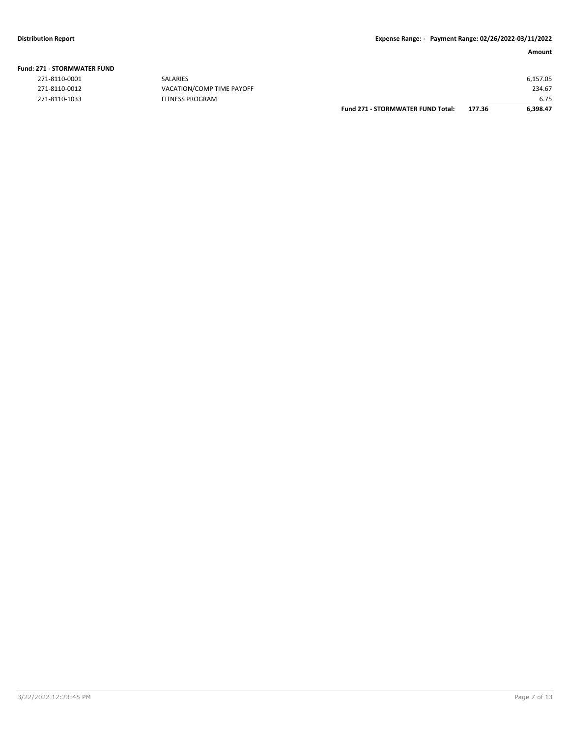**Distribution Report** **Expense Range: - Payment Range: 02/26/2022-03/11/2022**

**Fund: 271 - STORMWATER FUND**

| | | | | Amount |
|---|---|---|---|---|
| 271-8110-0001 | SALARIES | | | 6,157.05 |
| 271-8110-0012 | VACATION/COMP TIME PAYOFF | | | 234.67 |
| 271-8110-1033 | FITNESS PROGRAM | | | 6.75 |
| | | **Fund 271 - STORMWATER FUND Total:** | **177.36** | **6,398.47** |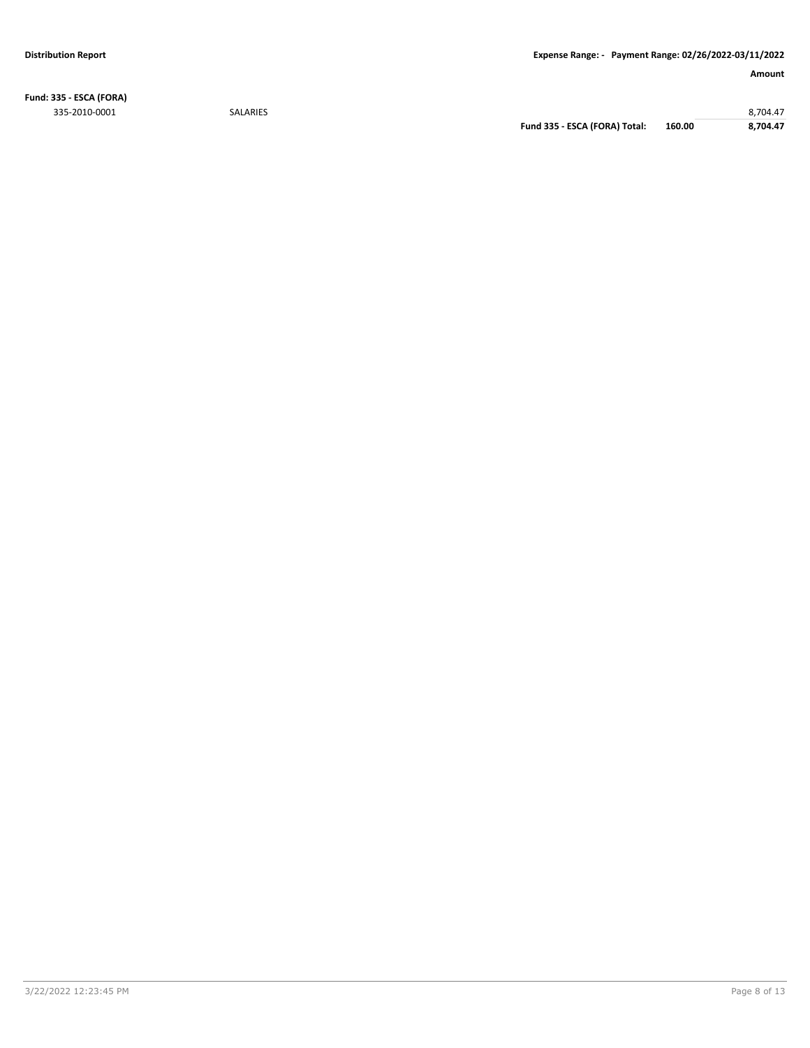**Distribution Report**

**Expense Range: - Payment Range: 02/26/2022-03/11/2022**

| | | | | **Amount** |
|---|---|---|---|---|
| **Fund: 335 - ESCA (FORA)** | | | | |
| 335-2010-0001 | SALARIES | | | 8,704.47 |
| | | **Fund 335 - ESCA (FORA) Total:** | **160.00** | **8,704.47** |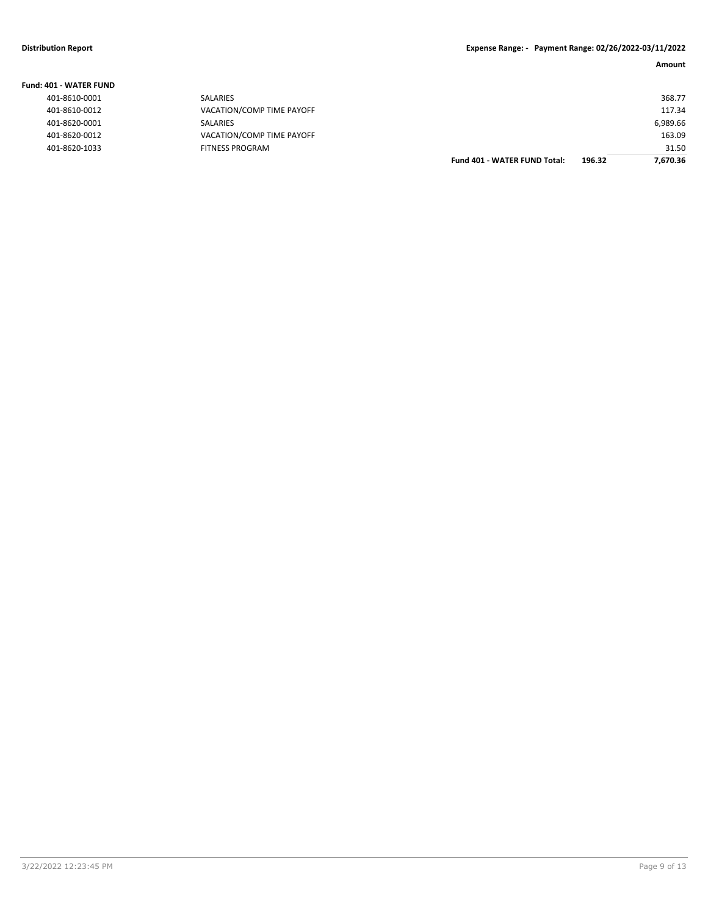**Distribution Report** — **Expense Range: - Payment Range: 02/26/2022-03/11/2022**

**Fund: 401 - WATER FUND**

| Account | Description | | Amount |
|---|---|---|---|
| 401-8610-0001 | SALARIES | | 368.77 |
| 401-8610-0012 | VACATION/COMP TIME PAYOFF | | 117.34 |
| 401-8620-0001 | SALARIES | | 6,989.66 |
| 401-8620-0012 | VACATION/COMP TIME PAYOFF | | 163.09 |
| 401-8620-1033 | FITNESS PROGRAM | | 31.50 |
| | **Fund 401 - WATER FUND Total:** | **196.32** | **7,670.36** |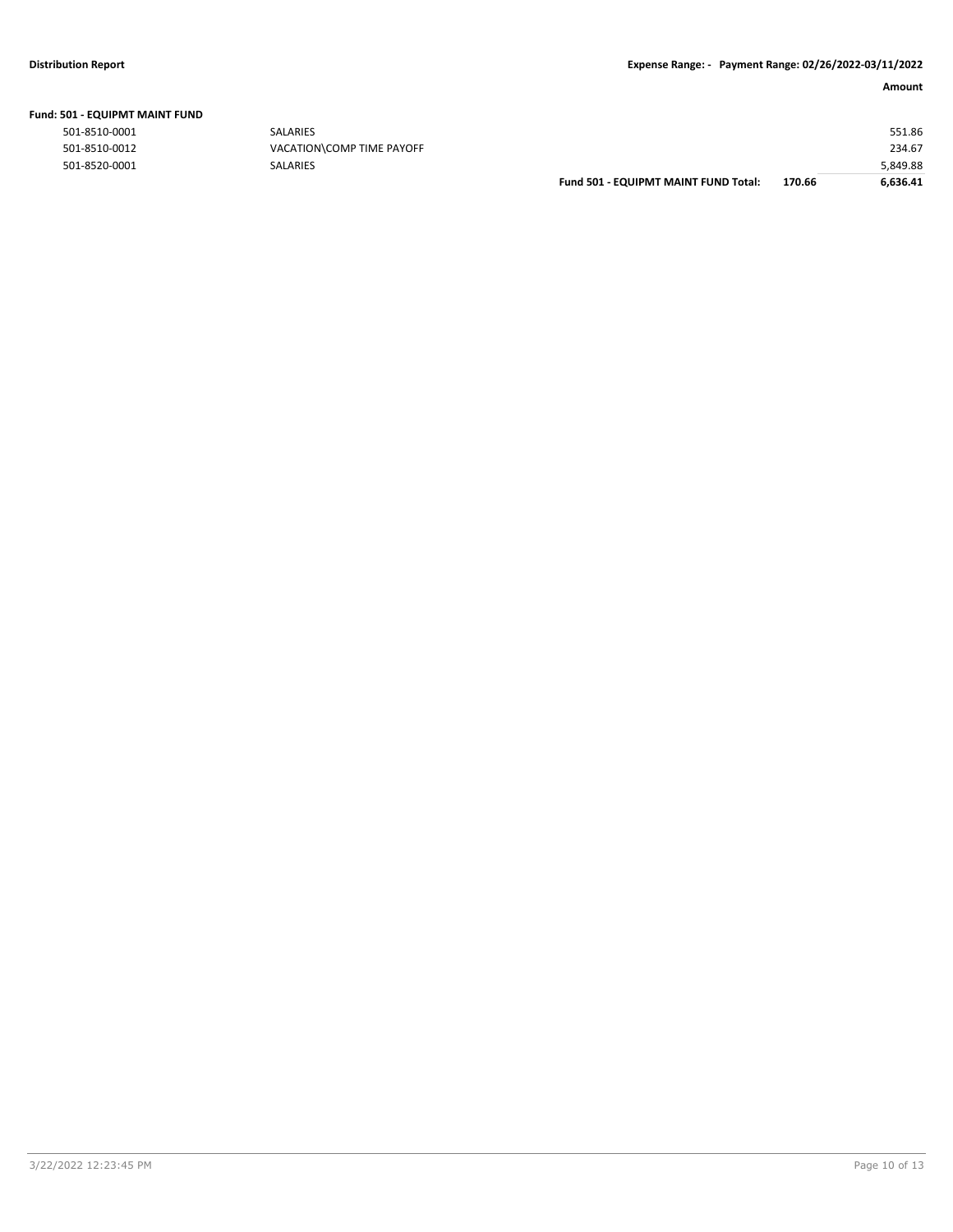**Distribution Report** | **Expense Range: - Payment Range: 02/26/2022-03/11/2022**

| | | | | Amount |
|---|---|---|---|---|
| **Fund: 501 - EQUIPMT MAINT FUND** | | | | |
| 501-8510-0001 | SALARIES | | | 551.86 |
| 501-8510-0012 | VACATION\COMP TIME PAYOFF | | | 234.67 |
| 501-8520-0001 | SALARIES | | | 5,849.88 |
| | | **Fund 501 - EQUIPMT MAINT FUND Total:** | **170.66** | **6,636.41** |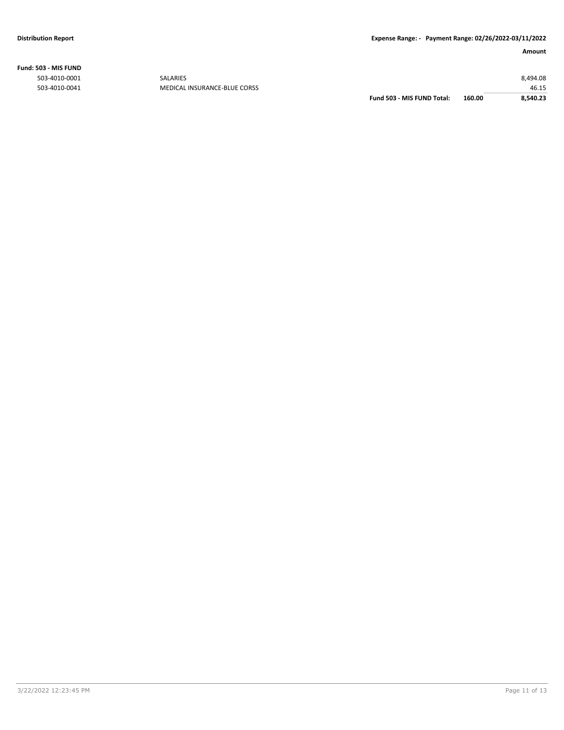**Fund: 503 - MIS FUND**

| Account | Description | | | Amount |
|---|---|---|---|---|
| 503-4010-0001 | SALARIES | | | 8,494.08 |
| 503-4010-0041 | MEDICAL INSURANCE-BLUE CORSS | | | 46.15 |
| | | **Fund 503 - MIS FUND Total:** | **160.00** | **8,540.23** |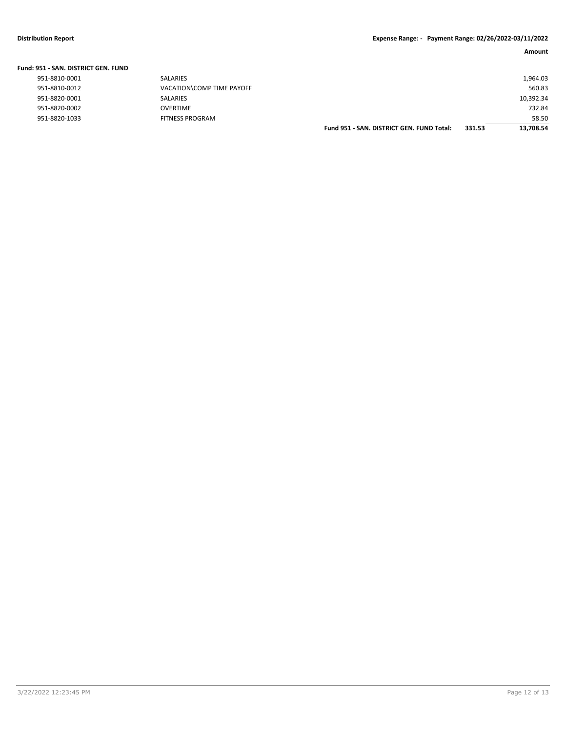**Distribution Report** **Expense Range: - Payment Range: 02/26/2022-03/11/2022**

| | | | | Amount |
|---|---|---|---|---|
| **Fund: 951 - SAN. DISTRICT GEN. FUND** | | | | |
| 951-8810-0001 | SALARIES | | | 1,964.03 |
| 951-8810-0012 | VACATION\COMP TIME PAYOFF | | | 560.83 |
| 951-8820-0001 | SALARIES | | | 10,392.34 |
| 951-8820-0002 | OVERTIME | | | 732.84 |
| 951-8820-1033 | FITNESS PROGRAM | | | 58.50 |
| | | **Fund 951 - SAN. DISTRICT GEN. FUND Total:** | **331.53** | **13,708.54** |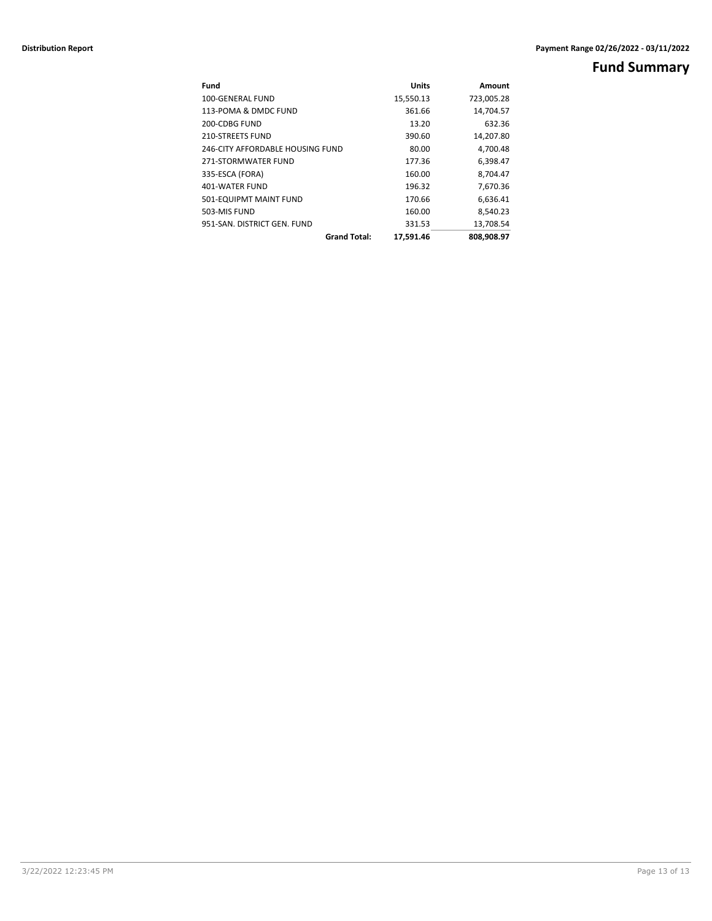# Fund Summary

| Fund | Units | Amount |
|---|---|---|
| 100-GENERAL FUND | 15,550.13 | 723,005.28 |
| 113-POMA & DMDC FUND | 361.66 | 14,704.57 |
| 200-CDBG FUND | 13.20 | 632.36 |
| 210-STREETS FUND | 390.60 | 14,207.80 |
| 246-CITY AFFORDABLE HOUSING FUND | 80.00 | 4,700.48 |
| 271-STORMWATER FUND | 177.36 | 6,398.47 |
| 335-ESCA (FORA) | 160.00 | 8,704.47 |
| 401-WATER FUND | 196.32 | 7,670.36 |
| 501-EQUIPMT MAINT FUND | 170.66 | 6,636.41 |
| 503-MIS FUND | 160.00 | 8,540.23 |
| 951-SAN. DISTRICT GEN. FUND | 331.53 | 13,708.54 |
| **Grand Total:** | **17,591.46** | **808,908.97** |